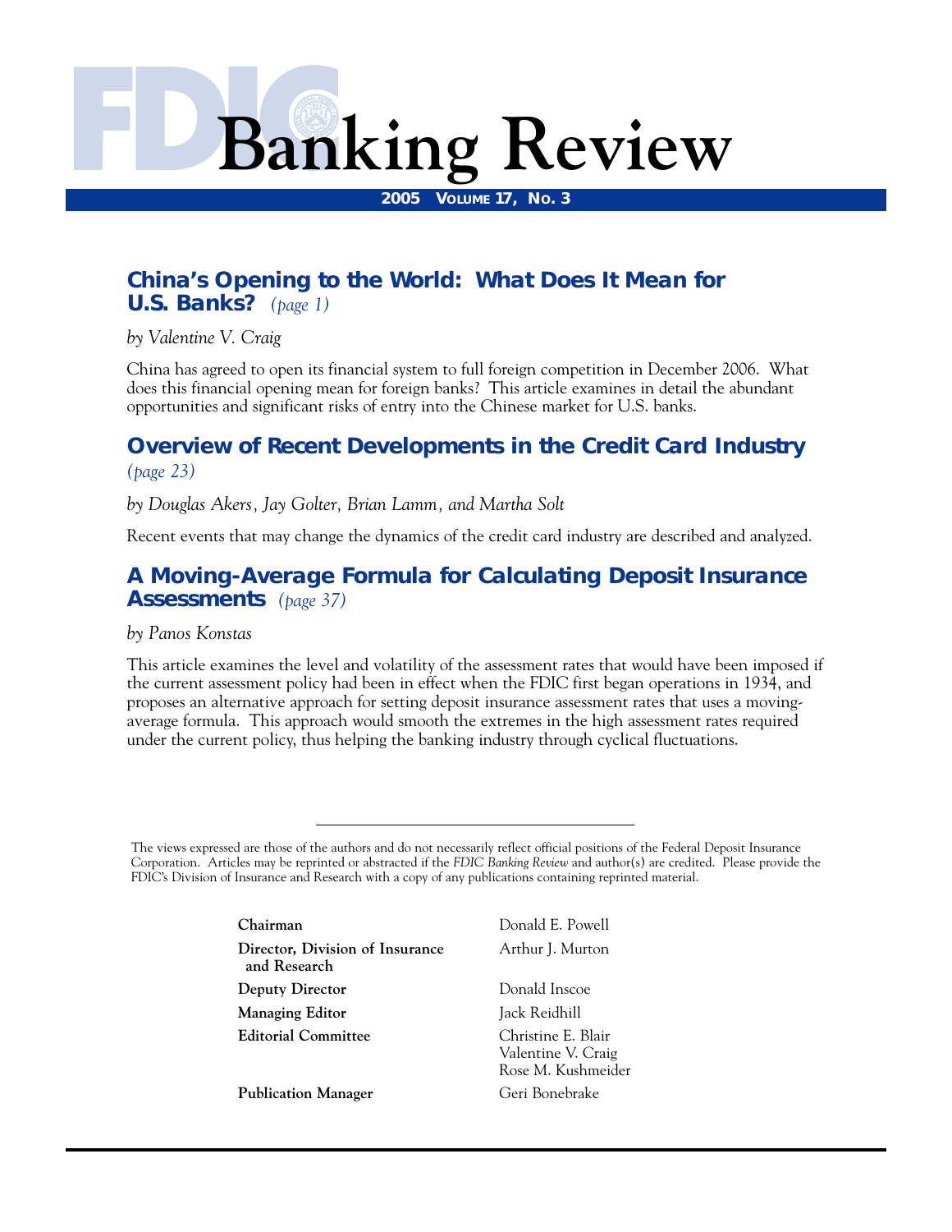# FDIC Banking Review

**2005 Volume 17, No. 3**

## China's Opening to the World: What Does It Mean for U.S. Banks? *(page 1)*

*by Valentine V. Craig*

China has agreed to open its financial system to full foreign competition in December 2006. What does this financial opening mean for foreign banks? This article examines in detail the abundant opportunities and significant risks of entry into the Chinese market for U.S. banks.

## Overview of Recent Developments in the Credit Card Industry *(page 23)*

*by Douglas Akers, Jay Golter, Brian Lamm, and Martha Solt*

Recent events that may change the dynamics of the credit card industry are described and analyzed.

## A Moving-Average Formula for Calculating Deposit Insurance Assessments *(page 37)*

*by Panos Konstas*

This article examines the level and volatility of the assessment rates that would have been imposed if the current assessment policy had been in effect when the FDIC first began operations in 1934, and proposes an alternative approach for setting deposit insurance assessment rates that uses a moving-average formula. This approach would smooth the extremes in the high assessment rates required under the current policy, thus helping the banking industry through cyclical fluctuations.

---

The views expressed are those of the authors and do not necessarily reflect official positions of the Federal Deposit Insurance Corporation. Articles may be reprinted or abstracted if the *FDIC Banking Review* and author(s) are credited. Please provide the FDIC's Division of Insurance and Research with a copy of any publications containing reprinted material.

| | |
|---|---|
| **Chairman** | Donald E. Powell |
| **Director, Division of Insurance and Research** | Arthur J. Murton |
| **Deputy Director** | Donald Inscoe |
| **Managing Editor** | Jack Reidhill |
| **Editorial Committee** | Christine E. Blair<br>Valentine V. Craig<br>Rose M. Kushmeider |
| **Publication Manager** | Geri Bonebrake |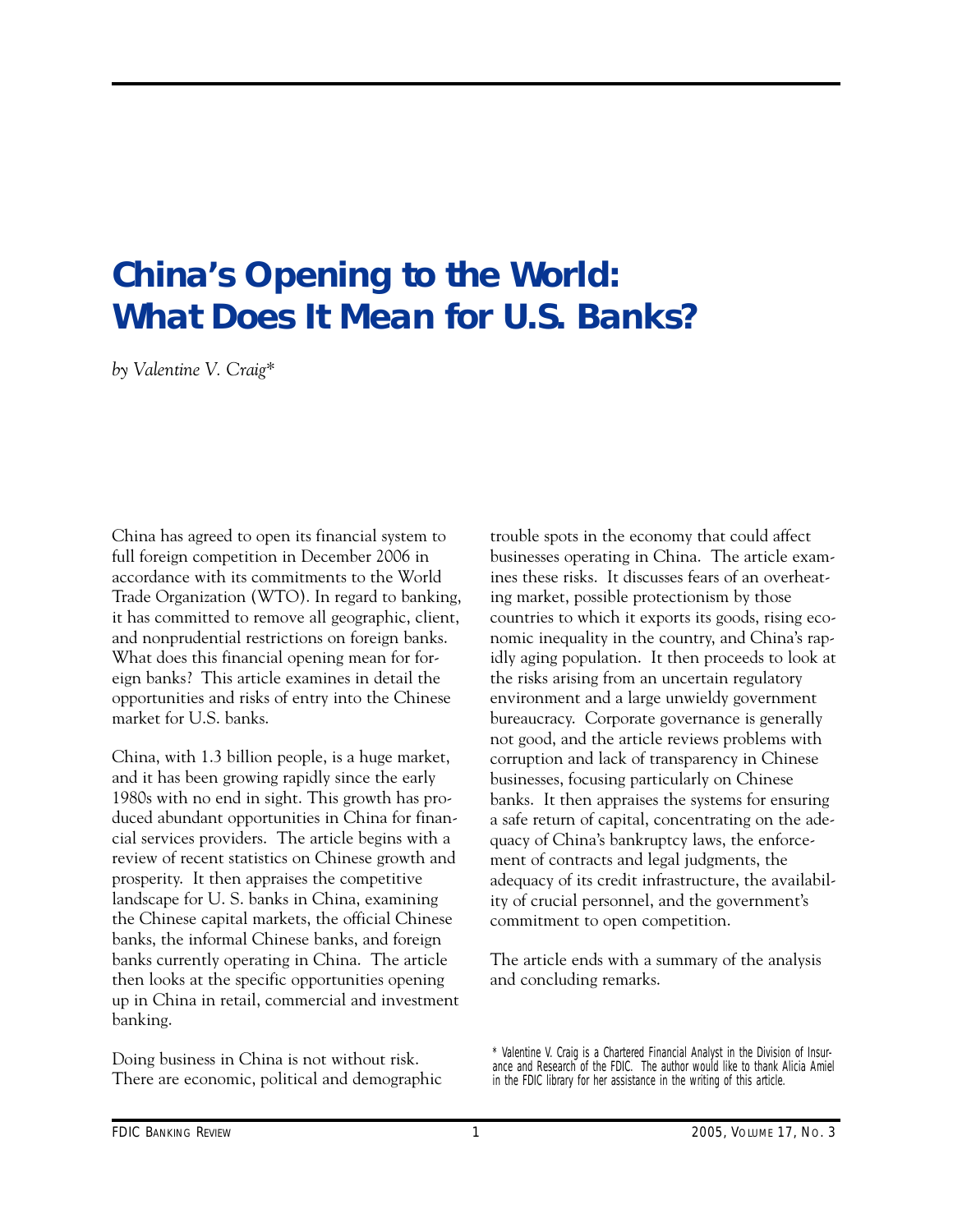# China's Opening to the World: What Does It Mean for U.S. Banks?

*by Valentine V. Craig**

China has agreed to open its financial system to full foreign competition in December 2006 in accordance with its commitments to the World Trade Organization (WTO). In regard to banking, it has committed to remove all geographic, client, and nonprudential restrictions on foreign banks. What does this financial opening mean for foreign banks? This article examines in detail the opportunities and risks of entry into the Chinese market for U.S. banks.

China, with 1.3 billion people, is a huge market, and it has been growing rapidly since the early 1980s with no end in sight. This growth has produced abundant opportunities in China for financial services providers. The article begins with a review of recent statistics on Chinese growth and prosperity. It then appraises the competitive landscape for U. S. banks in China, examining the Chinese capital markets, the official Chinese banks, the informal Chinese banks, and foreign banks currently operating in China. The article then looks at the specific opportunities opening up in China in retail, commercial and investment banking.

Doing business in China is not without risk. There are economic, political and demographic trouble spots in the economy that could affect businesses operating in China. The article examines these risks. It discusses fears of an overheating market, possible protectionism by those countries to which it exports its goods, rising economic inequality in the country, and China's rapidly aging population. It then proceeds to look at the risks arising from an uncertain regulatory environment and a large unwieldy government bureaucracy. Corporate governance is generally not good, and the article reviews problems with corruption and lack of transparency in Chinese businesses, focusing particularly on Chinese banks. It then appraises the systems for ensuring a safe return of capital, concentrating on the adequacy of China's bankruptcy laws, the enforcement of contracts and legal judgments, the adequacy of its credit infrastructure, the availability of crucial personnel, and the government's commitment to open competition.

The article ends with a summary of the analysis and concluding remarks.

* Valentine V. Craig is a Chartered Financial Analyst in the Division of Insurance and Research of the FDIC. The author would like to thank Alicia Amiel in the FDIC library for her assistance in the writing of this article.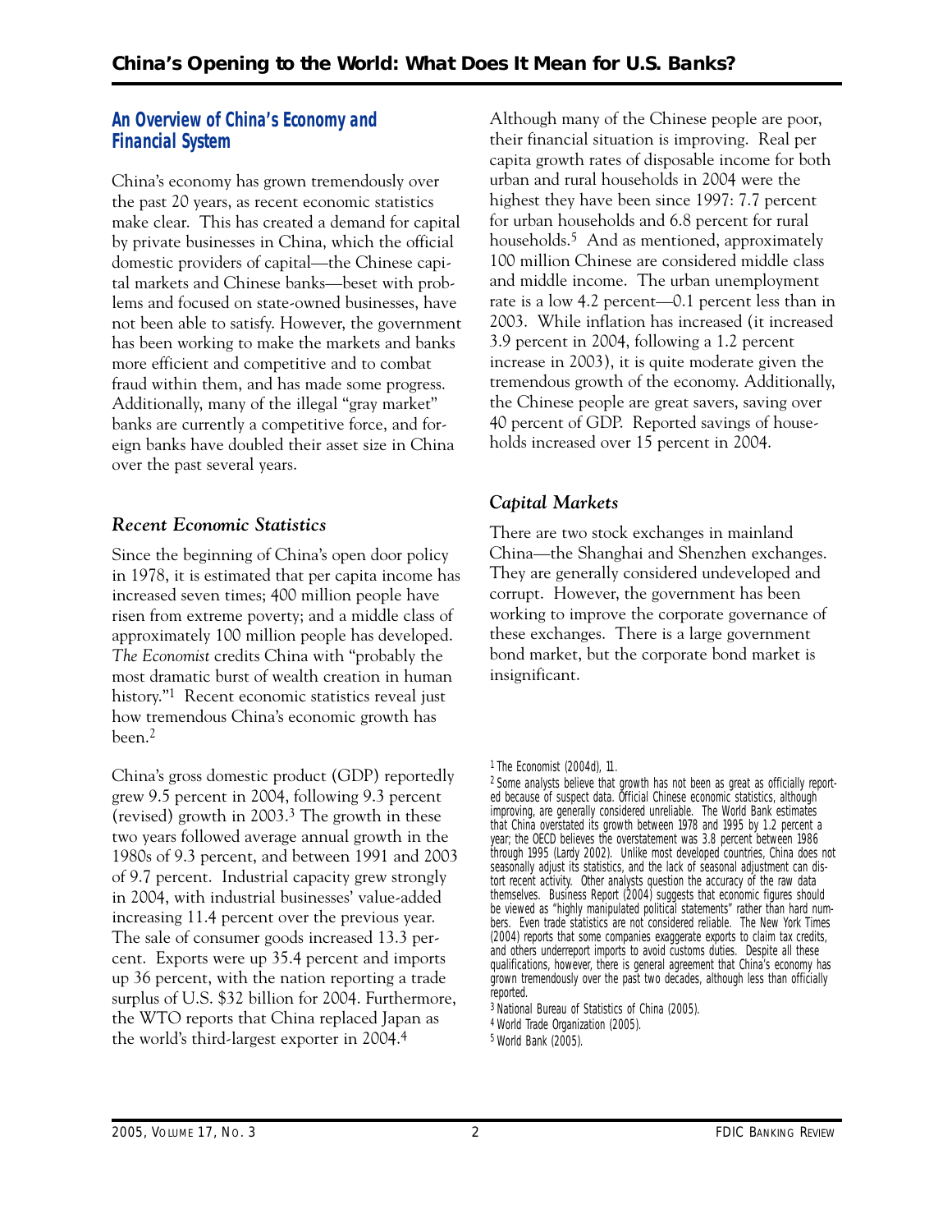## An Overview of China's Economy and Financial System

China's economy has grown tremendously over the past 20 years, as recent economic statistics make clear. This has created a demand for capital by private businesses in China, which the official domestic providers of capital—the Chinese capital markets and Chinese banks—beset with problems and focused on state-owned businesses, have not been able to satisfy. However, the government has been working to make the markets and banks more efficient and competitive and to combat fraud within them, and has made some progress. Additionally, many of the illegal "gray market" banks are currently a competitive force, and foreign banks have doubled their asset size in China over the past several years.

### *Recent Economic Statistics*

Since the beginning of China's open door policy in 1978, it is estimated that per capita income has increased seven times; 400 million people have risen from extreme poverty; and a middle class of approximately 100 million people has developed. *The Economist* credits China with "probably the most dramatic burst of wealth creation in human history."[1] Recent economic statistics reveal just how tremendous China's economic growth has been.[2]

China's gross domestic product (GDP) reportedly grew 9.5 percent in 2004, following 9.3 percent (revised) growth in 2003.[3] The growth in these two years followed average annual growth in the 1980s of 9.3 percent, and between 1991 and 2003 of 9.7 percent. Industrial capacity grew strongly in 2004, with industrial businesses' value-added increasing 11.4 percent over the previous year. The sale of consumer goods increased 13.3 percent. Exports were up 35.4 percent and imports up 36 percent, with the nation reporting a trade surplus of U.S. $32 billion for 2004. Furthermore, the WTO reports that China replaced Japan as the world's third-largest exporter in 2004.[4]

Although many of the Chinese people are poor, their financial situation is improving. Real per capita growth rates of disposable income for both urban and rural households in 2004 were the highest they have been since 1997: 7.7 percent for urban households and 6.8 percent for rural households.[5] And as mentioned, approximately 100 million Chinese are considered middle class and middle income. The urban unemployment rate is a low 4.2 percent—0.1 percent less than in 2003. While inflation has increased (it increased 3.9 percent in 2004, following a 1.2 percent increase in 2003), it is quite moderate given the tremendous growth of the economy. Additionally, the Chinese people are great savers, saving over 40 percent of GDP. Reported savings of households increased over 15 percent in 2004.

### *Capital Markets*

There are two stock exchanges in mainland China—the Shanghai and Shenzhen exchanges. They are generally considered undeveloped and corrupt. However, the government has been working to improve the corporate governance of these exchanges. There is a large government bond market, but the corporate bond market is insignificant.

---

[1] The Economist (2004d), 11.

[2] Some analysts believe that growth has not been as great as officially reported because of suspect data. Official Chinese economic statistics, although improving, are generally considered unreliable. The World Bank estimates that China overstated its growth between 1978 and 1995 by 1.2 percent a year; the OECD believes the overstatement was 3.8 percent between 1986 through 1995 (Lardy 2002). Unlike most developed countries, China does not seasonally adjust its statistics, and the lack of seasonal adjustment can distort recent activity. Other analysts question the accuracy of the raw data themselves. Business Report (2004) suggests that economic figures should be viewed as "highly manipulated political statements" rather than hard numbers. Even trade statistics are not considered reliable. The New York Times (2004) reports that some companies exaggerate exports to claim tax credits, and others underreport imports to avoid customs duties. Despite all these qualifications, however, there is general agreement that China's economy has grown tremendously over the past two decades, although less than officially reported.

[3] National Bureau of Statistics of China (2005).

[4] World Trade Organization (2005).

[5] World Bank (2005).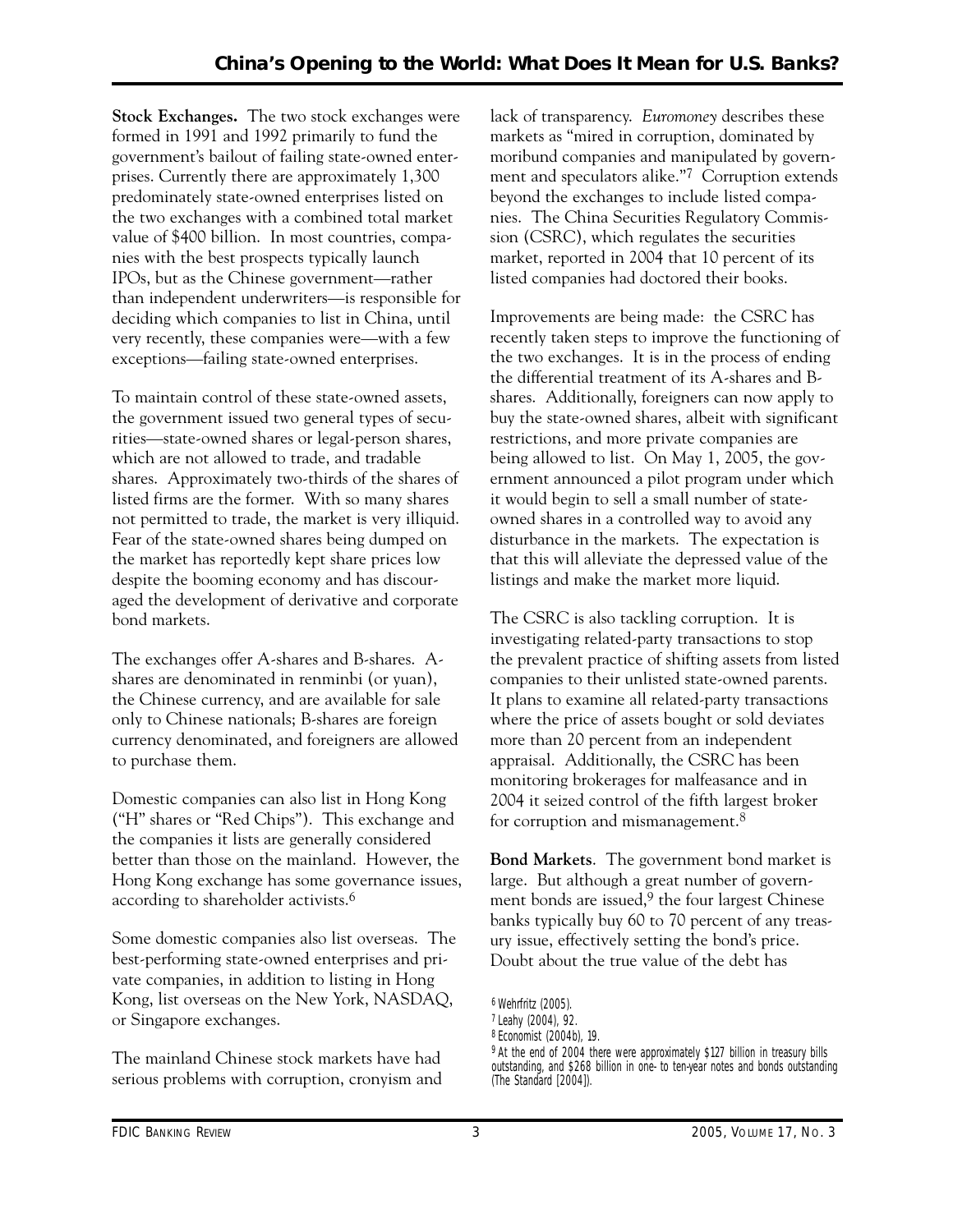**Stock Exchanges.** The two stock exchanges were formed in 1991 and 1992 primarily to fund the government's bailout of failing state-owned enterprises. Currently there are approximately 1,300 predominately state-owned enterprises listed on the two exchanges with a combined total market value of $400 billion. In most countries, companies with the best prospects typically launch IPOs, but as the Chinese government—rather than independent underwriters—is responsible for deciding which companies to list in China, until very recently, these companies were—with a few exceptions—failing state-owned enterprises.

To maintain control of these state-owned assets, the government issued two general types of securities—state-owned shares or legal-person shares, which are not allowed to trade, and tradable shares. Approximately two-thirds of the shares of listed firms are the former. With so many shares not permitted to trade, the market is very illiquid. Fear of the state-owned shares being dumped on the market has reportedly kept share prices low despite the booming economy and has discouraged the development of derivative and corporate bond markets.

The exchanges offer A-shares and B-shares. A-shares are denominated in renminbi (or yuan), the Chinese currency, and are available for sale only to Chinese nationals; B-shares are foreign currency denominated, and foreigners are allowed to purchase them.

Domestic companies can also list in Hong Kong ("H" shares or "Red Chips"). This exchange and the companies it lists are generally considered better than those on the mainland. However, the Hong Kong exchange has some governance issues, according to shareholder activists.[6]

Some domestic companies also list overseas. The best-performing state-owned enterprises and private companies, in addition to listing in Hong Kong, list overseas on the New York, NASDAQ, or Singapore exchanges.

The mainland Chinese stock markets have had serious problems with corruption, cronyism and lack of transparency. *Euromoney* describes these markets as "mired in corruption, dominated by moribund companies and manipulated by government and speculators alike."[7] Corruption extends beyond the exchanges to include listed companies. The China Securities Regulatory Commission (CSRC), which regulates the securities market, reported in 2004 that 10 percent of its listed companies had doctored their books.

Improvements are being made: the CSRC has recently taken steps to improve the functioning of the two exchanges. It is in the process of ending the differential treatment of its A-shares and B-shares. Additionally, foreigners can now apply to buy the state-owned shares, albeit with significant restrictions, and more private companies are being allowed to list. On May 1, 2005, the government announced a pilot program under which it would begin to sell a small number of state-owned shares in a controlled way to avoid any disturbance in the markets. The expectation is that this will alleviate the depressed value of the listings and make the market more liquid.

The CSRC is also tackling corruption. It is investigating related-party transactions to stop the prevalent practice of shifting assets from listed companies to their unlisted state-owned parents. It plans to examine all related-party transactions where the price of assets bought or sold deviates more than 20 percent from an independent appraisal. Additionally, the CSRC has been monitoring brokerages for malfeasance and in 2004 it seized control of the fifth largest broker for corruption and mismanagement.[8]

**Bond Markets**. The government bond market is large. But although a great number of government bonds are issued,[9] the four largest Chinese banks typically buy 60 to 70 percent of any treasury issue, effectively setting the bond's price. Doubt about the true value of the debt has

[6] Wehrfritz (2005).

[7] Leahy (2004), 92.

[8] Economist (2004b), 19.

[9] At the end of 2004 there were approximately $127 billion in treasury bills outstanding, and $268 billion in one- to ten-year notes and bonds outstanding (The Standard [2004]).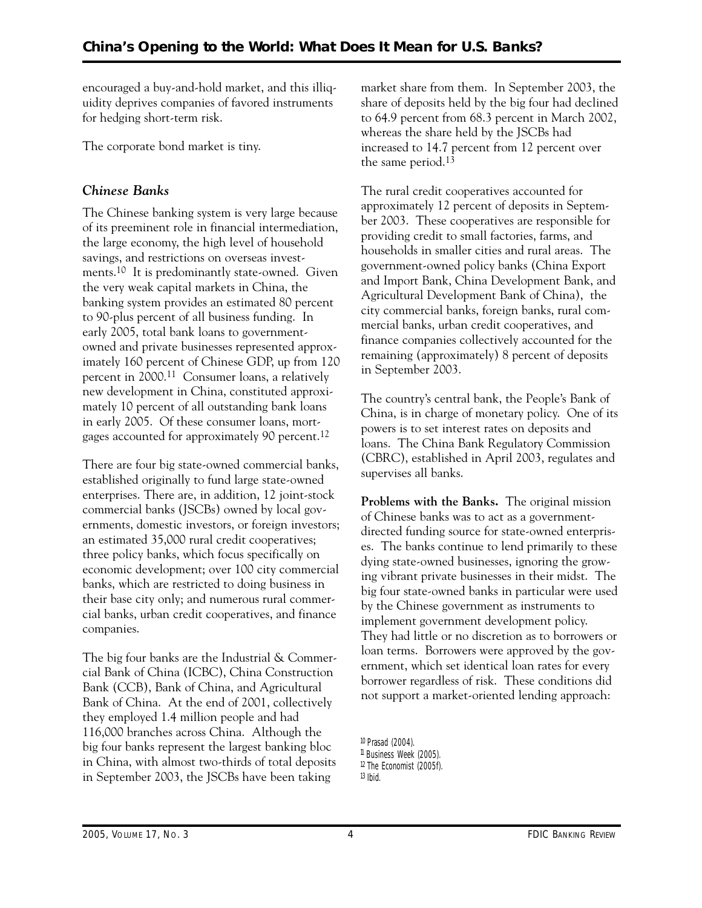encouraged a buy-and-hold market, and this illiquidity deprives companies of favored instruments for hedging short-term risk.

The corporate bond market is tiny.

### *Chinese Banks*

The Chinese banking system is very large because of its preeminent role in financial intermediation, the large economy, the high level of household savings, and restrictions on overseas investments.[10] It is predominantly state-owned. Given the very weak capital markets in China, the banking system provides an estimated 80 percent to 90-plus percent of all business funding. In early 2005, total bank loans to government-owned and private businesses represented approximately 160 percent of Chinese GDP, up from 120 percent in 2000.[11] Consumer loans, a relatively new development in China, constituted approximately 10 percent of all outstanding bank loans in early 2005. Of these consumer loans, mortgages accounted for approximately 90 percent.[12]

There are four big state-owned commercial banks, established originally to fund large state-owned enterprises. There are, in addition, 12 joint-stock commercial banks (JSCBs) owned by local governments, domestic investors, or foreign investors; an estimated 35,000 rural credit cooperatives; three policy banks, which focus specifically on economic development; over 100 city commercial banks, which are restricted to doing business in their base city only; and numerous rural commercial banks, urban credit cooperatives, and finance companies.

The big four banks are the Industrial & Commercial Bank of China (ICBC), China Construction Bank (CCB), Bank of China, and Agricultural Bank of China. At the end of 2001, collectively they employed 1.4 million people and had 116,000 branches across China. Although the big four banks represent the largest banking bloc in China, with almost two-thirds of total deposits in September 2003, the JSCBs have been taking market share from them. In September 2003, the share of deposits held by the big four had declined to 64.9 percent from 68.3 percent in March 2002, whereas the share held by the JSCBs had increased to 14.7 percent from 12 percent over the same period.[13]

The rural credit cooperatives accounted for approximately 12 percent of deposits in September 2003. These cooperatives are responsible for providing credit to small factories, farms, and households in smaller cities and rural areas. The government-owned policy banks (China Export and Import Bank, China Development Bank, and Agricultural Development Bank of China), the city commercial banks, foreign banks, rural commercial banks, urban credit cooperatives, and finance companies collectively accounted for the remaining (approximately) 8 percent of deposits in September 2003.

The country's central bank, the People's Bank of China, is in charge of monetary policy. One of its powers is to set interest rates on deposits and loans. The China Bank Regulatory Commission (CBRC), established in April 2003, regulates and supervises all banks.

**Problems with the Banks.** The original mission of Chinese banks was to act as a government-directed funding source for state-owned enterprises. The banks continue to lend primarily to these dying state-owned businesses, ignoring the growing vibrant private businesses in their midst. The big four state-owned banks in particular were used by the Chinese government as instruments to implement government development policy. They had little or no discretion as to borrowers or loan terms. Borrowers were approved by the government, which set identical loan rates for every borrower regardless of risk. These conditions did not support a market-oriented lending approach:

[10] Prasad (2004).
[11] Business Week (2005).
[12] The Economist (2005f).
[13] Ibid.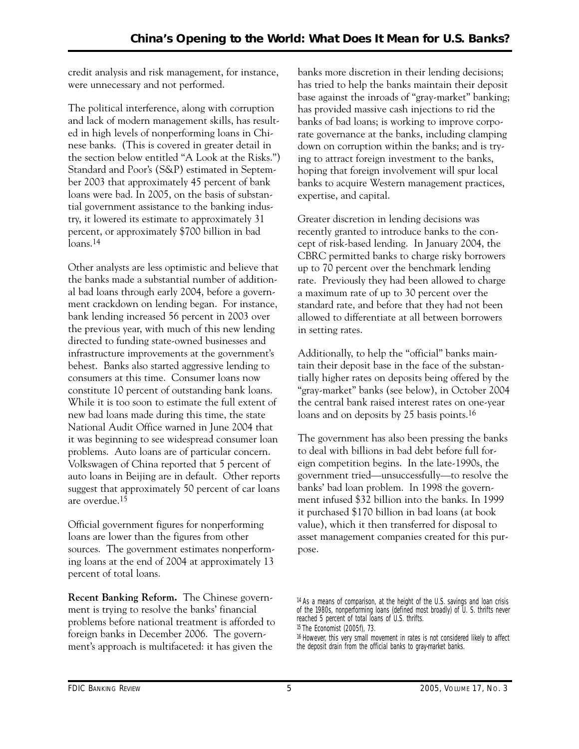credit analysis and risk management, for instance, were unnecessary and not performed.

The political interference, along with corruption and lack of modern management skills, has resulted in high levels of nonperforming loans in Chinese banks. (This is covered in greater detail in the section below entitled "A Look at the Risks.") Standard and Poor's (S&P) estimated in September 2003 that approximately 45 percent of bank loans were bad. In 2005, on the basis of substantial government assistance to the banking industry, it lowered its estimate to approximately 31 percent, or approximately $700 billion in bad loans.[14]

Other analysts are less optimistic and believe that the banks made a substantial number of additional bad loans through early 2004, before a government crackdown on lending began. For instance, bank lending increased 56 percent in 2003 over the previous year, with much of this new lending directed to funding state-owned businesses and infrastructure improvements at the government's behest. Banks also started aggressive lending to consumers at this time. Consumer loans now constitute 10 percent of outstanding bank loans. While it is too soon to estimate the full extent of new bad loans made during this time, the state National Audit Office warned in June 2004 that it was beginning to see widespread consumer loan problems. Auto loans are of particular concern. Volkswagen of China reported that 5 percent of auto loans in Beijing are in default. Other reports suggest that approximately 50 percent of car loans are overdue.[15]

Official government figures for nonperforming loans are lower than the figures from other sources. The government estimates nonperforming loans at the end of 2004 at approximately 13 percent of total loans.

**Recent Banking Reform.** The Chinese government is trying to resolve the banks' financial problems before national treatment is afforded to foreign banks in December 2006. The government's approach is multifaceted: it has given the banks more discretion in their lending decisions; has tried to help the banks maintain their deposit base against the inroads of "gray-market" banking; has provided massive cash injections to rid the banks of bad loans; is working to improve corporate governance at the banks, including clamping down on corruption within the banks; and is trying to attract foreign investment to the banks, hoping that foreign involvement will spur local banks to acquire Western management practices, expertise, and capital.

Greater discretion in lending decisions was recently granted to introduce banks to the concept of risk-based lending. In January 2004, the CBRC permitted banks to charge risky borrowers up to 70 percent over the benchmark lending rate. Previously they had been allowed to charge a maximum rate of up to 30 percent over the standard rate, and before that they had not been allowed to differentiate at all between borrowers in setting rates.

Additionally, to help the "official" banks maintain their deposit base in the face of the substantially higher rates on deposits being offered by the "gray-market" banks (see below), in October 2004 the central bank raised interest rates on one-year loans and on deposits by 25 basis points.[16]

The government has also been pressing the banks to deal with billions in bad debt before full foreign competition begins. In the late-1990s, the government tried—unsuccessfully—to resolve the banks' bad loan problem. In 1998 the government infused $32 billion into the banks. In 1999 it purchased $170 billion in bad loans (at book value), which it then transferred for disposal to asset management companies created for this purpose.

[14] As a means of comparison, at the height of the U.S. savings and loan crisis of the 1980s, nonperforming loans (defined most broadly) of U. S. thrifts never reached 5 percent of total loans of U.S. thrifts.

[15] The Economist (2005f), 73.

[16] However, this very small movement in rates is not considered likely to affect the deposit drain from the official banks to gray-market banks.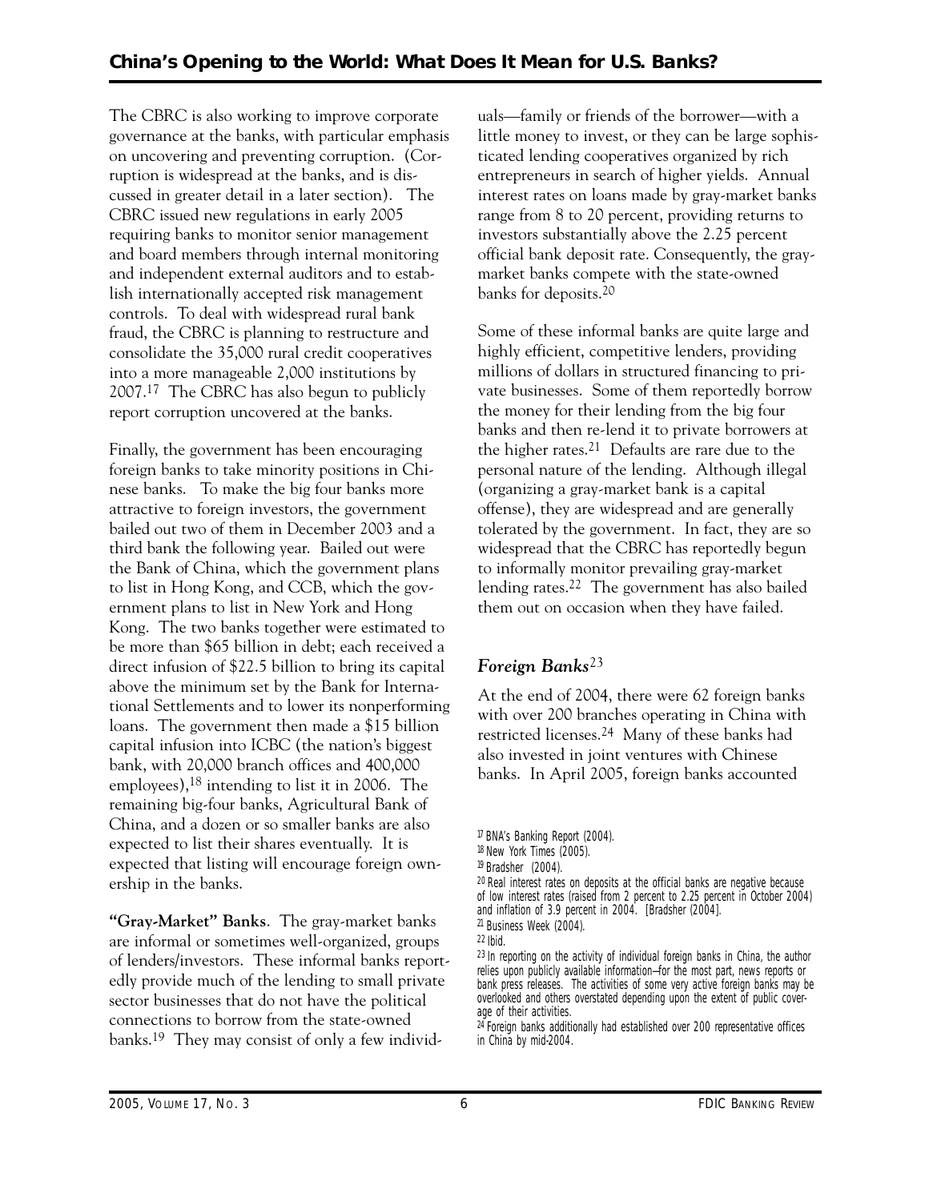The CBRC is also working to improve corporate governance at the banks, with particular emphasis on uncovering and preventing corruption. (Corruption is widespread at the banks, and is discussed in greater detail in a later section). The CBRC issued new regulations in early 2005 requiring banks to monitor senior management and board members through internal monitoring and independent external auditors and to establish internationally accepted risk management controls. To deal with widespread rural bank fraud, the CBRC is planning to restructure and consolidate the 35,000 rural credit cooperatives into a more manageable 2,000 institutions by 2007.[17] The CBRC has also begun to publicly report corruption uncovered at the banks.

Finally, the government has been encouraging foreign banks to take minority positions in Chinese banks. To make the big four banks more attractive to foreign investors, the government bailed out two of them in December 2003 and a third bank the following year. Bailed out were the Bank of China, which the government plans to list in Hong Kong, and CCB, which the government plans to list in New York and Hong Kong. The two banks together were estimated to be more than $65 billion in debt; each received a direct infusion of $22.5 billion to bring its capital above the minimum set by the Bank for International Settlements and to lower its nonperforming loans. The government then made a $15 billion capital infusion into ICBC (the nation's biggest bank, with 20,000 branch offices and 400,000 employees),[18] intending to list it in 2006. The remaining big-four banks, Agricultural Bank of China, and a dozen or so smaller banks are also expected to list their shares eventually. It is expected that listing will encourage foreign ownership in the banks.

**"Gray-Market" Banks**. The gray-market banks are informal or sometimes well-organized, groups of lenders/investors. These informal banks reportedly provide much of the lending to small private sector businesses that do not have the political connections to borrow from the state-owned banks.[19] They may consist of only a few individuals—family or friends of the borrower—with a little money to invest, or they can be large sophisticated lending cooperatives organized by rich entrepreneurs in search of higher yields. Annual interest rates on loans made by gray-market banks range from 8 to 20 percent, providing returns to investors substantially above the 2.25 percent official bank deposit rate. Consequently, the gray-market banks compete with the state-owned banks for deposits.[20]

Some of these informal banks are quite large and highly efficient, competitive lenders, providing millions of dollars in structured financing to private businesses. Some of them reportedly borrow the money for their lending from the big four banks and then re-lend it to private borrowers at the higher rates.[21] Defaults are rare due to the personal nature of the lending. Although illegal (organizing a gray-market bank is a capital offense), they are widespread and are generally tolerated by the government. In fact, they are so widespread that the CBRC has reportedly begun to informally monitor prevailing gray-market lending rates.[22] The government has also bailed them out on occasion when they have failed.

### *Foreign Banks*[23]

At the end of 2004, there were 62 foreign banks with over 200 branches operating in China with restricted licenses.[24] Many of these banks had also invested in joint ventures with Chinese banks. In April 2005, foreign banks accounted

---

[17] BNA's Banking Report (2004).

[18] New York Times (2005).

[19] Bradsher (2004).

[20] Real interest rates on deposits at the official banks are negative because of low interest rates (raised from 2 percent to 2.25 percent in October 2004) and inflation of 3.9 percent in 2004. [Bradsher (2004)].

[21] Business Week (2004).

[22] Ibid.

[23] In reporting on the activity of individual foreign banks in China, the author relies upon publicly available information—for the most part, news reports or bank press releases. The activities of some very active foreign banks may be overlooked and others overstated depending upon the extent of public coverage of their activities.

[24] Foreign banks additionally had established over 200 representative offices in China by mid-2004.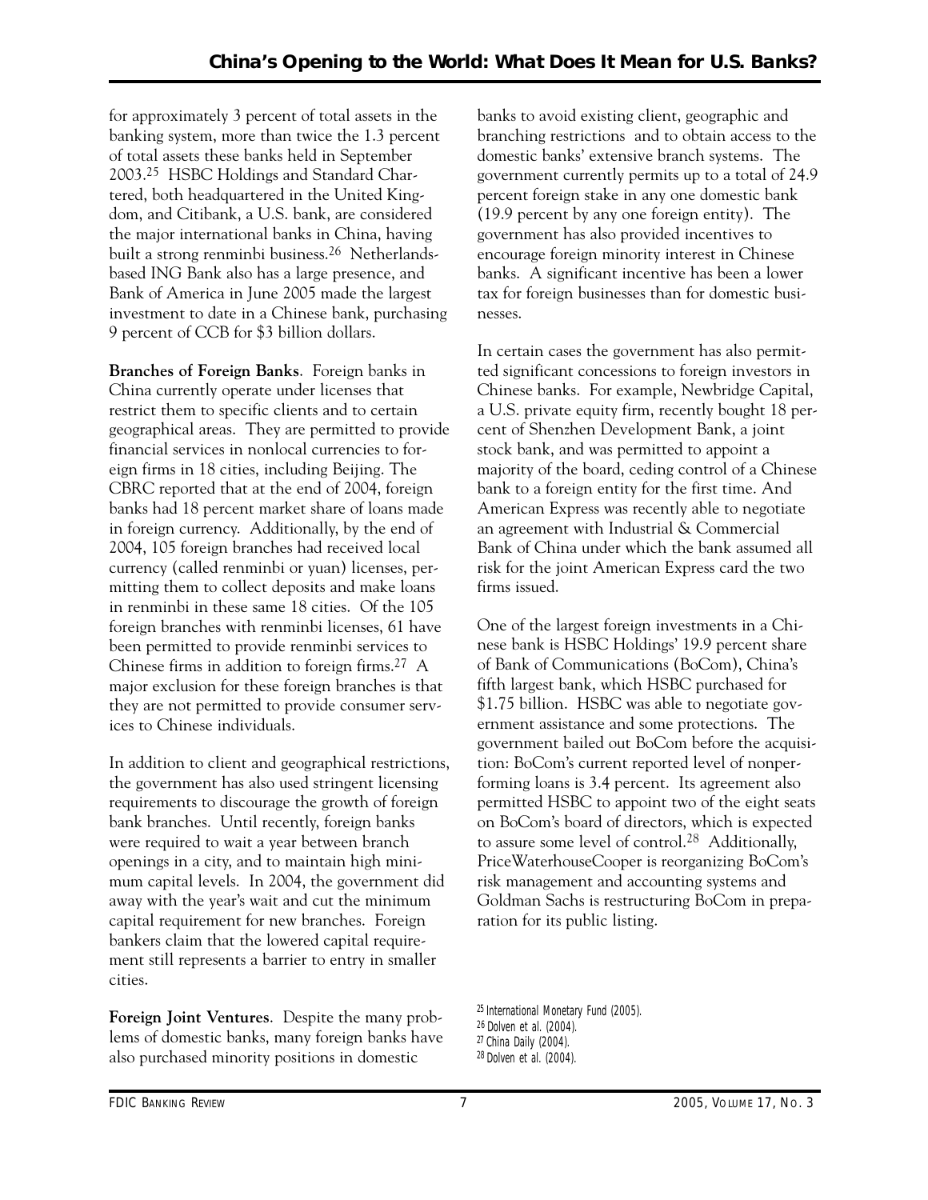for approximately 3 percent of total assets in the banking system, more than twice the 1.3 percent of total assets these banks held in September 2003.[25] HSBC Holdings and Standard Chartered, both headquartered in the United Kingdom, and Citibank, a U.S. bank, are considered the major international banks in China, having built a strong renminbi business.[26] Netherlands-based ING Bank also has a large presence, and Bank of America in June 2005 made the largest investment to date in a Chinese bank, purchasing 9 percent of CCB for $3 billion dollars.

**Branches of Foreign Banks**. Foreign banks in China currently operate under licenses that restrict them to specific clients and to certain geographical areas. They are permitted to provide financial services in nonlocal currencies to foreign firms in 18 cities, including Beijing. The CBRC reported that at the end of 2004, foreign banks had 18 percent market share of loans made in foreign currency. Additionally, by the end of 2004, 105 foreign branches had received local currency (called renminbi or yuan) licenses, permitting them to collect deposits and make loans in renminbi in these same 18 cities. Of the 105 foreign branches with renminbi licenses, 61 have been permitted to provide renminbi services to Chinese firms in addition to foreign firms.[27] A major exclusion for these foreign branches is that they are not permitted to provide consumer services to Chinese individuals.

In addition to client and geographical restrictions, the government has also used stringent licensing requirements to discourage the growth of foreign bank branches. Until recently, foreign banks were required to wait a year between branch openings in a city, and to maintain high minimum capital levels. In 2004, the government did away with the year's wait and cut the minimum capital requirement for new branches. Foreign bankers claim that the lowered capital requirement still represents a barrier to entry in smaller cities.

**Foreign Joint Ventures**. Despite the many problems of domestic banks, many foreign banks have also purchased minority positions in domestic banks to avoid existing client, geographic and branching restrictions and to obtain access to the domestic banks' extensive branch systems. The government currently permits up to a total of 24.9 percent foreign stake in any one domestic bank (19.9 percent by any one foreign entity). The government has also provided incentives to encourage foreign minority interest in Chinese banks. A significant incentive has been a lower tax for foreign businesses than for domestic businesses.

In certain cases the government has also permitted significant concessions to foreign investors in Chinese banks. For example, Newbridge Capital, a U.S. private equity firm, recently bought 18 percent of Shenzhen Development Bank, a joint stock bank, and was permitted to appoint a majority of the board, ceding control of a Chinese bank to a foreign entity for the first time. And American Express was recently able to negotiate an agreement with Industrial & Commercial Bank of China under which the bank assumed all risk for the joint American Express card the two firms issued.

One of the largest foreign investments in a Chinese bank is HSBC Holdings' 19.9 percent share of Bank of Communications (BoCom), China's fifth largest bank, which HSBC purchased for $1.75 billion. HSBC was able to negotiate government assistance and some protections. The government bailed out BoCom before the acquisition: BoCom's current reported level of nonperforming loans is 3.4 percent. Its agreement also permitted HSBC to appoint two of the eight seats on BoCom's board of directors, which is expected to assure some level of control.[28] Additionally, PriceWaterhouseCooper is reorganizing BoCom's risk management and accounting systems and Goldman Sachs is restructuring BoCom in preparation for its public listing.

[25] International Monetary Fund (2005).
[26] Dolven et al. (2004).
[27] China Daily (2004).
[28] Dolven et al. (2004).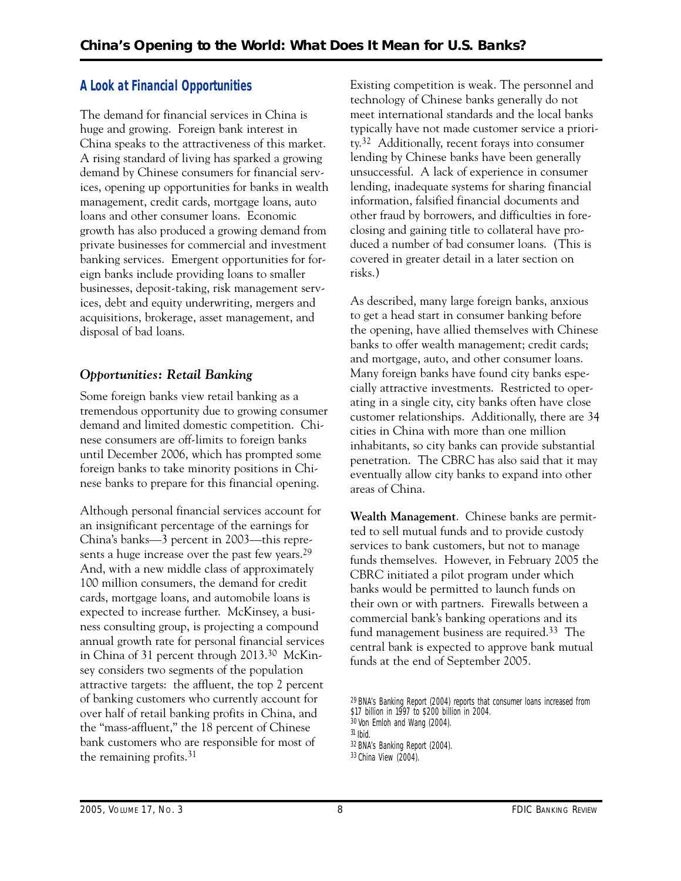## A Look at Financial Opportunities

The demand for financial services in China is huge and growing. Foreign bank interest in China speaks to the attractiveness of this market. A rising standard of living has sparked a growing demand by Chinese consumers for financial services, opening up opportunities for banks in wealth management, credit cards, mortgage loans, auto loans and other consumer loans. Economic growth has also produced a growing demand from private businesses for commercial and investment banking services. Emergent opportunities for foreign banks include providing loans to smaller businesses, deposit-taking, risk management services, debt and equity underwriting, mergers and acquisitions, brokerage, asset management, and disposal of bad loans.

### *Opportunities: Retail Banking*

Some foreign banks view retail banking as a tremendous opportunity due to growing consumer demand and limited domestic competition. Chinese consumers are off-limits to foreign banks until December 2006, which has prompted some foreign banks to take minority positions in Chinese banks to prepare for this financial opening.

Although personal financial services account for an insignificant percentage of the earnings for China's banks—3 percent in 2003—this represents a huge increase over the past few years.[29] And, with a new middle class of approximately 100 million consumers, the demand for credit cards, mortgage loans, and automobile loans is expected to increase further. McKinsey, a business consulting group, is projecting a compound annual growth rate for personal financial services in China of 31 percent through 2013.[30] McKinsey considers two segments of the population attractive targets: the affluent, the top 2 percent of banking customers who currently account for over half of retail banking profits in China, and the "mass-affluent," the 18 percent of Chinese bank customers who are responsible for most of the remaining profits.[31]

Existing competition is weak. The personnel and technology of Chinese banks generally do not meet international standards and the local banks typically have not made customer service a priority.[32] Additionally, recent forays into consumer lending by Chinese banks have been generally unsuccessful. A lack of experience in consumer lending, inadequate systems for sharing financial information, falsified financial documents and other fraud by borrowers, and difficulties in foreclosing and gaining title to collateral have produced a number of bad consumer loans. (This is covered in greater detail in a later section on risks.)

As described, many large foreign banks, anxious to get a head start in consumer banking before the opening, have allied themselves with Chinese banks to offer wealth management; credit cards; and mortgage, auto, and other consumer loans. Many foreign banks have found city banks especially attractive investments. Restricted to operating in a single city, city banks often have close customer relationships. Additionally, there are 34 cities in China with more than one million inhabitants, so city banks can provide substantial penetration. The CBRC has also said that it may eventually allow city banks to expand into other areas of China.

**Wealth Management**. Chinese banks are permitted to sell mutual funds and to provide custody services to bank customers, but not to manage funds themselves. However, in February 2005 the CBRC initiated a pilot program under which banks would be permitted to launch funds on their own or with partners. Firewalls between a commercial bank's banking operations and its fund management business are required.[33] The central bank is expected to approve bank mutual funds at the end of September 2005.

[29] BNA's Banking Report (2004) reports that consumer loans increased from $17 billion in 1997 to $200 billion in 2004.
[30] Von Emloh and Wang (2004).
[31] Ibid.
[32] BNA's Banking Report (2004).
[33] China View (2004).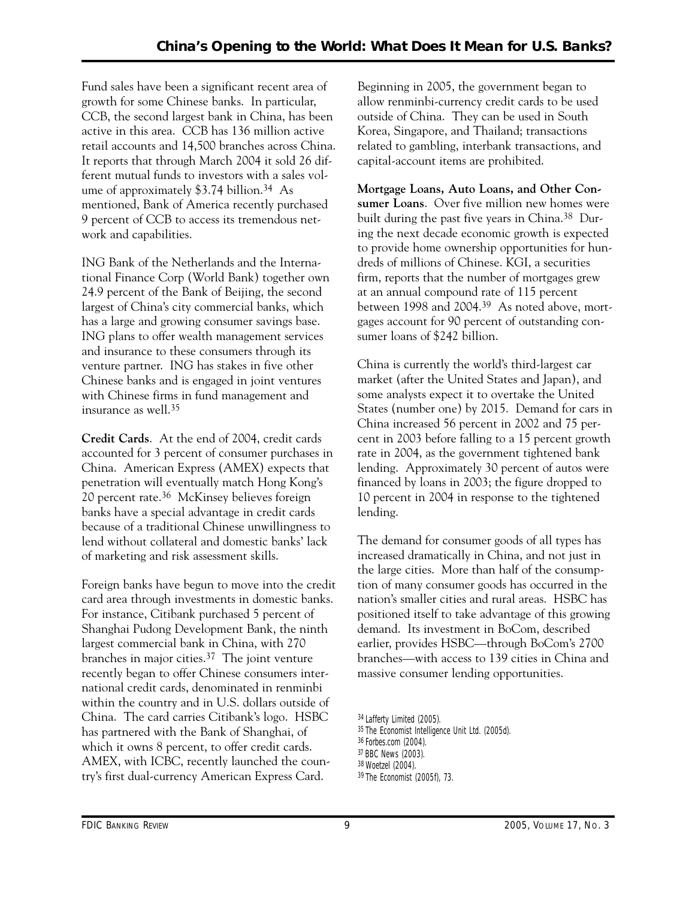Fund sales have been a significant recent area of growth for some Chinese banks. In particular, CCB, the second largest bank in China, has been active in this area. CCB has 136 million active retail accounts and 14,500 branches across China. It reports that through March 2004 it sold 26 different mutual funds to investors with a sales volume of approximately $3.74 billion.[34] As mentioned, Bank of America recently purchased 9 percent of CCB to access its tremendous network and capabilities.

ING Bank of the Netherlands and the International Finance Corp (World Bank) together own 24.9 percent of the Bank of Beijing, the second largest of China's city commercial banks, which has a large and growing consumer savings base. ING plans to offer wealth management services and insurance to these consumers through its venture partner. ING has stakes in five other Chinese banks and is engaged in joint ventures with Chinese firms in fund management and insurance as well.[35]

**Credit Cards**. At the end of 2004, credit cards accounted for 3 percent of consumer purchases in China. American Express (AMEX) expects that penetration will eventually match Hong Kong's 20 percent rate.[36] McKinsey believes foreign banks have a special advantage in credit cards because of a traditional Chinese unwillingness to lend without collateral and domestic banks' lack of marketing and risk assessment skills.

Foreign banks have begun to move into the credit card area through investments in domestic banks. For instance, Citibank purchased 5 percent of Shanghai Pudong Development Bank, the ninth largest commercial bank in China, with 270 branches in major cities.[37] The joint venture recently began to offer Chinese consumers international credit cards, denominated in renminbi within the country and in U.S. dollars outside of China. The card carries Citibank's logo. HSBC has partnered with the Bank of Shanghai, of which it owns 8 percent, to offer credit cards. AMEX, with ICBC, recently launched the country's first dual-currency American Express Card.

Beginning in 2005, the government began to allow renminbi-currency credit cards to be used outside of China. They can be used in South Korea, Singapore, and Thailand; transactions related to gambling, interbank transactions, and capital-account items are prohibited.

**Mortgage Loans, Auto Loans, and Other Consumer Loans**. Over five million new homes were built during the past five years in China.[38] During the next decade economic growth is expected to provide home ownership opportunities for hundreds of millions of Chinese. KGI, a securities firm, reports that the number of mortgages grew at an annual compound rate of 115 percent between 1998 and 2004.[39] As noted above, mortgages account for 90 percent of outstanding consumer loans of $242 billion.

China is currently the world's third-largest car market (after the United States and Japan), and some analysts expect it to overtake the United States (number one) by 2015. Demand for cars in China increased 56 percent in 2002 and 75 percent in 2003 before falling to a 15 percent growth rate in 2004, as the government tightened bank lending. Approximately 30 percent of autos were financed by loans in 2003; the figure dropped to 10 percent in 2004 in response to the tightened lending.

The demand for consumer goods of all types has increased dramatically in China, and not just in the large cities. More than half of the consumption of many consumer goods has occurred in the nation's smaller cities and rural areas. HSBC has positioned itself to take advantage of this growing demand. Its investment in BoCom, described earlier, provides HSBC—through BoCom's 2700 branches—with access to 139 cities in China and massive consumer lending opportunities.

[34] Lafferty Limited (2005).
[35] The Economist Intelligence Unit Ltd. (2005d).
[36] Forbes.com (2004).
[37] BBC News (2003).
[38] Woetzel (2004).
[39] The Economist (2005f), 73.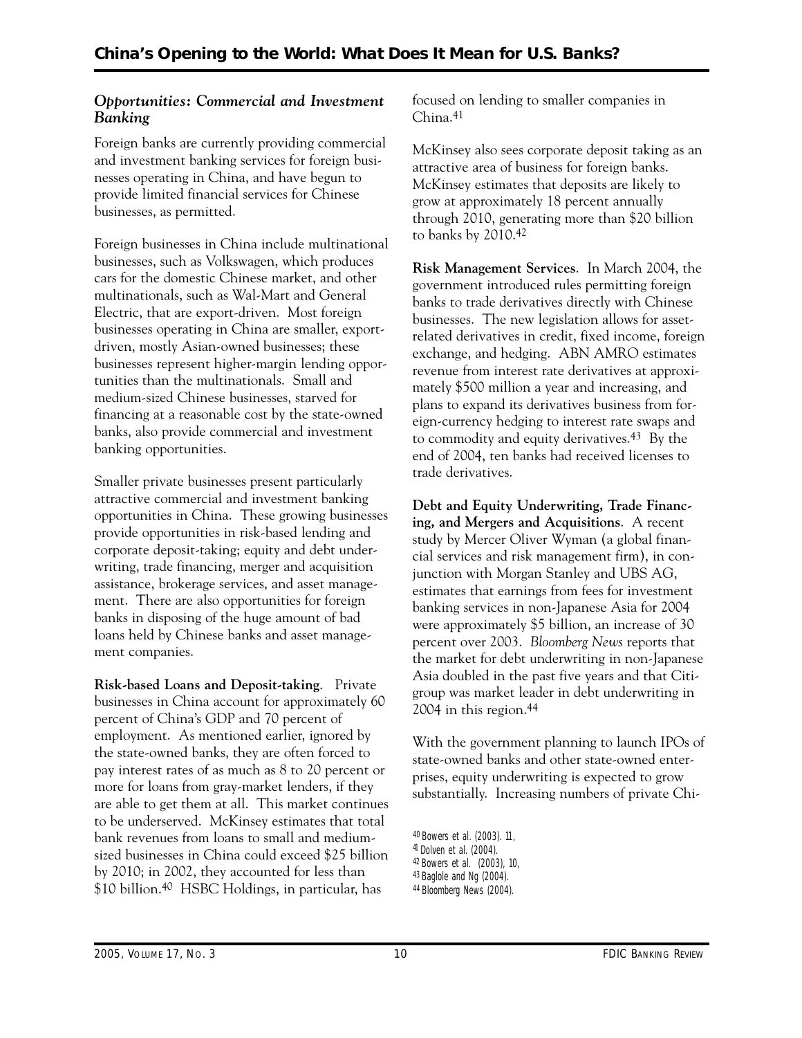### *Opportunities: Commercial and Investment Banking*

Foreign banks are currently providing commercial and investment banking services for foreign businesses operating in China, and have begun to provide limited financial services for Chinese businesses, as permitted.

Foreign businesses in China include multinational businesses, such as Volkswagen, which produces cars for the domestic Chinese market, and other multinationals, such as Wal-Mart and General Electric, that are export-driven. Most foreign businesses operating in China are smaller, export-driven, mostly Asian-owned businesses; these businesses represent higher-margin lending opportunities than the multinationals. Small and medium-sized Chinese businesses, starved for financing at a reasonable cost by the state-owned banks, also provide commercial and investment banking opportunities.

Smaller private businesses present particularly attractive commercial and investment banking opportunities in China. These growing businesses provide opportunities in risk-based lending and corporate deposit-taking; equity and debt underwriting, trade financing, merger and acquisition assistance, brokerage services, and asset management. There are also opportunities for foreign banks in disposing of the huge amount of bad loans held by Chinese banks and asset management companies.

**Risk-based Loans and Deposit-taking**. Private businesses in China account for approximately 60 percent of China's GDP and 70 percent of employment. As mentioned earlier, ignored by the state-owned banks, they are often forced to pay interest rates of as much as 8 to 20 percent or more for loans from gray-market lenders, if they are able to get them at all. This market continues to be underserved. McKinsey estimates that total bank revenues from loans to small and medium-sized businesses in China could exceed $25 billion by 2010; in 2002, they accounted for less than $10 billion.[40] HSBC Holdings, in particular, has focused on lending to smaller companies in China.[41]

McKinsey also sees corporate deposit taking as an attractive area of business for foreign banks. McKinsey estimates that deposits are likely to grow at approximately 18 percent annually through 2010, generating more than $20 billion to banks by 2010.[42]

**Risk Management Services**. In March 2004, the government introduced rules permitting foreign banks to trade derivatives directly with Chinese businesses. The new legislation allows for asset-related derivatives in credit, fixed income, foreign exchange, and hedging. ABN AMRO estimates revenue from interest rate derivatives at approximately $500 million a year and increasing, and plans to expand its derivatives business from foreign-currency hedging to interest rate swaps and to commodity and equity derivatives.[43] By the end of 2004, ten banks had received licenses to trade derivatives.

**Debt and Equity Underwriting, Trade Financing, and Mergers and Acquisitions**. A recent study by Mercer Oliver Wyman (a global financial services and risk management firm), in conjunction with Morgan Stanley and UBS AG, estimates that earnings from fees for investment banking services in non-Japanese Asia for 2004 were approximately $5 billion, an increase of 30 percent over 2003. *Bloomberg News* reports that the market for debt underwriting in non-Japanese Asia doubled in the past five years and that Citigroup was market leader in debt underwriting in 2004 in this region.[44]

With the government planning to launch IPOs of state-owned banks and other state-owned enterprises, equity underwriting is expected to grow substantially. Increasing numbers of private Chi-

[40] Bowers et al. (2003). 11,
[41] Dolven et al. (2004).
[42] Bowers et al. (2003), 10,
[43] Baglole and Ng (2004).
[44] Bloomberg News (2004).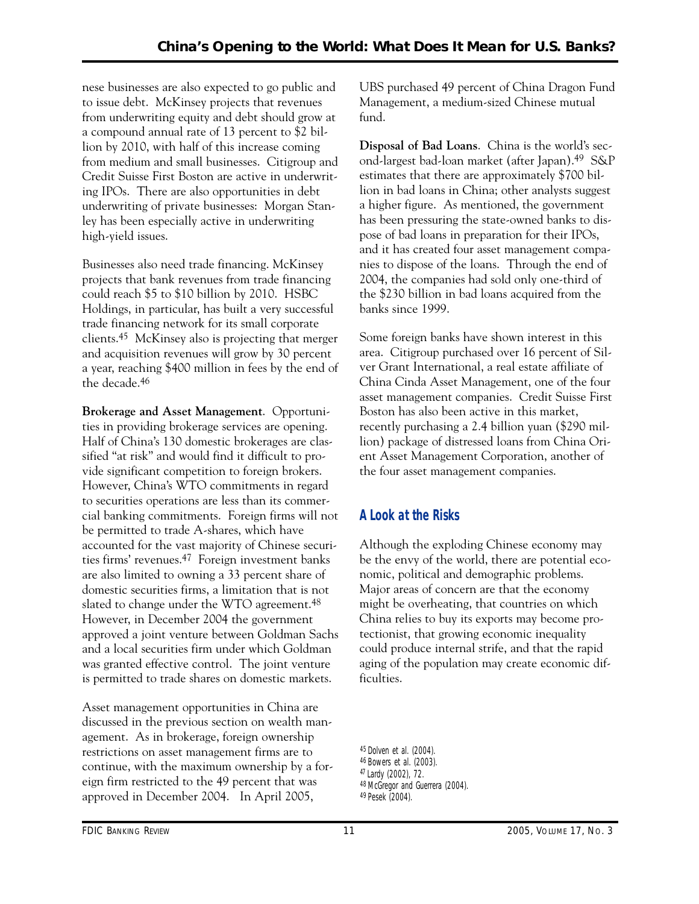nese businesses are also expected to go public and to issue debt. McKinsey projects that revenues from underwriting equity and debt should grow at a compound annual rate of 13 percent to $2 billion by 2010, with half of this increase coming from medium and small businesses. Citigroup and Credit Suisse First Boston are active in underwriting IPOs. There are also opportunities in debt underwriting of private businesses: Morgan Stanley has been especially active in underwriting high-yield issues.

Businesses also need trade financing. McKinsey projects that bank revenues from trade financing could reach $5 to $10 billion by 2010. HSBC Holdings, in particular, has built a very successful trade financing network for its small corporate clients.[45] McKinsey also is projecting that merger and acquisition revenues will grow by 30 percent a year, reaching $400 million in fees by the end of the decade.[46]

**Brokerage and Asset Management**. Opportunities in providing brokerage services are opening. Half of China's 130 domestic brokerages are classified "at risk" and would find it difficult to provide significant competition to foreign brokers. However, China's WTO commitments in regard to securities operations are less than its commercial banking commitments. Foreign firms will not be permitted to trade A-shares, which have accounted for the vast majority of Chinese securities firms' revenues.[47] Foreign investment banks are also limited to owning a 33 percent share of domestic securities firms, a limitation that is not slated to change under the WTO agreement.[48] However, in December 2004 the government approved a joint venture between Goldman Sachs and a local securities firm under which Goldman was granted effective control. The joint venture is permitted to trade shares on domestic markets.

Asset management opportunities in China are discussed in the previous section on wealth management. As in brokerage, foreign ownership restrictions on asset management firms are to continue, with the maximum ownership by a foreign firm restricted to the 49 percent that was approved in December 2004. In April 2005, UBS purchased 49 percent of China Dragon Fund Management, a medium-sized Chinese mutual fund.

**Disposal of Bad Loans**. China is the world's second-largest bad-loan market (after Japan).[49] S&P estimates that there are approximately $700 billion in bad loans in China; other analysts suggest a higher figure. As mentioned, the government has been pressuring the state-owned banks to dispose of bad loans in preparation for their IPOs, and it has created four asset management companies to dispose of the loans. Through the end of 2004, the companies had sold only one-third of the $230 billion in bad loans acquired from the banks since 1999.

Some foreign banks have shown interest in this area. Citigroup purchased over 16 percent of Silver Grant International, a real estate affiliate of China Cinda Asset Management, one of the four asset management companies. Credit Suisse First Boston has also been active in this market, recently purchasing a 2.4 billion yuan ($290 million) package of distressed loans from China Orient Asset Management Corporation, another of the four asset management companies.

## A Look at the Risks

Although the exploding Chinese economy may be the envy of the world, there are potential economic, political and demographic problems. Major areas of concern are that the economy might be overheating, that countries on which China relies to buy its exports may become protectionist, that growing economic inequality could produce internal strife, and that the rapid aging of the population may create economic difficulties.

[45] Dolven et al. (2004).
[46] Bowers et al. (2003).
[47] Lardy (2002), 72.
[48] McGregor and Guerrera (2004).
[49] Pesek (2004).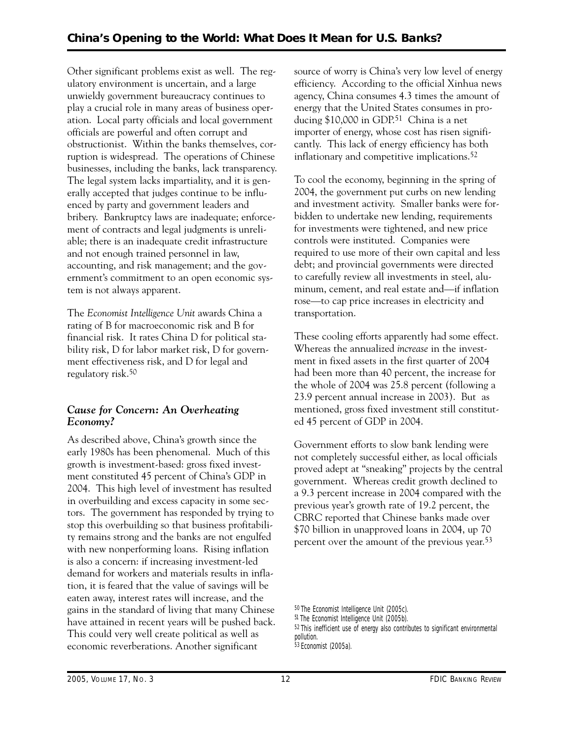Other significant problems exist as well. The regulatory environment is uncertain, and a large unwieldy government bureaucracy continues to play a crucial role in many areas of business operation. Local party officials and local government officials are powerful and often corrupt and obstructionist. Within the banks themselves, corruption is widespread. The operations of Chinese businesses, including the banks, lack transparency. The legal system lacks impartiality, and it is generally accepted that judges continue to be influenced by party and government leaders and bribery. Bankruptcy laws are inadequate; enforcement of contracts and legal judgments is unreliable; there is an inadequate credit infrastructure and not enough trained personnel in law, accounting, and risk management; and the government's commitment to an open economic system is not always apparent.

The *Economist Intelligence Unit* awards China a rating of B for macroeconomic risk and B for financial risk. It rates China D for political stability risk, D for labor market risk, D for government effectiveness risk, and D for legal and regulatory risk.[50]

### *Cause for Concern: An Overheating Economy?*

As described above, China's growth since the early 1980s has been phenomenal. Much of this growth is investment-based: gross fixed investment constituted 45 percent of China's GDP in 2004. This high level of investment has resulted in overbuilding and excess capacity in some sectors. The government has responded by trying to stop this overbuilding so that business profitability remains strong and the banks are not engulfed with new nonperforming loans. Rising inflation is also a concern: if increasing investment-led demand for workers and materials results in inflation, it is feared that the value of savings will be eaten away, interest rates will increase, and the gains in the standard of living that many Chinese have attained in recent years will be pushed back. This could very well create political as well as economic reverberations. Another significant source of worry is China's very low level of energy efficiency. According to the official Xinhua news agency, China consumes 4.3 times the amount of energy that the United States consumes in producing $10,000 in GDP.[51] China is a net importer of energy, whose cost has risen significantly. This lack of energy efficiency has both inflationary and competitive implications.[52]

To cool the economy, beginning in the spring of 2004, the government put curbs on new lending and investment activity. Smaller banks were forbidden to undertake new lending, requirements for investments were tightened, and new price controls were instituted. Companies were required to use more of their own capital and less debt; and provincial governments were directed to carefully review all investments in steel, aluminum, cement, and real estate and—if inflation rose—to cap price increases in electricity and transportation.

These cooling efforts apparently had some effect. Whereas the annualized *increase* in the investment in fixed assets in the first quarter of 2004 had been more than 40 percent, the increase for the whole of 2004 was 25.8 percent (following a 23.9 percent annual increase in 2003). But as mentioned, gross fixed investment still constituted 45 percent of GDP in 2004.

Government efforts to slow bank lending were not completely successful either, as local officials proved adept at "sneaking" projects by the central government. Whereas credit growth declined to a 9.3 percent increase in 2004 compared with the previous year's growth rate of 19.2 percent, the CBRC reported that Chinese banks made over $70 billion in unapproved loans in 2004, up 70 percent over the amount of the previous year.[53]

---

[50] The Economist Intelligence Unit (2005c).

[51] The Economist Intelligence Unit (2005b).

[52] This inefficient use of energy also contributes to significant environmental pollution.

[53] Economist (2005a).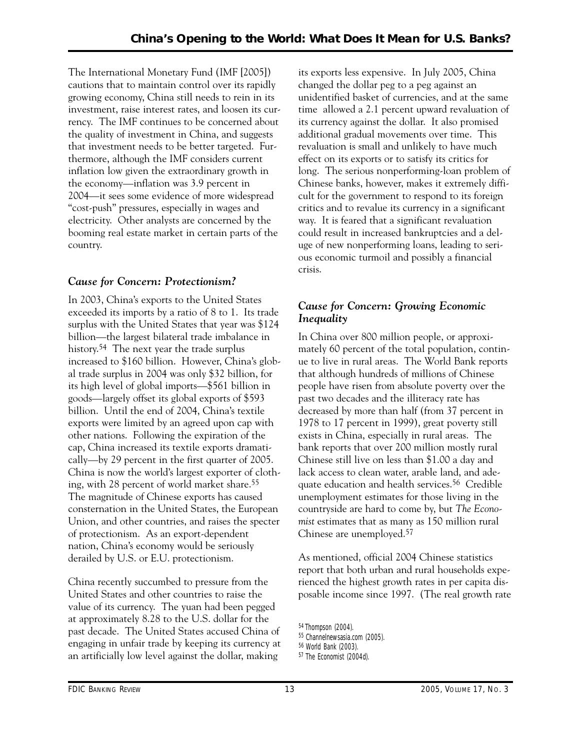The International Monetary Fund (IMF [2005]) cautions that to maintain control over its rapidly growing economy, China still needs to rein in its investment, raise interest rates, and loosen its currency. The IMF continues to be concerned about the quality of investment in China, and suggests that investment needs to be better targeted. Furthermore, although the IMF considers current inflation low given the extraordinary growth in the economy—inflation was 3.9 percent in 2004—it sees some evidence of more widespread "cost-push" pressures, especially in wages and electricity. Other analysts are concerned by the booming real estate market in certain parts of the country.

### *Cause for Concern: Protectionism?*

In 2003, China's exports to the United States exceeded its imports by a ratio of 8 to 1. Its trade surplus with the United States that year was $124 billion—the largest bilateral trade imbalance in history.[54] The next year the trade surplus increased to $160 billion. However, China's global trade surplus in 2004 was only $32 billion, for its high level of global imports—$561 billion in goods—largely offset its global exports of $593 billion. Until the end of 2004, China's textile exports were limited by an agreed upon cap with other nations. Following the expiration of the cap, China increased its textile exports dramatically—by 29 percent in the first quarter of 2005. China is now the world's largest exporter of clothing, with 28 percent of world market share.[55] The magnitude of Chinese exports has caused consternation in the United States, the European Union, and other countries, and raises the specter of protectionism. As an export-dependent nation, China's economy would be seriously derailed by U.S. or E.U. protectionism.

China recently succumbed to pressure from the United States and other countries to raise the value of its currency. The yuan had been pegged at approximately 8.28 to the U.S. dollar for the past decade. The United States accused China of engaging in unfair trade by keeping its currency at an artificially low level against the dollar, making its exports less expensive. In July 2005, China changed the dollar peg to a peg against an unidentified basket of currencies, and at the same time allowed a 2.1 percent upward revaluation of its currency against the dollar. It also promised additional gradual movements over time. This revaluation is small and unlikely to have much effect on its exports or to satisfy its critics for long. The serious nonperforming-loan problem of Chinese banks, however, makes it extremely difficult for the government to respond to its foreign critics and to revalue its currency in a significant way. It is feared that a significant revaluation could result in increased bankruptcies and a deluge of new nonperforming loans, leading to serious economic turmoil and possibly a financial crisis.

### *Cause for Concern: Growing Economic Inequality*

In China over 800 million people, or approximately 60 percent of the total population, continue to live in rural areas. The World Bank reports that although hundreds of millions of Chinese people have risen from absolute poverty over the past two decades and the illiteracy rate has decreased by more than half (from 37 percent in 1978 to 17 percent in 1999), great poverty still exists in China, especially in rural areas. The bank reports that over 200 million mostly rural Chinese still live on less than $1.00 a day and lack access to clean water, arable land, and adequate education and health services.[56] Credible unemployment estimates for those living in the countryside are hard to come by, but *The Economist* estimates that as many as 150 million rural Chinese are unemployed.[57]

As mentioned, official 2004 Chinese statistics report that both urban and rural households experienced the highest growth rates in per capita disposable income since 1997. (The real growth rate

---

[54] Thompson (2004).

[55] Channelnewsasia.com (2005).

[56] World Bank (2003).

[57] The Economist (2004d).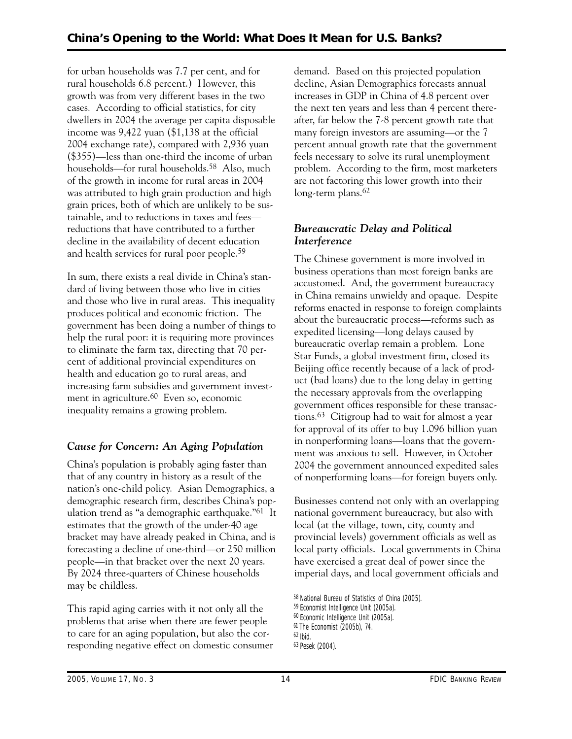for urban households was 7.7 per cent, and for rural households 6.8 percent.) However, this growth was from very different bases in the two cases. According to official statistics, for city dwellers in 2004 the average per capita disposable income was 9,422 yuan ($1,138 at the official 2004 exchange rate), compared with 2,936 yuan ($355)—less than one-third the income of urban households—for rural households.[58] Also, much of the growth in income for rural areas in 2004 was attributed to high grain production and high grain prices, both of which are unlikely to be sustainable, and to reductions in taxes and fees—reductions that have contributed to a further decline in the availability of decent education and health services for rural poor people.[59]

In sum, there exists a real divide in China's standard of living between those who live in cities and those who live in rural areas. This inequality produces political and economic friction. The government has been doing a number of things to help the rural poor: it is requiring more provinces to eliminate the farm tax, directing that 70 percent of additional provincial expenditures on health and education go to rural areas, and increasing farm subsidies and government investment in agriculture.[60] Even so, economic inequality remains a growing problem.

### *Cause for Concern: An Aging Population*

China's population is probably aging faster than that of any country in history as a result of the nation's one-child policy. Asian Demographics, a demographic research firm, describes China's population trend as "a demographic earthquake."[61] It estimates that the growth of the under-40 age bracket may have already peaked in China, and is forecasting a decline of one-third—or 250 million people—in that bracket over the next 20 years. By 2024 three-quarters of Chinese households may be childless.

This rapid aging carries with it not only all the problems that arise when there are fewer people to care for an aging population, but also the corresponding negative effect on domestic consumer demand. Based on this projected population decline, Asian Demographics forecasts annual increases in GDP in China of 4.8 percent over the next ten years and less than 4 percent thereafter, far below the 7-8 percent growth rate that many foreign investors are assuming—or the 7 percent annual growth rate that the government feels necessary to solve its rural unemployment problem. According to the firm, most marketers are not factoring this lower growth into their long-term plans.[62]

### *Bureaucratic Delay and Political Interference*

The Chinese government is more involved in business operations than most foreign banks are accustomed. And, the government bureaucracy in China remains unwieldy and opaque. Despite reforms enacted in response to foreign complaints about the bureaucratic process—reforms such as expedited licensing—long delays caused by bureaucratic overlap remain a problem. Lone Star Funds, a global investment firm, closed its Beijing office recently because of a lack of product (bad loans) due to the long delay in getting the necessary approvals from the overlapping government offices responsible for these transactions.[63] Citigroup had to wait for almost a year for approval of its offer to buy 1.096 billion yuan in nonperforming loans—loans that the government was anxious to sell. However, in October 2004 the government announced expedited sales of nonperforming loans—for foreign buyers only.

Businesses contend not only with an overlapping national government bureaucracy, but also with local (at the village, town, city, county and provincial levels) government officials as well as local party officials. Local governments in China have exercised a great deal of power since the imperial days, and local government officials and

[58] National Bureau of Statistics of China (2005).
[59] Economist Intelligence Unit (2005a).
[60] Economic Intelligence Unit (2005a).
[61] The Economist (2005b), 74.
[62] Ibid.
[63] Pesek (2004).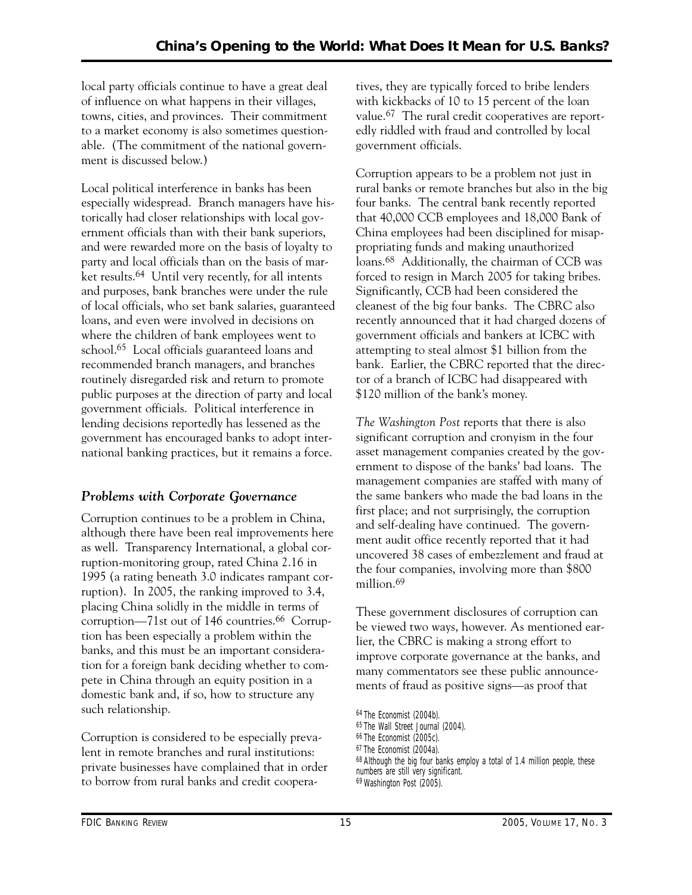local party officials continue to have a great deal of influence on what happens in their villages, towns, cities, and provinces. Their commitment to a market economy is also sometimes questionable. (The commitment of the national government is discussed below.)

Local political interference in banks has been especially widespread. Branch managers have historically had closer relationships with local government officials than with their bank superiors, and were rewarded more on the basis of loyalty to party and local officials than on the basis of market results.[64] Until very recently, for all intents and purposes, bank branches were under the rule of local officials, who set bank salaries, guaranteed loans, and even were involved in decisions on where the children of bank employees went to school.[65] Local officials guaranteed loans and recommended branch managers, and branches routinely disregarded risk and return to promote public purposes at the direction of party and local government officials. Political interference in lending decisions reportedly has lessened as the government has encouraged banks to adopt international banking practices, but it remains a force.

### *Problems with Corporate Governance*

Corruption continues to be a problem in China, although there have been real improvements here as well. Transparency International, a global corruption-monitoring group, rated China 2.16 in 1995 (a rating beneath 3.0 indicates rampant corruption). In 2005, the ranking improved to 3.4, placing China solidly in the middle in terms of corruption—71st out of 146 countries.[66] Corruption has been especially a problem within the banks, and this must be an important consideration for a foreign bank deciding whether to compete in China through an equity position in a domestic bank and, if so, how to structure any such relationship.

Corruption is considered to be especially prevalent in remote branches and rural institutions: private businesses have complained that in order to borrow from rural banks and credit cooperatives, they are typically forced to bribe lenders with kickbacks of 10 to 15 percent of the loan value.[67] The rural credit cooperatives are reportedly riddled with fraud and controlled by local government officials.

Corruption appears to be a problem not just in rural banks or remote branches but also in the big four banks. The central bank recently reported that 40,000 CCB employees and 18,000 Bank of China employees had been disciplined for misappropriating funds and making unauthorized loans.[68] Additionally, the chairman of CCB was forced to resign in March 2005 for taking bribes. Significantly, CCB had been considered the cleanest of the big four banks. The CBRC also recently announced that it had charged dozens of government officials and bankers at ICBC with attempting to steal almost $1 billion from the bank. Earlier, the CBRC reported that the director of a branch of ICBC had disappeared with $120 million of the bank's money.

*The Washington Post* reports that there is also significant corruption and cronyism in the four asset management companies created by the government to dispose of the banks' bad loans. The management companies are staffed with many of the same bankers who made the bad loans in the first place; and not surprisingly, the corruption and self-dealing have continued. The government audit office recently reported that it had uncovered 38 cases of embezzlement and fraud at the four companies, involving more than $800 million.[69]

These government disclosures of corruption can be viewed two ways, however. As mentioned earlier, the CBRC is making a strong effort to improve corporate governance at the banks, and many commentators see these public announcements of fraud as positive signs—as proof that

[64] The Economist (2004b).
[65] The Wall Street Journal (2004).
[66] The Economist (2005c).
[67] The Economist (2004a).
[68] Although the big four banks employ a total of 1.4 million people, these numbers are still very significant.
[69] Washington Post (2005).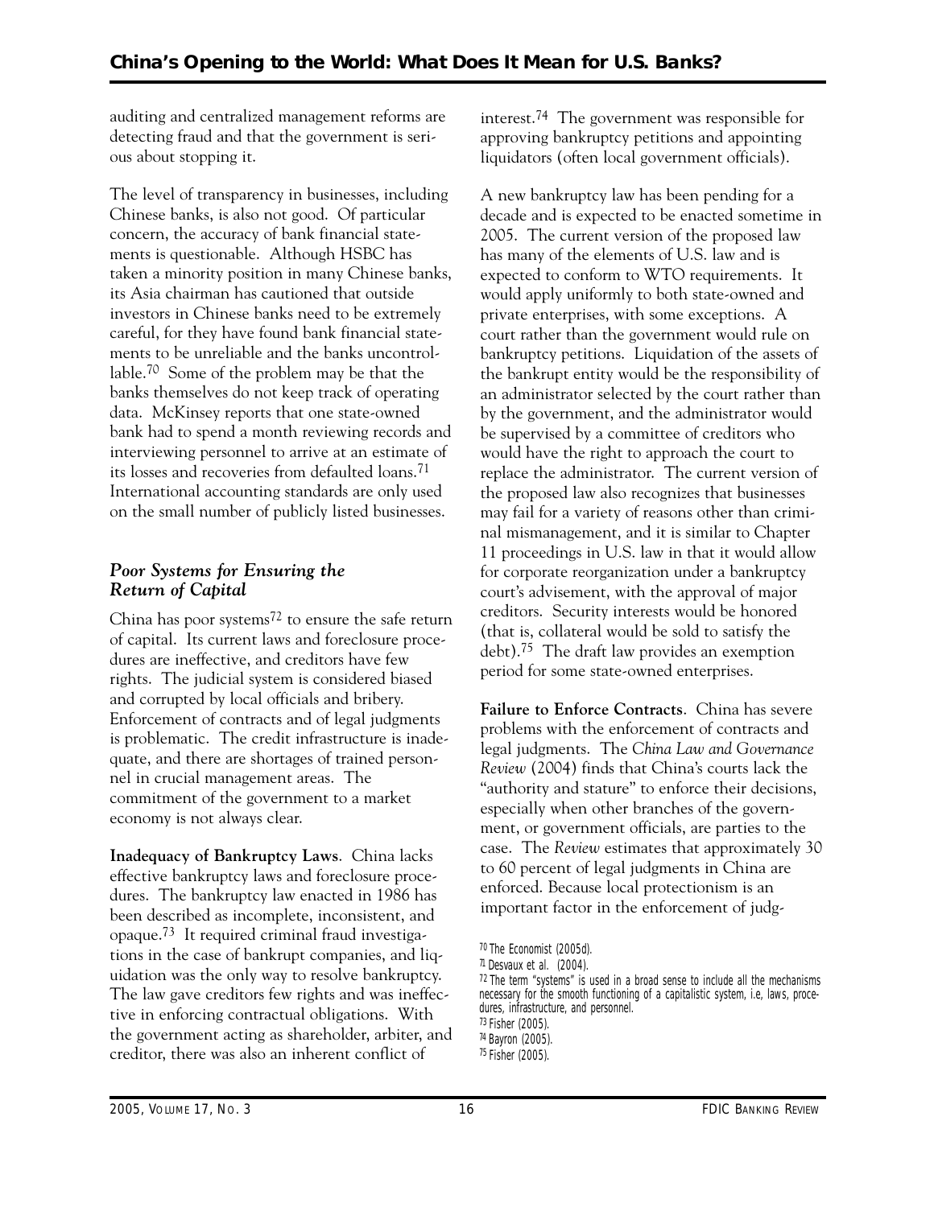auditing and centralized management reforms are detecting fraud and that the government is serious about stopping it.

The level of transparency in businesses, including Chinese banks, is also not good. Of particular concern, the accuracy of bank financial statements is questionable. Although HSBC has taken a minority position in many Chinese banks, its Asia chairman has cautioned that outside investors in Chinese banks need to be extremely careful, for they have found bank financial statements to be unreliable and the banks uncontrollable.[70] Some of the problem may be that the banks themselves do not keep track of operating data. McKinsey reports that one state-owned bank had to spend a month reviewing records and interviewing personnel to arrive at an estimate of its losses and recoveries from defaulted loans.[71] International accounting standards are only used on the small number of publicly listed businesses.

### *Poor Systems for Ensuring the Return of Capital*

China has poor systems[72] to ensure the safe return of capital. Its current laws and foreclosure procedures are ineffective, and creditors have few rights. The judicial system is considered biased and corrupted by local officials and bribery. Enforcement of contracts and of legal judgments is problematic. The credit infrastructure is inadequate, and there are shortages of trained personnel in crucial management areas. The commitment of the government to a market economy is not always clear.

**Inadequacy of Bankruptcy Laws**. China lacks effective bankruptcy laws and foreclosure procedures. The bankruptcy law enacted in 1986 has been described as incomplete, inconsistent, and opaque.[73] It required criminal fraud investigations in the case of bankrupt companies, and liquidation was the only way to resolve bankruptcy. The law gave creditors few rights and was ineffective in enforcing contractual obligations. With the government acting as shareholder, arbiter, and creditor, there was also an inherent conflict of interest.[74] The government was responsible for approving bankruptcy petitions and appointing liquidators (often local government officials).

A new bankruptcy law has been pending for a decade and is expected to be enacted sometime in 2005. The current version of the proposed law has many of the elements of U.S. law and is expected to conform to WTO requirements. It would apply uniformly to both state-owned and private enterprises, with some exceptions. A court rather than the government would rule on bankruptcy petitions. Liquidation of the assets of the bankrupt entity would be the responsibility of an administrator selected by the court rather than by the government, and the administrator would be supervised by a committee of creditors who would have the right to approach the court to replace the administrator. The current version of the proposed law also recognizes that businesses may fail for a variety of reasons other than criminal mismanagement, and it is similar to Chapter 11 proceedings in U.S. law in that it would allow for corporate reorganization under a bankruptcy court's advisement, with the approval of major creditors. Security interests would be honored (that is, collateral would be sold to satisfy the debt).[75] The draft law provides an exemption period for some state-owned enterprises.

**Failure to Enforce Contracts**. China has severe problems with the enforcement of contracts and legal judgments. The *China Law and Governance Review* (2004) finds that China's courts lack the "authority and stature" to enforce their decisions, especially when other branches of the government, or government officials, are parties to the case. The *Review* estimates that approximately 30 to 60 percent of legal judgments in China are enforced. Because local protectionism is an important factor in the enforcement of judg-

[70] The Economist (2005d).
[71] Desvaux et al. (2004).
[72] The term "systems" is used in a broad sense to include all the mechanisms necessary for the smooth functioning of a capitalistic system, i.e, laws, procedures, infrastructure, and personnel.
[73] Fisher (2005).
[74] Bayron (2005).
[75] Fisher (2005).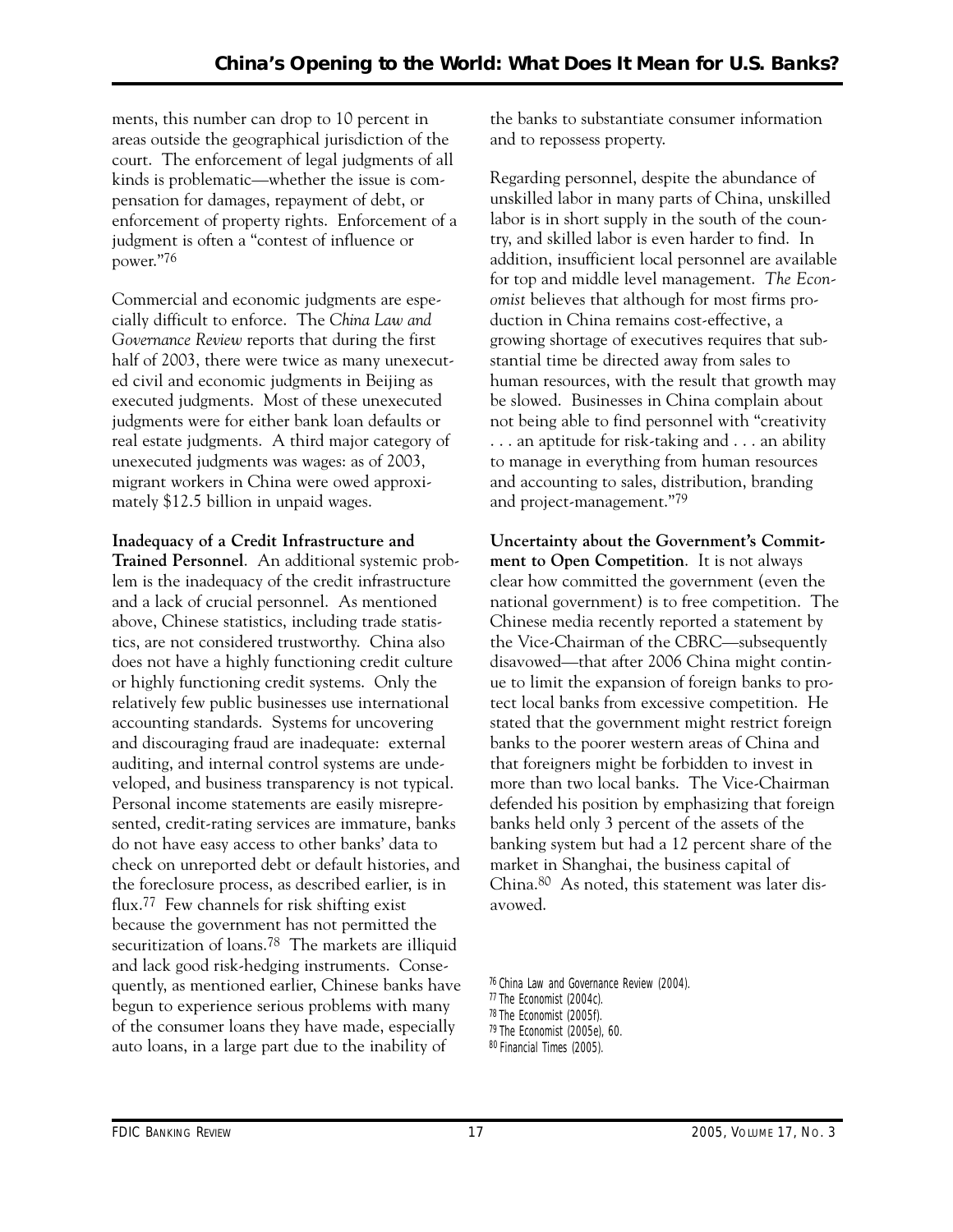ments, this number can drop to 10 percent in areas outside the geographical jurisdiction of the court. The enforcement of legal judgments of all kinds is problematic—whether the issue is compensation for damages, repayment of debt, or enforcement of property rights. Enforcement of a judgment is often a "contest of influence or power."[76]

Commercial and economic judgments are especially difficult to enforce. The *China Law and Governance Review* reports that during the first half of 2003, there were twice as many unexecuted civil and economic judgments in Beijing as executed judgments. Most of these unexecuted judgments were for either bank loan defaults or real estate judgments. A third major category of unexecuted judgments was wages: as of 2003, migrant workers in China were owed approximately $12.5 billion in unpaid wages.

**Inadequacy of a Credit Infrastructure and Trained Personnel**. An additional systemic problem is the inadequacy of the credit infrastructure and a lack of crucial personnel. As mentioned above, Chinese statistics, including trade statistics, are not considered trustworthy. China also does not have a highly functioning credit culture or highly functioning credit systems. Only the relatively few public businesses use international accounting standards. Systems for uncovering and discouraging fraud are inadequate: external auditing, and internal control systems are undeveloped, and business transparency is not typical. Personal income statements are easily misrepresented, credit-rating services are immature, banks do not have easy access to other banks' data to check on unreported debt or default histories, and the foreclosure process, as described earlier, is in flux.[77] Few channels for risk shifting exist because the government has not permitted the securitization of loans.[78] The markets are illiquid and lack good risk-hedging instruments. Consequently, as mentioned earlier, Chinese banks have begun to experience serious problems with many of the consumer loans they have made, especially auto loans, in a large part due to the inability of the banks to substantiate consumer information and to repossess property.

Regarding personnel, despite the abundance of unskilled labor in many parts of China, unskilled labor is in short supply in the south of the country, and skilled labor is even harder to find. In addition, insufficient local personnel are available for top and middle level management. *The Economist* believes that although for most firms production in China remains cost-effective, a growing shortage of executives requires that substantial time be directed away from sales to human resources, with the result that growth may be slowed. Businesses in China complain about not being able to find personnel with "creativity . . . an aptitude for risk-taking and . . . an ability to manage in everything from human resources and accounting to sales, distribution, branding and project-management."[79]

**Uncertainty about the Government's Commitment to Open Competition**. It is not always clear how committed the government (even the national government) is to free competition. The Chinese media recently reported a statement by the Vice-Chairman of the CBRC—subsequently disavowed—that after 2006 China might continue to limit the expansion of foreign banks to protect local banks from excessive competition. He stated that the government might restrict foreign banks to the poorer western areas of China and that foreigners might be forbidden to invest in more than two local banks. The Vice-Chairman defended his position by emphasizing that foreign banks held only 3 percent of the assets of the banking system but had a 12 percent share of the market in Shanghai, the business capital of China.[80] As noted, this statement was later disavowed.

[76] China Law and Governance Review (2004).
[77] The Economist (2004c).
[78] The Economist (2005f).
[79] The Economist (2005e), 60.
[80] Financial Times (2005).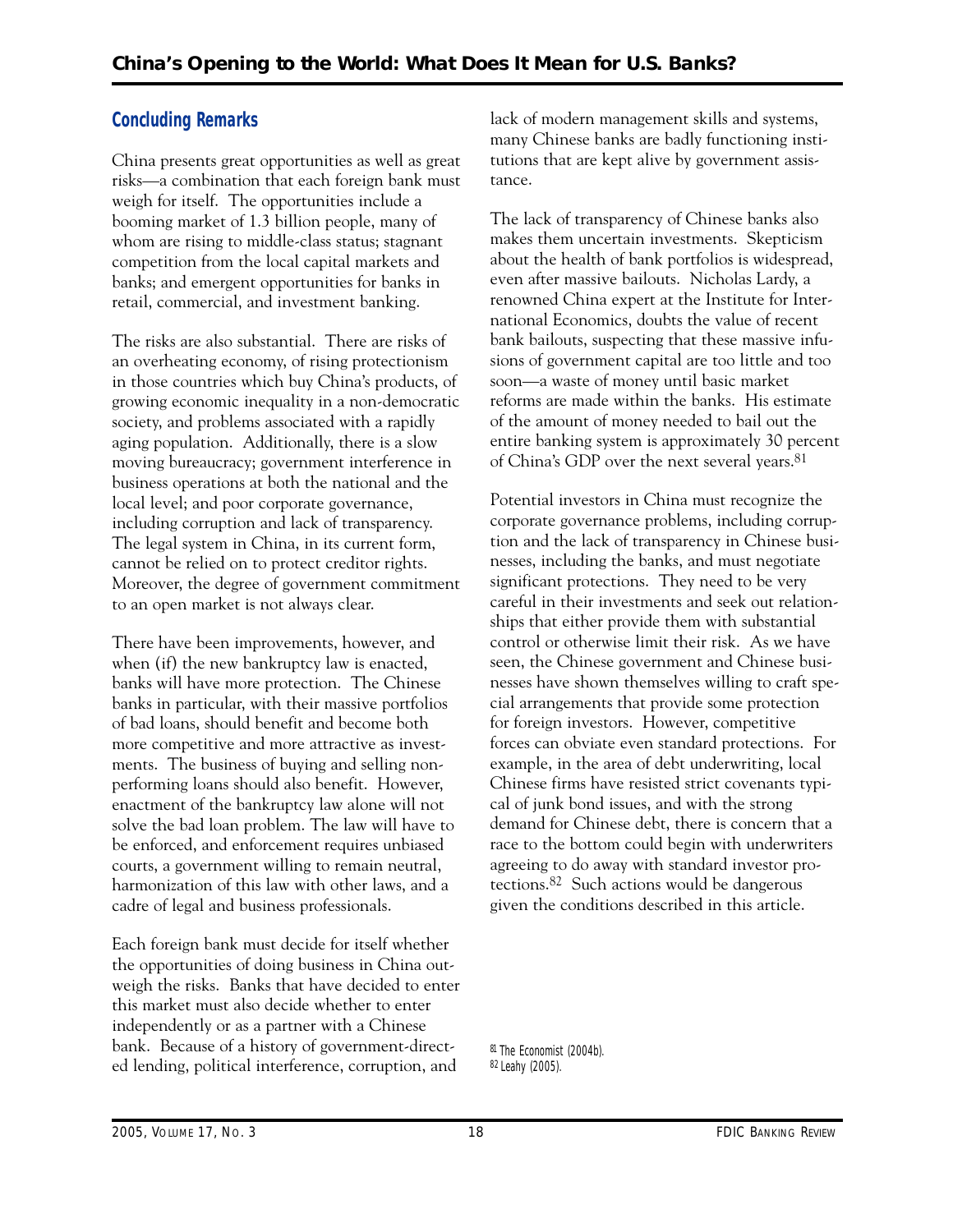## Concluding Remarks

China presents great opportunities as well as great risks—a combination that each foreign bank must weigh for itself. The opportunities include a booming market of 1.3 billion people, many of whom are rising to middle-class status; stagnant competition from the local capital markets and banks; and emergent opportunities for banks in retail, commercial, and investment banking.

The risks are also substantial. There are risks of an overheating economy, of rising protectionism in those countries which buy China's products, of growing economic inequality in a non-democratic society, and problems associated with a rapidly aging population. Additionally, there is a slow moving bureaucracy; government interference in business operations at both the national and the local level; and poor corporate governance, including corruption and lack of transparency. The legal system in China, in its current form, cannot be relied on to protect creditor rights. Moreover, the degree of government commitment to an open market is not always clear.

There have been improvements, however, and when (if) the new bankruptcy law is enacted, banks will have more protection. The Chinese banks in particular, with their massive portfolios of bad loans, should benefit and become both more competitive and more attractive as investments. The business of buying and selling nonperforming loans should also benefit. However, enactment of the bankruptcy law alone will not solve the bad loan problem. The law will have to be enforced, and enforcement requires unbiased courts, a government willing to remain neutral, harmonization of this law with other laws, and a cadre of legal and business professionals.

Each foreign bank must decide for itself whether the opportunities of doing business in China outweigh the risks. Banks that have decided to enter this market must also decide whether to enter independently or as a partner with a Chinese bank. Because of a history of government-directed lending, political interference, corruption, and lack of modern management skills and systems, many Chinese banks are badly functioning institutions that are kept alive by government assistance.

The lack of transparency of Chinese banks also makes them uncertain investments. Skepticism about the health of bank portfolios is widespread, even after massive bailouts. Nicholas Lardy, a renowned China expert at the Institute for International Economics, doubts the value of recent bank bailouts, suspecting that these massive infusions of government capital are too little and too soon—a waste of money until basic market reforms are made within the banks. His estimate of the amount of money needed to bail out the entire banking system is approximately 30 percent of China's GDP over the next several years.[81]

Potential investors in China must recognize the corporate governance problems, including corruption and the lack of transparency in Chinese businesses, including the banks, and must negotiate significant protections. They need to be very careful in their investments and seek out relationships that either provide them with substantial control or otherwise limit their risk. As we have seen, the Chinese government and Chinese businesses have shown themselves willing to craft special arrangements that provide some protection for foreign investors. However, competitive forces can obviate even standard protections. For example, in the area of debt underwriting, local Chinese firms have resisted strict covenants typical of junk bond issues, and with the strong demand for Chinese debt, there is concern that a race to the bottom could begin with underwriters agreeing to do away with standard investor protections.[82] Such actions would be dangerous given the conditions described in this article.

[81] The Economist (2004b).
[82] Leahy (2005).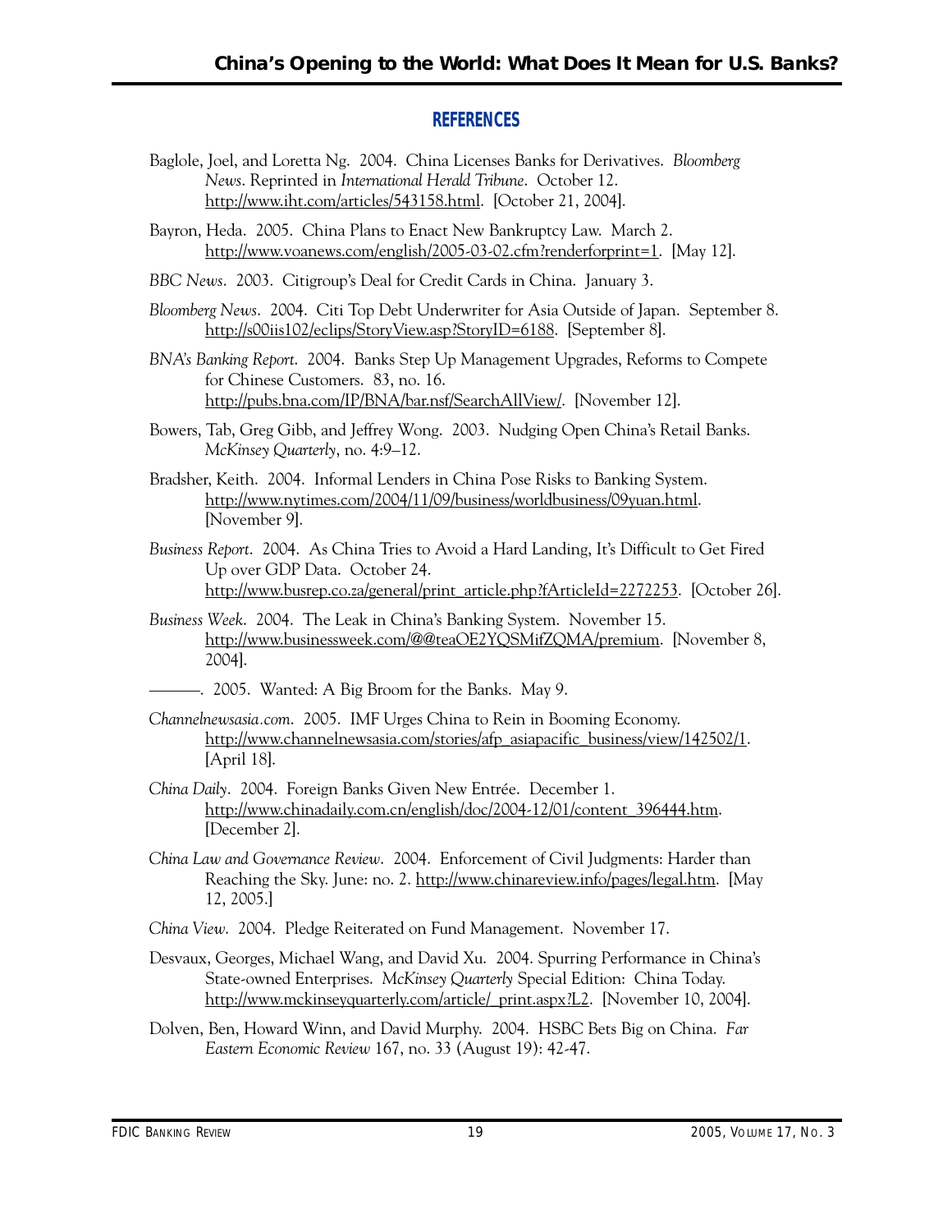## REFERENCES

Baglole, Joel, and Loretta Ng. 2004. China Licenses Banks for Derivatives. *Bloomberg News*. Reprinted in *International Herald Tribune*. October 12. http://www.iht.com/articles/543158.html. [October 21, 2004].

Bayron, Heda. 2005. China Plans to Enact New Bankruptcy Law. March 2. http://www.voanews.com/english/2005-03-02.cfm?renderforprint=1. [May 12].

*BBC News*. 2003. Citigroup's Deal for Credit Cards in China. January 3.

*Bloomberg News*. 2004. Citi Top Debt Underwriter for Asia Outside of Japan. September 8. http://s00iis102/eclips/StoryView.asp?StoryID=6188. [September 8].

*BNA's Banking Report*. 2004. Banks Step Up Management Upgrades, Reforms to Compete for Chinese Customers. 83, no. 16. http://pubs.bna.com/IP/BNA/bar.nsf/SearchAllView/. [November 12].

Bowers, Tab, Greg Gibb, and Jeffrey Wong. 2003. Nudging Open China's Retail Banks. *McKinsey Quarterly*, no. 4:9–12.

Bradsher, Keith. 2004. Informal Lenders in China Pose Risks to Banking System. http://www.nytimes.com/2004/11/09/business/worldbusiness/09yuan.html. [November 9].

*Business Report*. 2004. As China Tries to Avoid a Hard Landing, It's Difficult to Get Fired Up over GDP Data. October 24. http://www.busrep.co.za/general/print_article.php?fArticleId=2272253. [October 26].

*Business Week*. 2004. The Leak in China's Banking System. November 15. http://www.businessweek.com/@@teaOE2YQSMifZQMA/premium. [November 8, 2004].

———. 2005. Wanted: A Big Broom for the Banks. May 9.

*Channelnewsasia.com*. 2005. IMF Urges China to Rein in Booming Economy. http://www.channelnewsasia.com/stories/afp_asiapacific_business/view/142502/1. [April 18].

*China Daily*. 2004. Foreign Banks Given New Entrée. December 1. http://www.chinadaily.com.cn/english/doc/2004-12/01/content_396444.htm. [December 2].

*China Law and Governance Review*. 2004. Enforcement of Civil Judgments: Harder than Reaching the Sky. June: no. 2. http://www.chinareview.info/pages/legal.htm. [May 12, 2005.]

*China View*. 2004. Pledge Reiterated on Fund Management. November 17.

Desvaux, Georges, Michael Wang, and David Xu. 2004. Spurring Performance in China's State-owned Enterprises. *McKinsey Quarterly* Special Edition: China Today. http://www.mckinseyquarterly.com/article/_print.aspx?L2. [November 10, 2004].

Dolven, Ben, Howard Winn, and David Murphy. 2004. HSBC Bets Big on China. *Far Eastern Economic Review* 167, no. 33 (August 19): 42-47.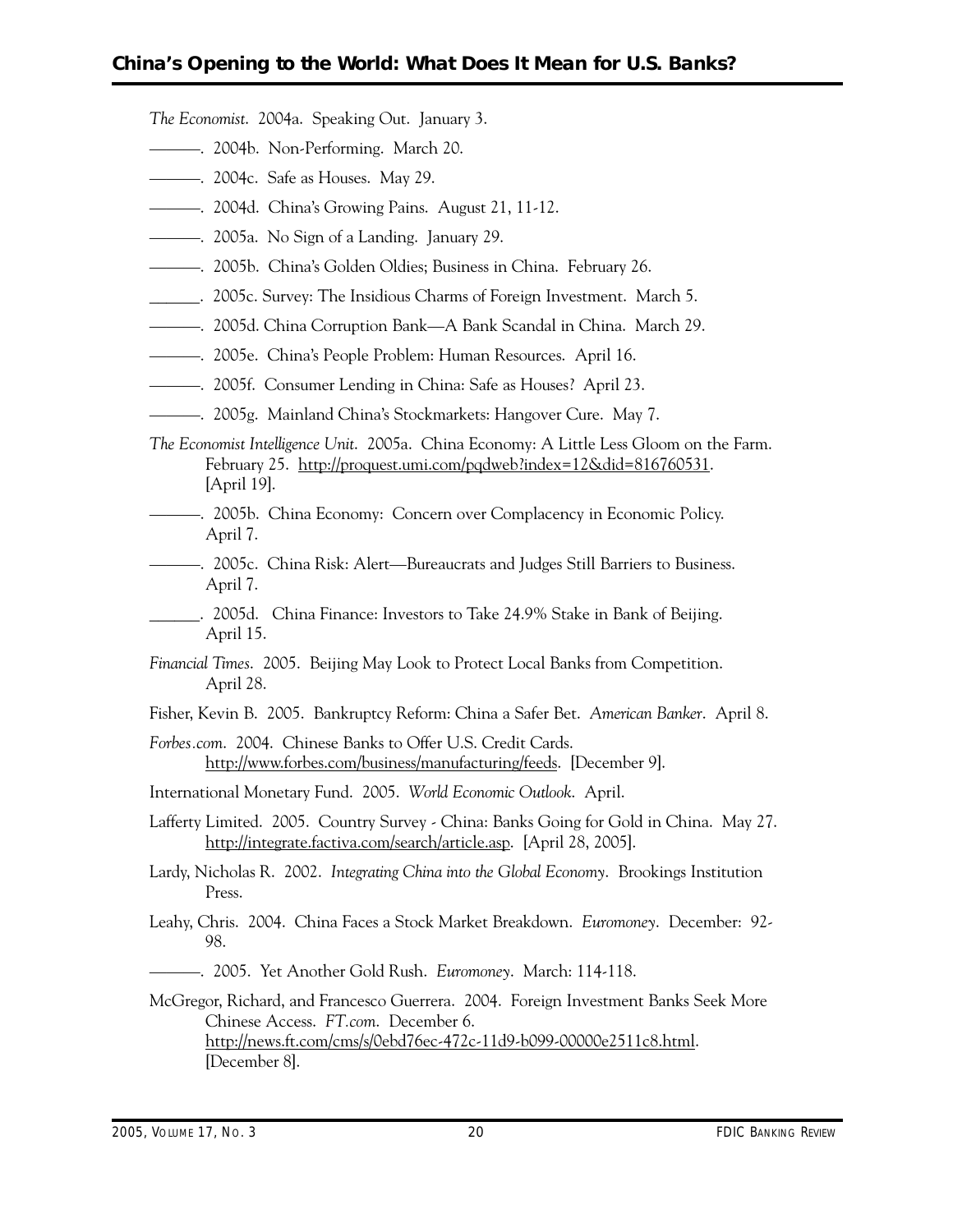*The Economist*. 2004a. Speaking Out. January 3.

———. 2004b. Non-Performing. March 20.

———. 2004c. Safe as Houses. May 29.

———. 2004d. China's Growing Pains. August 21, 11-12.

———. 2005a. No Sign of a Landing. January 29.

———. 2005b. China's Golden Oldies; Business in China. February 26.

______. 2005c. Survey: The Insidious Charms of Foreign Investment. March 5.

———. 2005d. China Corruption Bank—A Bank Scandal in China. March 29.

———. 2005e. China's People Problem: Human Resources. April 16.

———. 2005f. Consumer Lending in China: Safe as Houses? April 23.

———. 2005g. Mainland China's Stockmarkets: Hangover Cure. May 7.

*The Economist Intelligence Unit*. 2005a. China Economy: A Little Less Gloom on the Farm. February 25. http://proquest.umi.com/pqdweb?index=12&did=816760531. [April 19].

———. 2005b. China Economy: Concern over Complacency in Economic Policy. April 7.

———. 2005c. China Risk: Alert—Bureaucrats and Judges Still Barriers to Business. April 7.

______. 2005d. China Finance: Investors to Take 24.9% Stake in Bank of Beijing. April 15.

*Financial Times*. 2005. Beijing May Look to Protect Local Banks from Competition. April 28.

Fisher, Kevin B. 2005. Bankruptcy Reform: China a Safer Bet. *American Banker*. April 8.

*Forbes.com*. 2004. Chinese Banks to Offer U.S. Credit Cards. http://www.forbes.com/business/manufacturing/feeds. [December 9].

International Monetary Fund. 2005. *World Economic Outlook*. April.

Lafferty Limited. 2005. Country Survey - China: Banks Going for Gold in China. May 27. http://integrate.factiva.com/search/article.asp. [April 28, 2005].

Lardy, Nicholas R. 2002. *Integrating China into the Global Economy*. Brookings Institution Press.

Leahy, Chris. 2004. China Faces a Stock Market Breakdown. *Euromoney*. December: 92-98.

———. 2005. Yet Another Gold Rush. *Euromoney*. March: 114-118.

McGregor, Richard, and Francesco Guerrera. 2004. Foreign Investment Banks Seek More Chinese Access. *FT.com*. December 6. http://news.ft.com/cms/s/0ebd76ec-472c-11d9-b099-00000e2511c8.html. [December 8].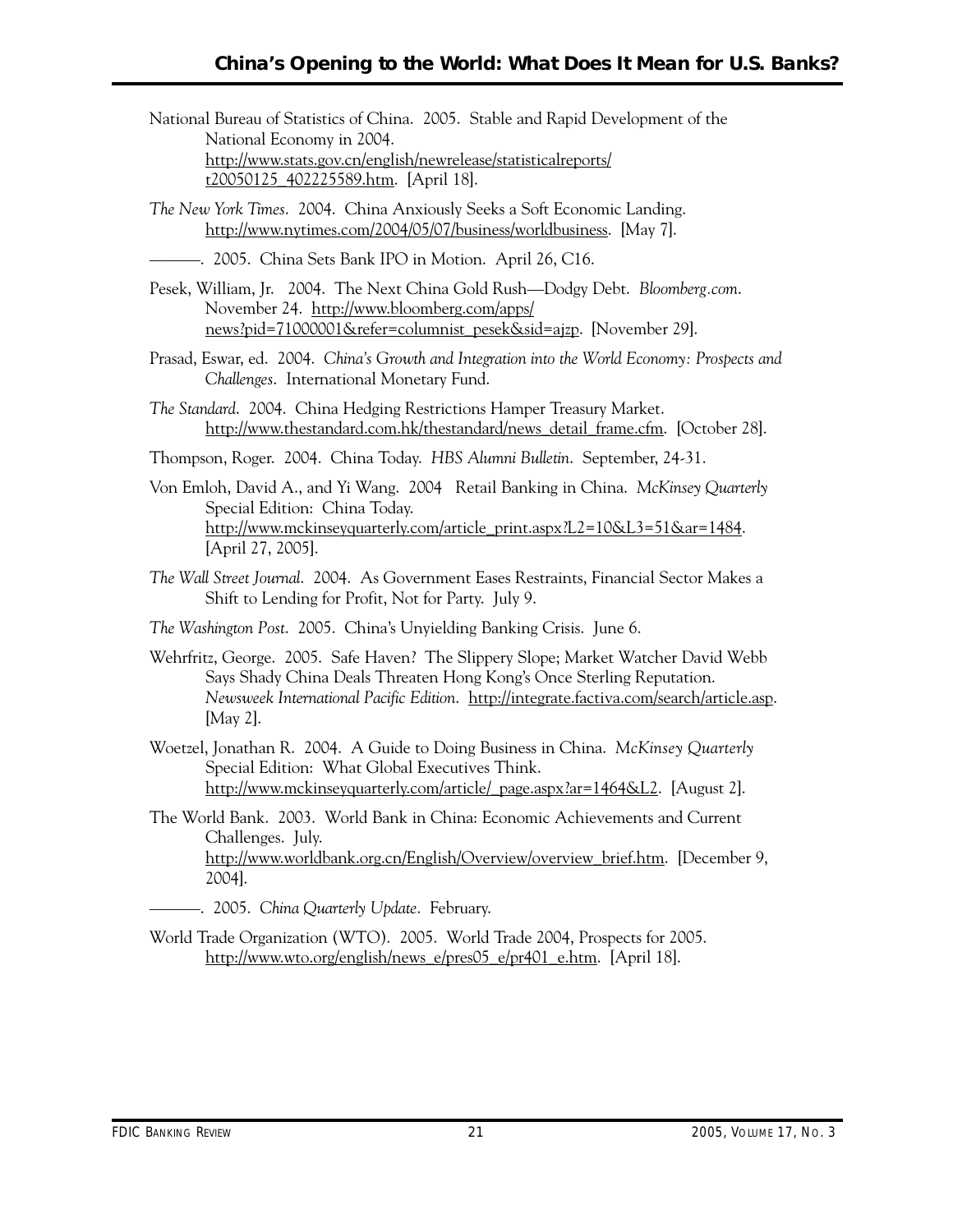National Bureau of Statistics of China. 2005. Stable and Rapid Development of the National Economy in 2004. http://www.stats.gov.cn/english/newrelease/statisticalreports/t20050125_402225589.htm. [April 18].

*The New York Times*. 2004. China Anxiously Seeks a Soft Economic Landing. http://www.nytimes.com/2004/05/07/business/worldbusiness. [May 7].

———. 2005. China Sets Bank IPO in Motion. April 26, C16.

Pesek, William, Jr. 2004. The Next China Gold Rush—Dodgy Debt. *Bloomberg.com*. November 24. http://www.bloomberg.com/apps/news?pid=71000001&refer=columnist_pesek&sid=ajzp. [November 29].

Prasad, Eswar, ed. 2004. *China's Growth and Integration into the World Economy: Prospects and Challenges*. International Monetary Fund.

*The Standard*. 2004. China Hedging Restrictions Hamper Treasury Market. http://www.thestandard.com.hk/thestandard/news_detail_frame.cfm. [October 28].

Thompson, Roger. 2004. China Today. *HBS Alumni Bulletin*. September, 24-31.

Von Emloh, David A., and Yi Wang. 2004 Retail Banking in China. *McKinsey Quarterly* Special Edition: China Today. http://www.mckinseyquarterly.com/article_print.aspx?L2=10&L3=51&ar=1484. [April 27, 2005].

*The Wall Street Journal*. 2004. As Government Eases Restraints, Financial Sector Makes a Shift to Lending for Profit, Not for Party. July 9.

*The Washington Post*. 2005. China's Unyielding Banking Crisis. June 6.

Wehrfritz, George. 2005. Safe Haven? The Slippery Slope; Market Watcher David Webb Says Shady China Deals Threaten Hong Kong's Once Sterling Reputation. *Newsweek International Pacific Edition*. http://integrate.factiva.com/search/article.asp. [May 2].

Woetzel, Jonathan R. 2004. A Guide to Doing Business in China. *McKinsey Quarterly* Special Edition: What Global Executives Think. http://www.mckinseyquarterly.com/article/_page.aspx?ar=1464&L2. [August 2].

The World Bank. 2003. World Bank in China: Economic Achievements and Current Challenges. July. http://www.worldbank.org.cn/English/Overview/overview_brief.htm. [December 9, 2004].

———. 2005. *China Quarterly Update*. February.

World Trade Organization (WTO). 2005. World Trade 2004, Prospects for 2005. http://www.wto.org/english/news_e/pres05_e/pr401_e.htm. [April 18].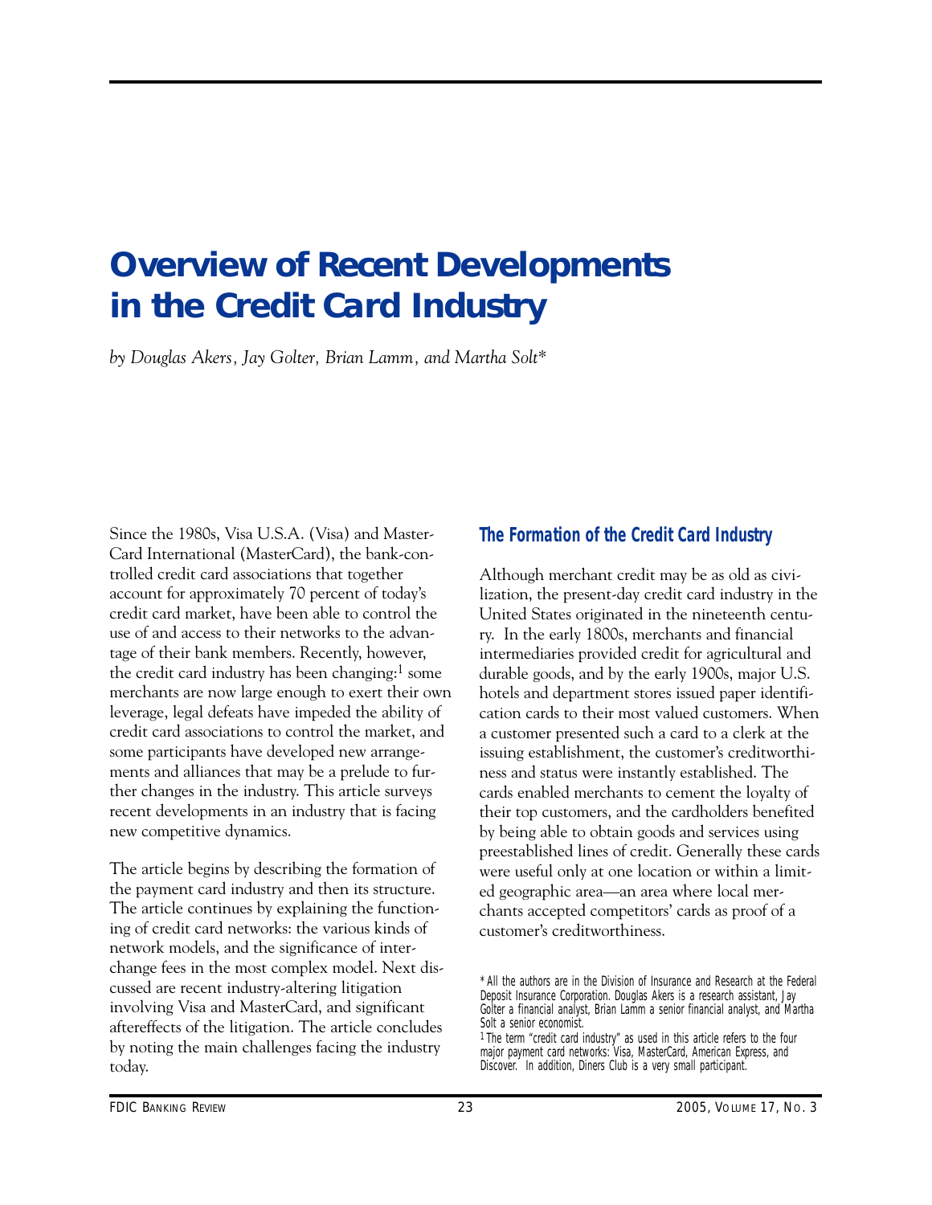# Overview of Recent Developments in the Credit Card Industry

*by Douglas Akers, Jay Golter, Brian Lamm, and Martha Solt\**

Since the 1980s, Visa U.S.A. (Visa) and MasterCard International (MasterCard), the bank-controlled credit card associations that together account for approximately 70 percent of today's credit card market, have been able to control the use of and access to their networks to the advantage of their bank members. Recently, however, the credit card industry has been changing:[1] some merchants are now large enough to exert their own leverage, legal defeats have impeded the ability of credit card associations to control the market, and some participants have developed new arrangements and alliances that may be a prelude to further changes in the industry. This article surveys recent developments in an industry that is facing new competitive dynamics.

The article begins by describing the formation of the payment card industry and then its structure. The article continues by explaining the functioning of credit card networks: the various kinds of network models, and the significance of interchange fees in the most complex model. Next discussed are recent industry-altering litigation involving Visa and MasterCard, and significant aftereffects of the litigation. The article concludes by noting the main challenges facing the industry today.

## The Formation of the Credit Card Industry

Although merchant credit may be as old as civilization, the present-day credit card industry in the United States originated in the nineteenth century. In the early 1800s, merchants and financial intermediaries provided credit for agricultural and durable goods, and by the early 1900s, major U.S. hotels and department stores issued paper identification cards to their most valued customers. When a customer presented such a card to a clerk at the issuing establishment, the customer's creditworthiness and status were instantly established. The cards enabled merchants to cement the loyalty of their top customers, and the cardholders benefited by being able to obtain goods and services using preestablished lines of credit. Generally these cards were useful only at one location or within a limited geographic area—an area where local merchants accepted competitors' cards as proof of a customer's creditworthiness.

\*All the authors are in the Division of Insurance and Research at the Federal Deposit Insurance Corporation. Douglas Akers is a research assistant, Jay Golter a financial analyst, Brian Lamm a senior financial analyst, and Martha Solt a senior economist.

[1] The term "credit card industry" as used in this article refers to the four major payment card networks: Visa, MasterCard, American Express, and Discover. In addition, Diners Club is a very small participant.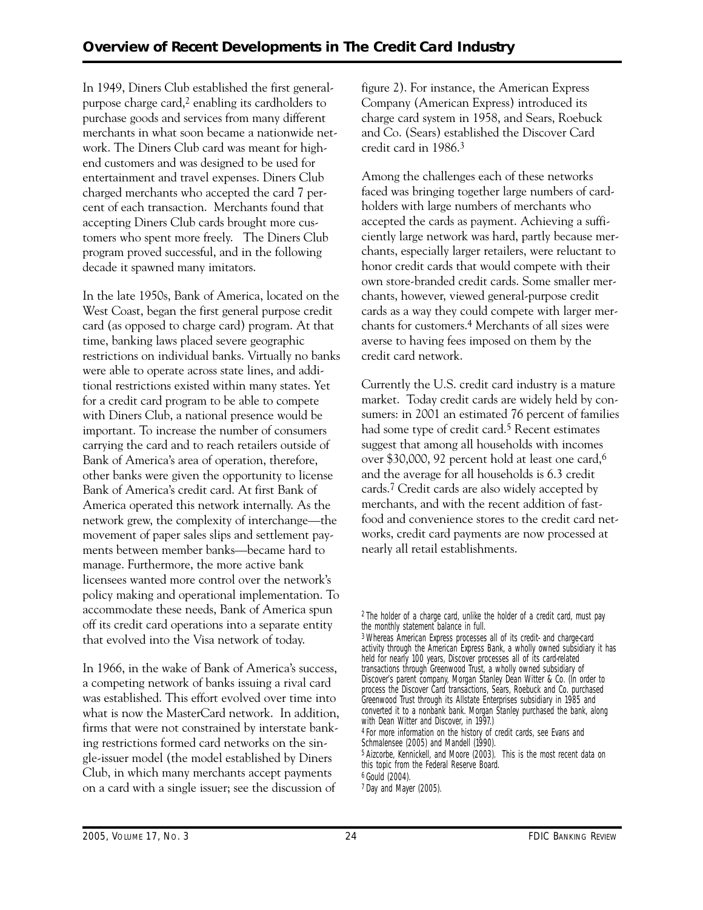In 1949, Diners Club established the first general-purpose charge card,[2] enabling its cardholders to purchase goods and services from many different merchants in what soon became a nationwide network. The Diners Club card was meant for high-end customers and was designed to be used for entertainment and travel expenses. Diners Club charged merchants who accepted the card 7 percent of each transaction. Merchants found that accepting Diners Club cards brought more customers who spent more freely. The Diners Club program proved successful, and in the following decade it spawned many imitators.

In the late 1950s, Bank of America, located on the West Coast, began the first general purpose credit card (as opposed to charge card) program. At that time, banking laws placed severe geographic restrictions on individual banks. Virtually no banks were able to operate across state lines, and additional restrictions existed within many states. Yet for a credit card program to be able to compete with Diners Club, a national presence would be important. To increase the number of consumers carrying the card and to reach retailers outside of Bank of America's area of operation, therefore, other banks were given the opportunity to license Bank of America's credit card. At first Bank of America operated this network internally. As the network grew, the complexity of interchange—the movement of paper sales slips and settlement payments between member banks—became hard to manage. Furthermore, the more active bank licensees wanted more control over the network's policy making and operational implementation. To accommodate these needs, Bank of America spun off its credit card operations into a separate entity that evolved into the Visa network of today.

In 1966, in the wake of Bank of America's success, a competing network of banks issuing a rival card was established. This effort evolved over time into what is now the MasterCard network. In addition, firms that were not constrained by interstate banking restrictions formed card networks on the single-issuer model (the model established by Diners Club, in which many merchants accept payments on a card with a single issuer; see the discussion of figure 2). For instance, the American Express Company (American Express) introduced its charge card system in 1958, and Sears, Roebuck and Co. (Sears) established the Discover Card credit card in 1986.[3]

Among the challenges each of these networks faced was bringing together large numbers of cardholders with large numbers of merchants who accepted the cards as payment. Achieving a sufficiently large network was hard, partly because merchants, especially larger retailers, were reluctant to honor credit cards that would compete with their own store-branded credit cards. Some smaller merchants, however, viewed general-purpose credit cards as a way they could compete with larger merchants for customers.[4] Merchants of all sizes were averse to having fees imposed on them by the credit card network.

Currently the U.S. credit card industry is a mature market. Today credit cards are widely held by consumers: in 2001 an estimated 76 percent of families had some type of credit card.[5] Recent estimates suggest that among all households with incomes over $30,000, 92 percent hold at least one card,[6] and the average for all households is 6.3 credit cards.[7] Credit cards are also widely accepted by merchants, and with the recent addition of fast-food and convenience stores to the credit card networks, credit card payments are now processed at nearly all retail establishments.

---

[2] The holder of a charge card, unlike the holder of a credit card, must pay the monthly statement balance in full.

[3] Whereas American Express processes all of its credit- and charge-card activity through the American Express Bank, a wholly owned subsidiary it has held for nearly 100 years, Discover processes all of its card-related transactions through Greenwood Trust, a wholly owned subsidiary of Discover's parent company, Morgan Stanley Dean Witter & Co. (In order to process the Discover Card transactions, Sears, Roebuck and Co. purchased Greenwood Trust through its Allstate Enterprises subsidiary in 1985 and converted it to a nonbank bank. Morgan Stanley purchased the bank, along with Dean Witter and Discover, in 1997.)

[4] For more information on the history of credit cards, see Evans and Schmalensee (2005) and Mandell (1990).

[5] Aizcorbe, Kennickell, and Moore (2003). This is the most recent data on this topic from the Federal Reserve Board.

[6] Gould (2004).

[7] Day and Mayer (2005).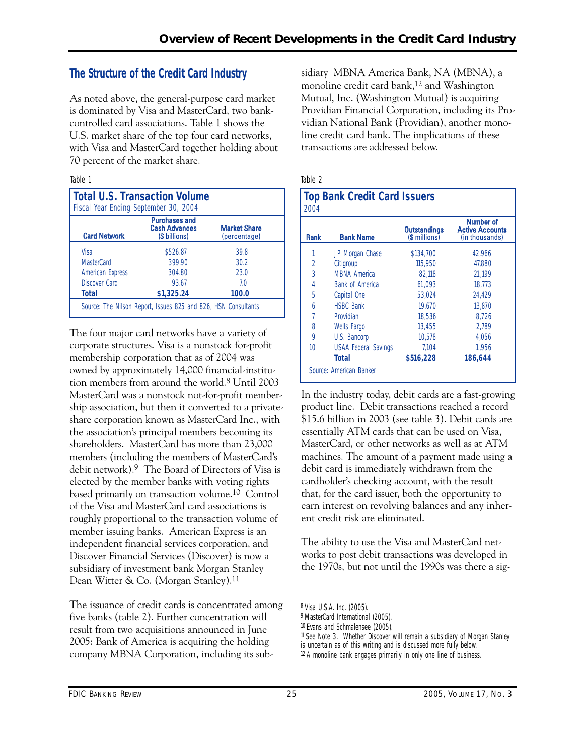## The Structure of the Credit Card Industry

As noted above, the general-purpose card market is dominated by Visa and MasterCard, two bank-controlled card associations. Table 1 shows the U.S. market share of the top four card networks, with Visa and MasterCard together holding about 70 percent of the market share.

Table 1

**Total U.S. Transaction Volume**
Fiscal Year Ending September 30, 2004

| Card Network | Purchases and Cash Advances ($ billions) | Market Share (percentage) |
|---|---|---|
| Visa | $526.87 | 39.8 |
| MasterCard | 399.90 | 30.2 |
| American Express | 304.80 | 23.0 |
| Discover Card | 93.67 | 7.0 |
| **Total** | **$1,325.24** | **100.0** |

Source: The Nilson Report, Issues 825 and 826, HSN Consultants

The four major card networks have a variety of corporate structures. Visa is a nonstock for-profit membership corporation that as of 2004 was owned by approximately 14,000 financial-institution members from around the world.[8] Until 2003 MasterCard was a nonstock not-for-profit membership association, but then it converted to a private-share corporation known as MasterCard Inc., with the association's principal members becoming its shareholders. MasterCard has more than 23,000 members (including the members of MasterCard's debit network).[9] The Board of Directors of Visa is elected by the member banks with voting rights based primarily on transaction volume.[10] Control of the Visa and MasterCard card associations is roughly proportional to the transaction volume of member issuing banks. American Express is an independent financial services corporation, and Discover Financial Services (Discover) is now a subsidiary of investment bank Morgan Stanley Dean Witter & Co. (Morgan Stanley).[11]

The issuance of credit cards is concentrated among five banks (table 2). Further concentration will result from two acquisitions announced in June 2005: Bank of America is acquiring the holding company MBNA Corporation, including its subsidiary MBNA America Bank, NA (MBNA), a monoline credit card bank,[12] and Washington Mutual, Inc. (Washington Mutual) is acquiring Providian Financial Corporation, including its Providian National Bank (Providian), another monoline credit card bank. The implications of these transactions are addressed below.

Table 2

**Top Bank Credit Card Issuers**
2004

| Rank | Bank Name | Outstandings ($ millions) | Number of Active Accounts (in thousands) |
|---|---|---|---|
| 1 | JP Morgan Chase | $134,700 | 42,966 |
| 2 | Citigroup | 115,950 | 47,880 |
| 3 | MBNA America | 82,118 | 21,199 |
| 4 | Bank of America | 61,093 | 18,773 |
| 5 | Capital One | 53,024 | 24,429 |
| 6 | HSBC Bank | 19,670 | 13,870 |
| 7 | Providian | 18,536 | 8,726 |
| 8 | Wells Fargo | 13,455 | 2,789 |
| 9 | U.S. Bancorp | 10,578 | 4,056 |
| 10 | USAA Federal Savings | 7,104 | 1,956 |
| | **Total** | **$516,228** | **186,644** |

Source: American Banker

In the industry today, debit cards are a fast-growing product line. Debit transactions reached a record $15.6 billion in 2003 (see table 3). Debit cards are essentially ATM cards that can be used on Visa, MasterCard, or other networks as well as at ATM machines. The amount of a payment made using a debit card is immediately withdrawn from the cardholder's checking account, with the result that, for the card issuer, both the opportunity to earn interest on revolving balances and any inherent credit risk are eliminated.

The ability to use the Visa and MasterCard networks to post debit transactions was developed in the 1970s, but not until the 1990s was there a sig-

[8] Visa U.S.A. Inc. (2005).
[9] MasterCard International (2005).
[10] Evans and Schmalensee (2005).
[11] See Note 3. Whether Discover will remain a subsidiary of Morgan Stanley is uncertain as of this writing and is discussed more fully below.
[12] A monoline bank engages primarily in only one line of business.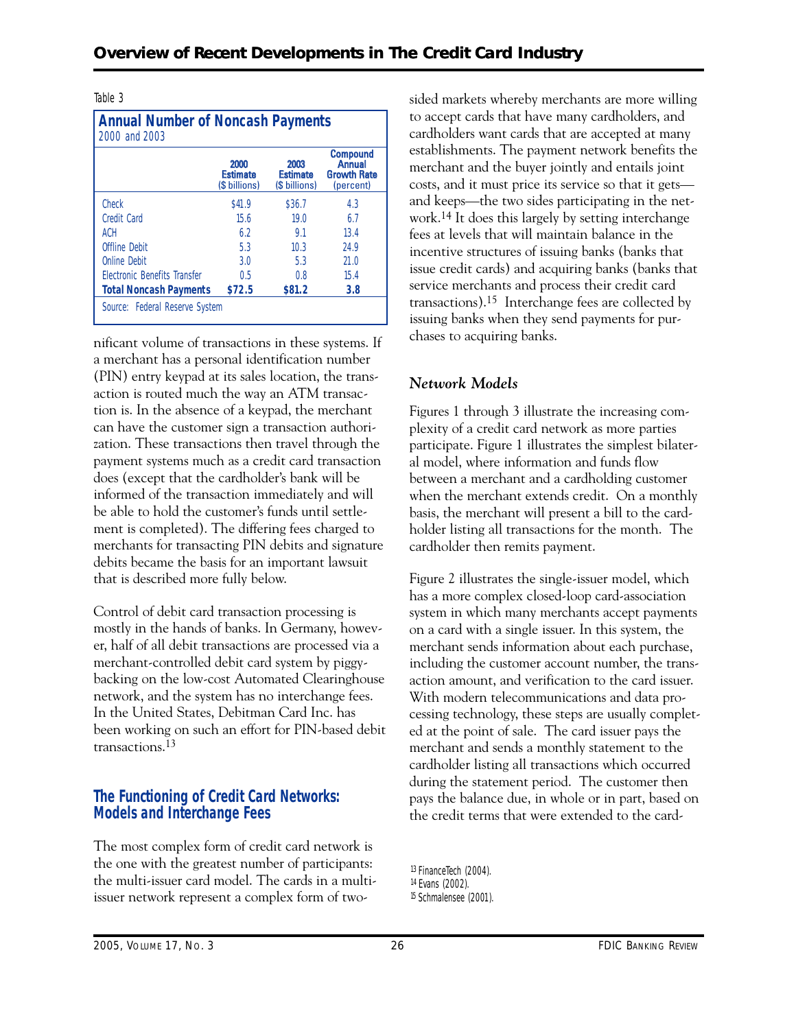Table 3

**Annual Number of Noncash Payments**
2000 and 2003

| | 2000 Estimate ($ billions) | 2003 Estimate ($ billions) | Compound Annual Growth Rate (percent) |
|---|---|---|---|
| Check | $41.9 | $36.7 | 4.3 |
| Credit Card | 15.6 | 19.0 | 6.7 |
| ACH | 6.2 | 9.1 | 13.4 |
| Offline Debit | 5.3 | 10.3 | 24.9 |
| Online Debit | 3.0 | 5.3 | 21.0 |
| Electronic Benefits Transfer | 0.5 | 0.8 | 15.4 |
| **Total Noncash Payments** | **$72.5** | **$81.2** | **3.8** |

Source: Federal Reserve System

nificant volume of transactions in these systems. If a merchant has a personal identification number (PIN) entry keypad at its sales location, the transaction is routed much the way an ATM transaction is. In the absence of a keypad, the merchant can have the customer sign a transaction authorization. These transactions then travel through the payment systems much as a credit card transaction does (except that the cardholder's bank will be informed of the transaction immediately and will be able to hold the customer's funds until settlement is completed). The differing fees charged to merchants for transacting PIN debits and signature debits became the basis for an important lawsuit that is described more fully below.

Control of debit card transaction processing is mostly in the hands of banks. In Germany, however, half of all debit transactions are processed via a merchant-controlled debit card system by piggybacking on the low-cost Automated Clearinghouse network, and the system has no interchange fees. In the United States, Debitman Card Inc. has been working on such an effort for PIN-based debit transactions.[13]

## The Functioning of Credit Card Networks: Models and Interchange Fees

The most complex form of credit card network is the one with the greatest number of participants: the multi-issuer card model. The cards in a multi-issuer network represent a complex form of two-sided markets whereby merchants are more willing to accept cards that have many cardholders, and cardholders want cards that are accepted at many establishments. The payment network benefits the merchant and the buyer jointly and entails joint costs, and it must price its service so that it gets—and keeps—the two sides participating in the network.[14] It does this largely by setting interchange fees at levels that will maintain balance in the incentive structures of issuing banks (banks that issue credit cards) and acquiring banks (banks that service merchants and process their credit card transactions).[15] Interchange fees are collected by issuing banks when they send payments for purchases to acquiring banks.

### *Network Models*

Figures 1 through 3 illustrate the increasing complexity of a credit card network as more parties participate. Figure 1 illustrates the simplest bilateral model, where information and funds flow between a merchant and a cardholding customer when the merchant extends credit. On a monthly basis, the merchant will present a bill to the cardholder listing all transactions for the month. The cardholder then remits payment.

Figure 2 illustrates the single-issuer model, which has a more complex closed-loop card-association system in which many merchants accept payments on a card with a single issuer. In this system, the merchant sends information about each purchase, including the customer account number, the transaction amount, and verification to the card issuer. With modern telecommunications and data processing technology, these steps are usually completed at the point of sale. The card issuer pays the merchant and sends a monthly statement to the cardholder listing all transactions which occurred during the statement period. The customer then pays the balance due, in whole or in part, based on the credit terms that were extended to the card-

[13] FinanceTech (2004).
[14] Evans (2002).
[15] Schmalensee (2001).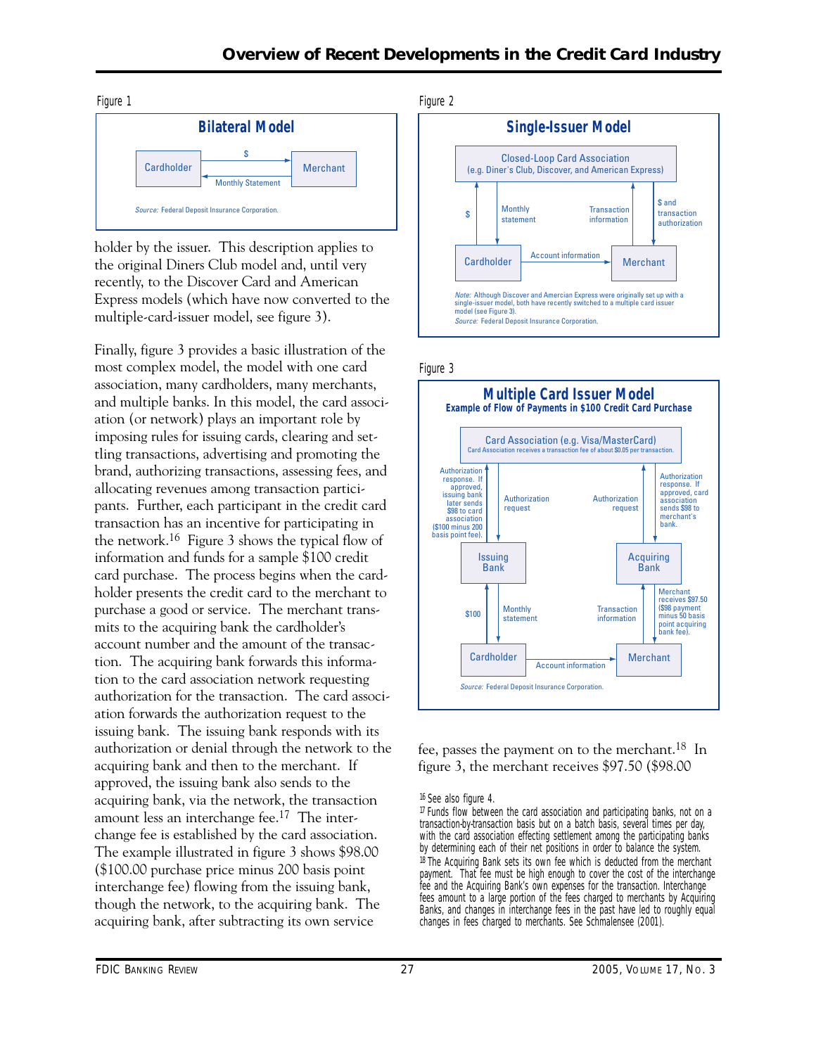Figure 1

**Bilateral Model**

Cardholder → $ → Merchant
Merchant → Monthly Statement → Cardholder

*Source:* Federal Deposit Insurance Corporation.

Figure 2

**Single-Issuer Model**

Closed-Loop Card Association (e.g. Diner's Club, Discover, and American Express)

Cardholder → $ → Closed-Loop Card Association
Closed-Loop Card Association → Monthly statement → Cardholder
Merchant → Transaction information → Closed-Loop Card Association
Closed-Loop Card Association → $ and transaction authorization → Merchant
Cardholder → Account information → Merchant

*Note:* Although Discover and American Express were originally set up with a single-issuer model, both have recently switched to a multiple card issuer model (see Figure 3).
*Source:* Federal Deposit Insurance Corporation.

holder by the issuer. This description applies to the original Diners Club model and, until very recently, to the Discover Card and American Express models (which have now converted to the multiple-card-issuer model, see figure 3).

Finally, figure 3 provides a basic illustration of the most complex model, the model with one card association, many cardholders, many merchants, and multiple banks. In this model, the card association (or network) plays an important role by imposing rules for issuing cards, clearing and settling transactions, advertising and promoting the brand, authorizing transactions, assessing fees, and allocating revenues among transaction participants. Further, each participant in the credit card transaction has an incentive for participating in the network.[16] Figure 3 shows the typical flow of information and funds for a sample $100 credit card purchase. The process begins when the cardholder presents the credit card to the merchant to purchase a good or service. The merchant transmits to the acquiring bank the cardholder's account number and the amount of the transaction. The acquiring bank forwards this information to the card association network requesting authorization for the transaction. The card association forwards the authorization request to the issuing bank. The issuing bank responds with its authorization or denial through the network to the acquiring bank and then to the merchant. If approved, the issuing bank also sends to the acquiring bank, via the network, the transaction amount less an interchange fee.[17] The interchange fee is established by the card association. The example illustrated in figure 3 shows $98.00 ($100.00 purchase price minus 200 basis point interchange fee) flowing from the issuing bank, though the network, to the acquiring bank. The acquiring bank, after subtracting its own service

Figure 3

**Multiple Card Issuer Model**
**Example of Flow of Payments in $100 Credit Card Purchase**

Card Association (e.g. Visa/MasterCard)
Card Association receives a transaction fee of about $0.05 per transaction.

Issuing Bank → Authorization response. If approved, issuing bank later sends $98 to card association ($100 minus 200 basis point fee). → Card Association
Card Association → Authorization request → Issuing Bank
Acquiring Bank → Authorization request → Card Association
Card Association → Authorization response. If approved, card association sends $98 to merchant's bank. → Acquiring Bank
Cardholder → $100 → Issuing Bank
Issuing Bank → Monthly statement → Cardholder
Merchant → Transaction information → Acquiring Bank
Acquiring Bank → Merchant receives $97.50 ($98 payment minus 50 basis point acquiring bank fee). → Merchant
Cardholder → Account information → Merchant

*Source:* Federal Deposit Insurance Corporation.

fee, passes the payment on to the merchant.[18] In figure 3, the merchant receives $97.50 ($98.00

[16] See also figure 4.

[17] Funds flow between the card association and participating banks, not on a transaction-by-transaction basis but on a batch basis, several times per day, with the card association effecting settlement among the participating banks by determining each of their net positions in order to balance the system.

[18] The Acquiring Bank sets its own fee which is deducted from the merchant payment. That fee must be high enough to cover the cost of the interchange fee and the Acquiring Bank's own expenses for the transaction. Interchange fees amount to a large portion of the fees charged to merchants by Acquiring Banks, and changes in interchange fees in the past have led to roughly equal changes in fees charged to merchants. See Schmalensee (2001).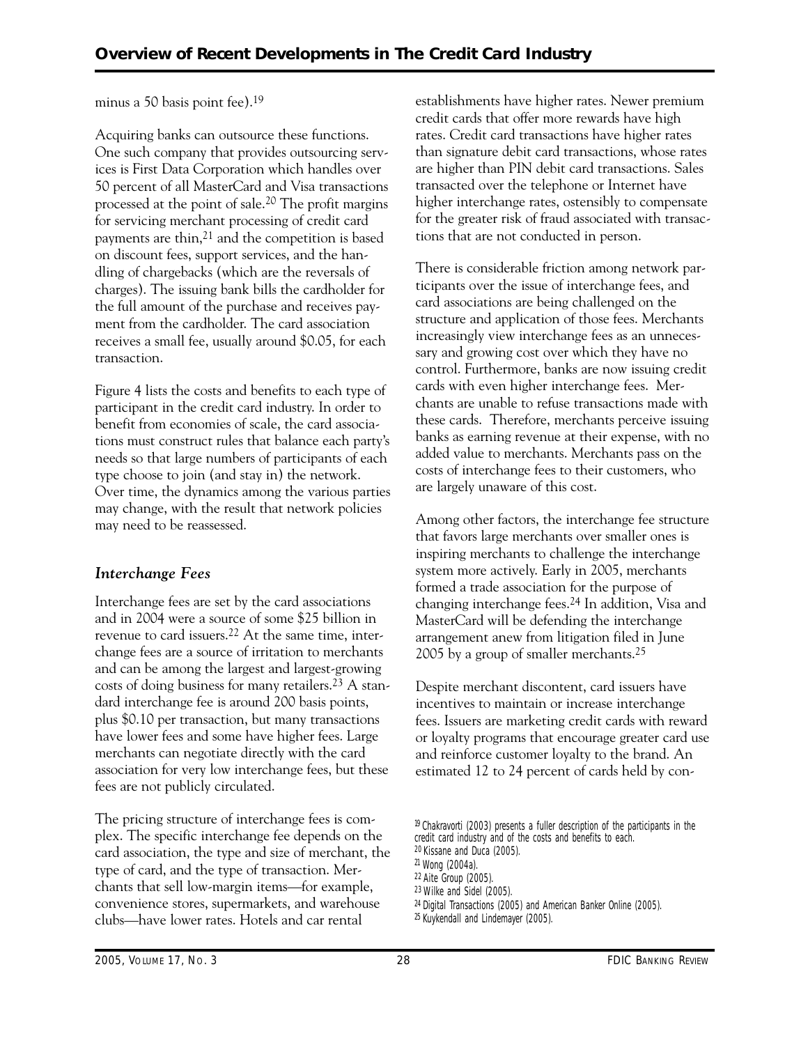minus a 50 basis point fee).[19]

Acquiring banks can outsource these functions. One such company that provides outsourcing services is First Data Corporation which handles over 50 percent of all MasterCard and Visa transactions processed at the point of sale.[20] The profit margins for servicing merchant processing of credit card payments are thin,[21] and the competition is based on discount fees, support services, and the handling of chargebacks (which are the reversals of charges). The issuing bank bills the cardholder for the full amount of the purchase and receives payment from the cardholder. The card association receives a small fee, usually around $0.05, for each transaction.

Figure 4 lists the costs and benefits to each type of participant in the credit card industry. In order to benefit from economies of scale, the card associations must construct rules that balance each party's needs so that large numbers of participants of each type choose to join (and stay in) the network. Over time, the dynamics among the various parties may change, with the result that network policies may need to be reassessed.

### *Interchange Fees*

Interchange fees are set by the card associations and in 2004 were a source of some $25 billion in revenue to card issuers.[22] At the same time, interchange fees are a source of irritation to merchants and can be among the largest and largest-growing costs of doing business for many retailers.[23] A standard interchange fee is around 200 basis points, plus $0.10 per transaction, but many transactions have lower fees and some have higher fees. Large merchants can negotiate directly with the card association for very low interchange fees, but these fees are not publicly circulated.

The pricing structure of interchange fees is complex. The specific interchange fee depends on the card association, the type and size of merchant, the type of card, and the type of transaction. Merchants that sell low-margin items—for example, convenience stores, supermarkets, and warehouse clubs—have lower rates. Hotels and car rental establishments have higher rates. Newer premium credit cards that offer more rewards have high rates. Credit card transactions have higher rates than signature debit card transactions, whose rates are higher than PIN debit card transactions. Sales transacted over the telephone or Internet have higher interchange rates, ostensibly to compensate for the greater risk of fraud associated with transactions that are not conducted in person.

There is considerable friction among network participants over the issue of interchange fees, and card associations are being challenged on the structure and application of those fees. Merchants increasingly view interchange fees as an unnecessary and growing cost over which they have no control. Furthermore, banks are now issuing credit cards with even higher interchange fees. Merchants are unable to refuse transactions made with these cards. Therefore, merchants perceive issuing banks as earning revenue at their expense, with no added value to merchants. Merchants pass on the costs of interchange fees to their customers, who are largely unaware of this cost.

Among other factors, the interchange fee structure that favors large merchants over smaller ones is inspiring merchants to challenge the interchange system more actively. Early in 2005, merchants formed a trade association for the purpose of changing interchange fees.[24] In addition, Visa and MasterCard will be defending the interchange arrangement anew from litigation filed in June 2005 by a group of smaller merchants.[25]

Despite merchant discontent, card issuers have incentives to maintain or increase interchange fees. Issuers are marketing credit cards with reward or loyalty programs that encourage greater card use and reinforce customer loyalty to the brand. An estimated 12 to 24 percent of cards held by con-

---

[19] Chakravorti (2003) presents a fuller description of the participants in the credit card industry and of the costs and benefits to each.
[20] Kissane and Duca (2005).
[21] Wong (2004a).
[22] Aite Group (2005).
[23] Wilke and Sidel (2005).
[24] Digital Transactions (2005) and American Banker Online (2005).
[25] Kuykendall and Lindemayer (2005).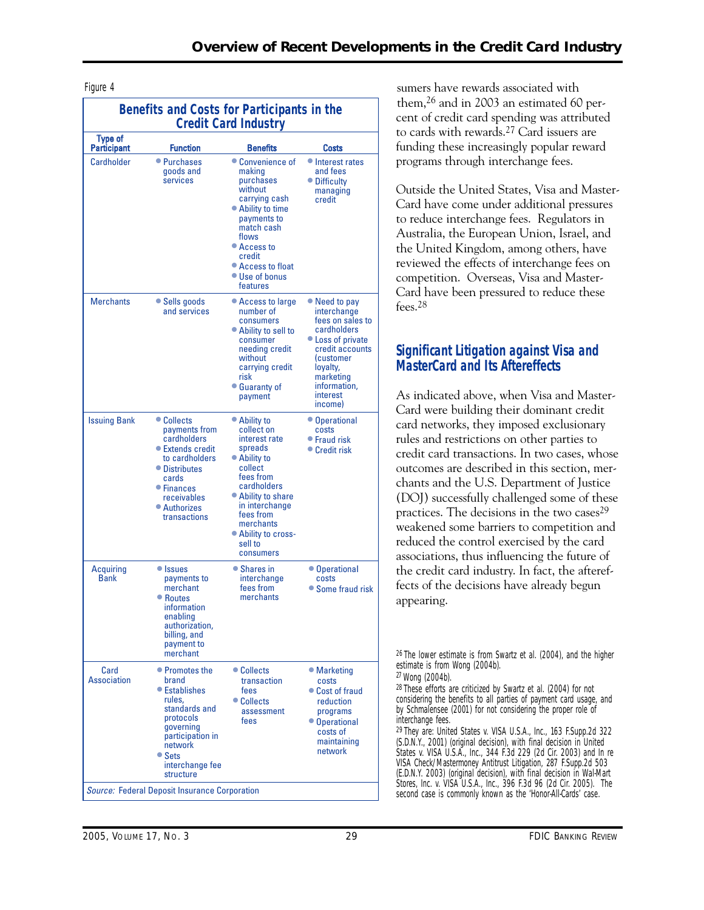Figure 4

**Benefits and Costs for Participants in the Credit Card Industry**

| Type of Participant | Function | Benefits | Costs |
|---|---|---|---|
| Cardholder | • Purchases goods and services | • Convenience of making purchases without carrying cash<br>• Ability to time payments to match cash flows<br>• Access to credit<br>• Access to float<br>• Use of bonus features | • Interest rates and fees<br>• Difficulty managing credit |
| Merchants | • Sells goods and services | • Access to large number of consumers<br>• Ability to sell to consumer needing credit without carrying credit risk<br>• Guaranty of payment | • Need to pay interchange fees on sales to cardholders<br>• Loss of private credit accounts (customer loyalty, marketing information, interest income) |
| Issuing Bank | • Collects payments from cardholders<br>• Extends credit to cardholders<br>• Distributes cards<br>• Finances receivables<br>• Authorizes transactions | • Ability to collect on interest rate spreads<br>• Ability to collect fees from cardholders<br>• Ability to share in interchange fees from merchants<br>• Ability to cross-sell to consumers | • Operational costs<br>• Fraud risk<br>• Credit risk |
| Acquiring Bank | • Issues payments to merchant<br>• Routes information enabling authorization, billing, and payment to merchant | • Shares in interchange fees from merchants | • Operational costs<br>• Some fraud risk |
| Card Association | • Promotes the brand<br>• Establishes rules, standards and protocols governing participation in network<br>• Sets interchange fee structure | • Collects transaction fees<br>• Collects assessment fees | • Marketing costs<br>• Cost of fraud reduction programs<br>• Operational costs of maintaining network |

*Source:* Federal Deposit Insurance Corporation

sumers have rewards associated with them,[26] and in 2003 an estimated 60 percent of credit card spending was attributed to cards with rewards.[27] Card issuers are funding these increasingly popular reward programs through interchange fees.

Outside the United States, Visa and MasterCard have come under additional pressures to reduce interchange fees. Regulators in Australia, the European Union, Israel, and the United Kingdom, among others, have reviewed the effects of interchange fees on competition. Overseas, Visa and MasterCard have been pressured to reduce these fees.[28]

## Significant Litigation against Visa and MasterCard and Its Aftereffects

As indicated above, when Visa and MasterCard were building their dominant credit card networks, they imposed exclusionary rules and restrictions on other parties to credit card transactions. In two cases, whose outcomes are described in this section, merchants and the U.S. Department of Justice (DOJ) successfully challenged some of these practices. The decisions in the two cases[29] weakened some barriers to competition and reduced the control exercised by the card associations, thus influencing the future of the credit card industry. In fact, the aftereffects of the decisions have already begun appearing.

[26] The lower estimate is from Swartz et al. (2004), and the higher estimate is from Wong (2004b).

[27] Wong (2004b).

[28] These efforts are criticized by Swartz et al. (2004) for not considering the benefits to all parties of payment card usage, and by Schmalensee (2001) for not considering the proper role of interchange fees.

[29] They are: United States v. VISA U.S.A., Inc., 163 F.Supp.2d 322 (S.D.N.Y., 2001) (original decision), with final decision in United States v. VISA U.S.A., Inc., 344 F.3d 229 (2d Cir. 2003) and In re VISA Check/Mastermoney Antitrust Litigation, 287 F.Supp.2d 503 (E.D.N.Y. 2003) (original decision), with final decision in Wal-Mart Stores, Inc. v. VISA U.S.A., Inc., 396 F.3d 96 (2d Cir. 2005). The second case is commonly known as the 'Honor-All-Cards' case.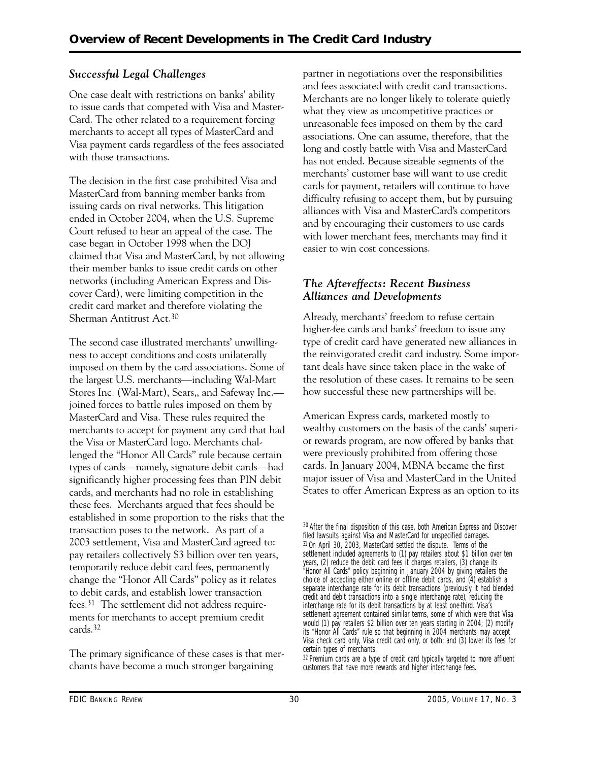### *Successful Legal Challenges*

One case dealt with restrictions on banks' ability to issue cards that competed with Visa and MasterCard. The other related to a requirement forcing merchants to accept all types of MasterCard and Visa payment cards regardless of the fees associated with those transactions.

The decision in the first case prohibited Visa and MasterCard from banning member banks from issuing cards on rival networks. This litigation ended in October 2004, when the U.S. Supreme Court refused to hear an appeal of the case. The case began in October 1998 when the DOJ claimed that Visa and MasterCard, by not allowing their member banks to issue credit cards on other networks (including American Express and Discover Card), were limiting competition in the credit card market and therefore violating the Sherman Antitrust Act.[30]

The second case illustrated merchants' unwillingness to accept conditions and costs unilaterally imposed on them by the card associations. Some of the largest U.S. merchants—including Wal-Mart Stores Inc. (Wal-Mart), Sears,, and Safeway Inc.—joined forces to battle rules imposed on them by MasterCard and Visa. These rules required the merchants to accept for payment any card that had the Visa or MasterCard logo. Merchants challenged the "Honor All Cards" rule because certain types of cards—namely, signature debit cards—had significantly higher processing fees than PIN debit cards, and merchants had no role in establishing these fees. Merchants argued that fees should be established in some proportion to the risks that the transaction poses to the network. As part of a 2003 settlement, Visa and MasterCard agreed to: pay retailers collectively $3 billion over ten years, temporarily reduce debit card fees, permanently change the "Honor All Cards" policy as it relates to debit cards, and establish lower transaction fees.[31] The settlement did not address requirements for merchants to accept premium credit cards.[32]

The primary significance of these cases is that merchants have become a much stronger bargaining partner in negotiations over the responsibilities and fees associated with credit card transactions. Merchants are no longer likely to tolerate quietly what they view as uncompetitive practices or unreasonable fees imposed on them by the card associations. One can assume, therefore, that the long and costly battle with Visa and MasterCard has not ended. Because sizeable segments of the merchants' customer base will want to use credit cards for payment, retailers will continue to have difficulty refusing to accept them, but by pursuing alliances with Visa and MasterCard's competitors and by encouraging their customers to use cards with lower merchant fees, merchants may find it easier to win cost concessions.

### *The Aftereffects: Recent Business Alliances and Developments*

Already, merchants' freedom to refuse certain higher-fee cards and banks' freedom to issue any type of credit card have generated new alliances in the reinvigorated credit card industry. Some important deals have since taken place in the wake of the resolution of these cases. It remains to be seen how successful these new partnerships will be.

American Express cards, marketed mostly to wealthy customers on the basis of the cards' superior rewards program, are now offered by banks that were previously prohibited from offering those cards. In January 2004, MBNA became the first major issuer of Visa and MasterCard in the United States to offer American Express as an option to its

---

[30] After the final disposition of this case, both American Express and Discover filed lawsuits against Visa and MasterCard for unspecified damages.

[31] On April 30, 2003, MasterCard settled the dispute. Terms of the settlement included agreements to (1) pay retailers about $1 billion over ten years, (2) reduce the debit card fees it charges retailers, (3) change its "Honor All Cards" policy beginning in January 2004 by giving retailers the choice of accepting either online or offline debit cards, and (4) establish a separate interchange rate for its debit transactions (previously it had blended credit and debit transactions into a single interchange rate), reducing the interchange rate for its debit transactions by at least one-third. Visa's settlement agreement contained similar terms, some of which were that Visa would (1) pay retailers $2 billion over ten years starting in 2004; (2) modify its "Honor All Cards" rule so that beginning in 2004 merchants may accept Visa check card only, Visa credit card only, or both; and (3) lower its fees for certain types of merchants.

[32] Premium cards are a type of credit card typically targeted to more affluent customers that have more rewards and higher interchange fees.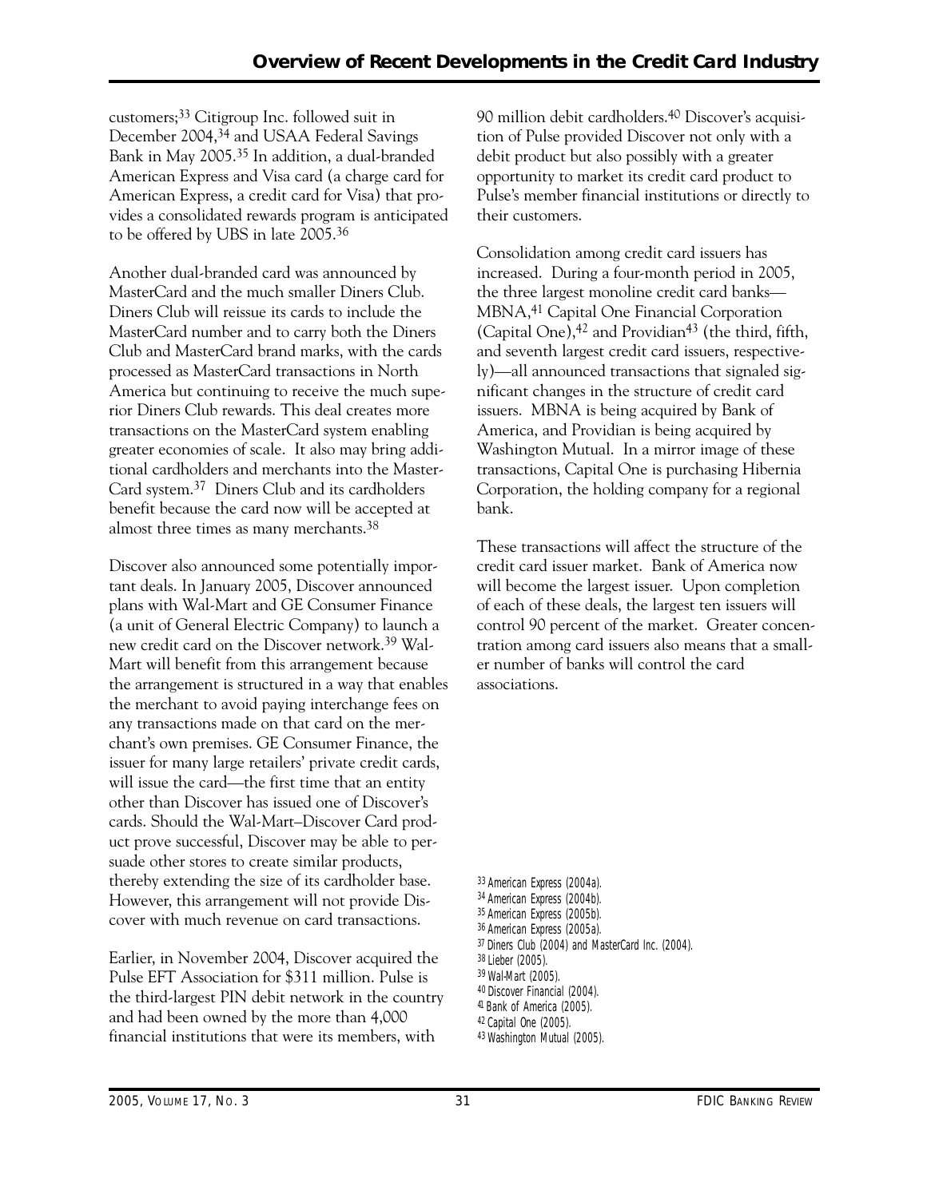customers;[33] Citigroup Inc. followed suit in December 2004,[34] and USAA Federal Savings Bank in May 2005.[35] In addition, a dual-branded American Express and Visa card (a charge card for American Express, a credit card for Visa) that provides a consolidated rewards program is anticipated to be offered by UBS in late 2005.[36]

Another dual-branded card was announced by MasterCard and the much smaller Diners Club. Diners Club will reissue its cards to include the MasterCard number and to carry both the Diners Club and MasterCard brand marks, with the cards processed as MasterCard transactions in North America but continuing to receive the much superior Diners Club rewards. This deal creates more transactions on the MasterCard system enabling greater economies of scale. It also may bring additional cardholders and merchants into the MasterCard system.[37] Diners Club and its cardholders benefit because the card now will be accepted at almost three times as many merchants.[38]

Discover also announced some potentially important deals. In January 2005, Discover announced plans with Wal-Mart and GE Consumer Finance (a unit of General Electric Company) to launch a new credit card on the Discover network.[39] Wal-Mart will benefit from this arrangement because the arrangement is structured in a way that enables the merchant to avoid paying interchange fees on any transactions made on that card on the merchant's own premises. GE Consumer Finance, the issuer for many large retailers' private credit cards, will issue the card—the first time that an entity other than Discover has issued one of Discover's cards. Should the Wal-Mart–Discover Card product prove successful, Discover may be able to persuade other stores to create similar products, thereby extending the size of its cardholder base. However, this arrangement will not provide Discover with much revenue on card transactions.

Earlier, in November 2004, Discover acquired the Pulse EFT Association for $311 million. Pulse is the third-largest PIN debit network in the country and had been owned by the more than 4,000 financial institutions that were its members, with 90 million debit cardholders.[40] Discover's acquisition of Pulse provided Discover not only with a debit product but also possibly with a greater opportunity to market its credit card product to Pulse's member financial institutions or directly to their customers.

Consolidation among credit card issuers has increased. During a four-month period in 2005, the three largest monoline credit card banks—MBNA,[41] Capital One Financial Corporation (Capital One),[42] and Providian[43] (the third, fifth, and seventh largest credit card issuers, respectively)—all announced transactions that signaled significant changes in the structure of credit card issuers. MBNA is being acquired by Bank of America, and Providian is being acquired by Washington Mutual. In a mirror image of these transactions, Capital One is purchasing Hibernia Corporation, the holding company for a regional bank.

These transactions will affect the structure of the credit card issuer market. Bank of America now will become the largest issuer. Upon completion of each of these deals, the largest ten issuers will control 90 percent of the market. Greater concentration among card issuers also means that a smaller number of banks will control the card associations.

[33] American Express (2004a).
[34] American Express (2004b).
[35] American Express (2005b).
[36] American Express (2005a).
[37] Diners Club (2004) and MasterCard Inc. (2004).
[38] Lieber (2005).
[39] Wal-Mart (2005).
[40] Discover Financial (2004).
[41] Bank of America (2005).
[42] Capital One (2005).
[43] Washington Mutual (2005).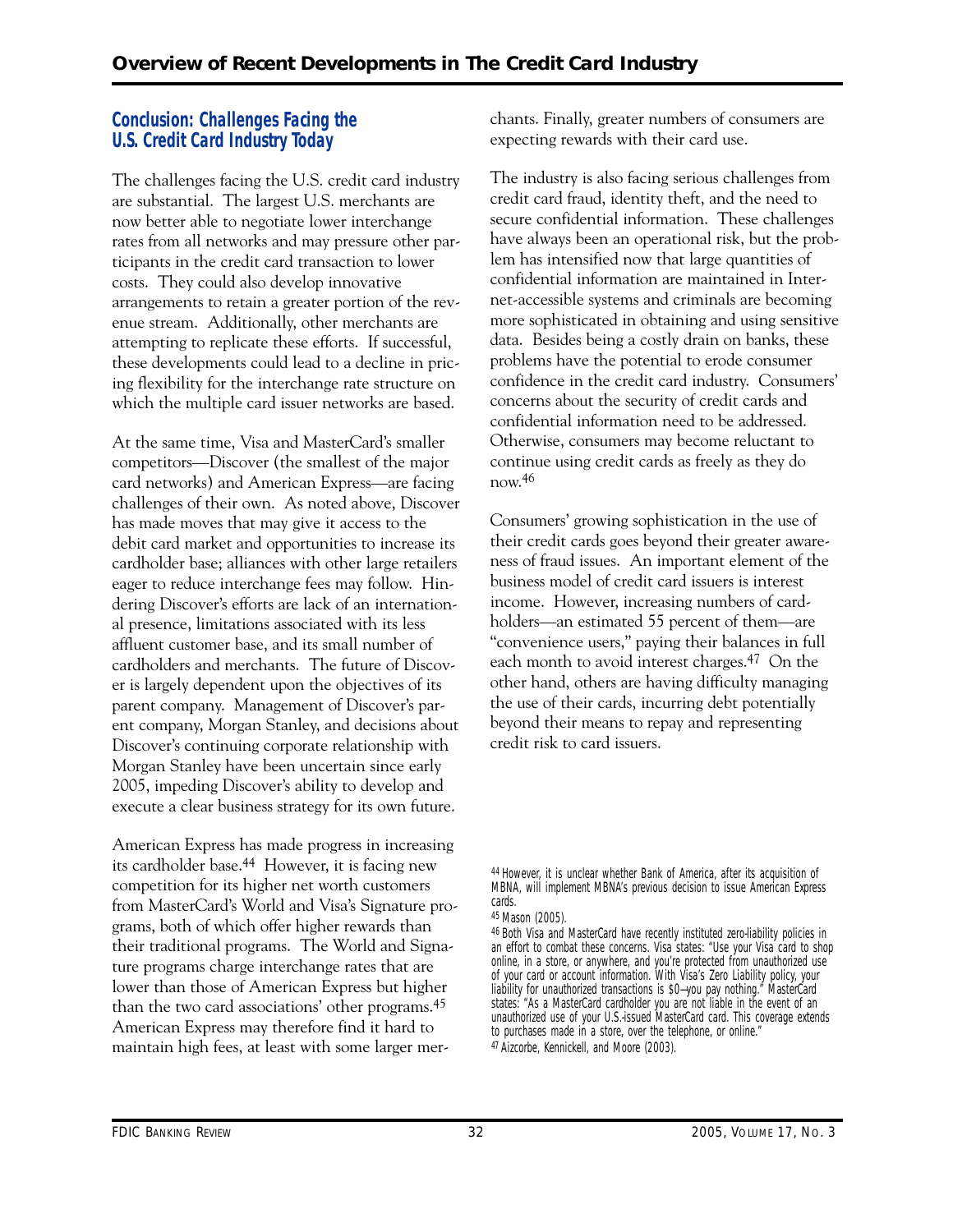## Conclusion: Challenges Facing the U.S. Credit Card Industry Today

The challenges facing the U.S. credit card industry are substantial. The largest U.S. merchants are now better able to negotiate lower interchange rates from all networks and may pressure other participants in the credit card transaction to lower costs. They could also develop innovative arrangements to retain a greater portion of the revenue stream. Additionally, other merchants are attempting to replicate these efforts. If successful, these developments could lead to a decline in pricing flexibility for the interchange rate structure on which the multiple card issuer networks are based.

At the same time, Visa and MasterCard's smaller competitors—Discover (the smallest of the major card networks) and American Express—are facing challenges of their own. As noted above, Discover has made moves that may give it access to the debit card market and opportunities to increase its cardholder base; alliances with other large retailers eager to reduce interchange fees may follow. Hindering Discover's efforts are lack of an international presence, limitations associated with its less affluent customer base, and its small number of cardholders and merchants. The future of Discover is largely dependent upon the objectives of its parent company. Management of Discover's parent company, Morgan Stanley, and decisions about Discover's continuing corporate relationship with Morgan Stanley have been uncertain since early 2005, impeding Discover's ability to develop and execute a clear business strategy for its own future.

American Express has made progress in increasing its cardholder base.[44] However, it is facing new competition for its higher net worth customers from MasterCard's World and Visa's Signature programs, both of which offer higher rewards than their traditional programs. The World and Signature programs charge interchange rates that are lower than those of American Express but higher than the two card associations' other programs.[45] American Express may therefore find it hard to maintain high fees, at least with some larger merchants. Finally, greater numbers of consumers are expecting rewards with their card use.

The industry is also facing serious challenges from credit card fraud, identity theft, and the need to secure confidential information. These challenges have always been an operational risk, but the problem has intensified now that large quantities of confidential information are maintained in Internet-accessible systems and criminals are becoming more sophisticated in obtaining and using sensitive data. Besides being a costly drain on banks, these problems have the potential to erode consumer confidence in the credit card industry. Consumers' concerns about the security of credit cards and confidential information need to be addressed. Otherwise, consumers may become reluctant to continue using credit cards as freely as they do now.[46]

Consumers' growing sophistication in the use of their credit cards goes beyond their greater awareness of fraud issues. An important element of the business model of credit card issuers is interest income. However, increasing numbers of cardholders—an estimated 55 percent of them—are "convenience users," paying their balances in full each month to avoid interest charges.[47] On the other hand, others are having difficulty managing the use of their cards, incurring debt potentially beyond their means to repay and representing credit risk to card issuers.

---

[44] However, it is unclear whether Bank of America, after its acquisition of MBNA, will implement MBNA's previous decision to issue American Express cards.

[45] Mason (2005).

[46] Both Visa and MasterCard have recently instituted zero-liability policies in an effort to combat these concerns. Visa states: "Use your Visa card to shop online, in a store, or anywhere, and you're protected from unauthorized use of your card or account information. With Visa's Zero Liability policy, your liability for unauthorized transactions is $0—you pay nothing." MasterCard states: "As a MasterCard cardholder you are not liable in the event of an unauthorized use of your U.S.-issued MasterCard card. This coverage extends to purchases made in a store, over the telephone, or online."

[47] Aizcorbe, Kennickell, and Moore (2003).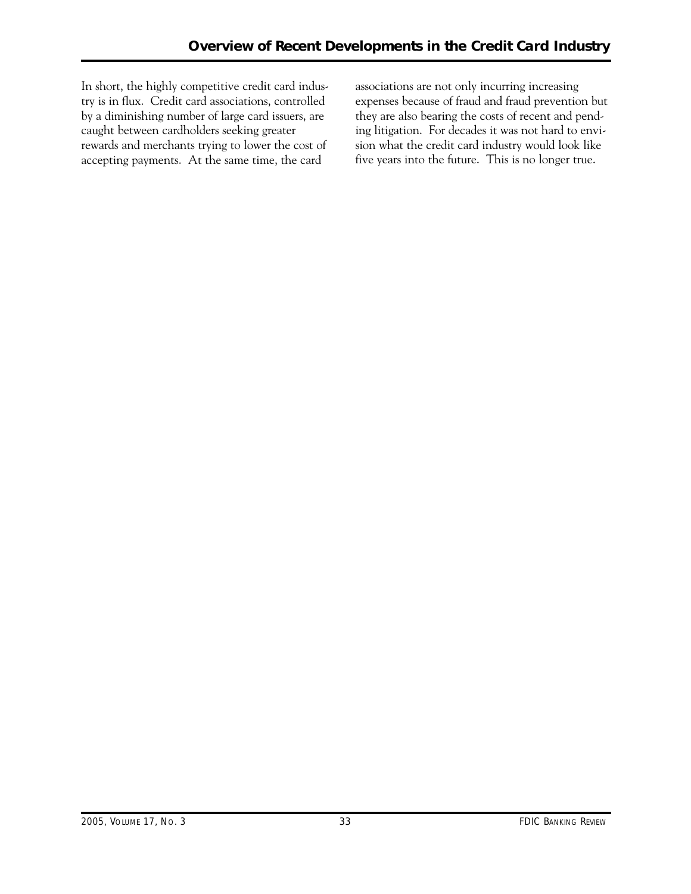In short, the highly competitive credit card industry is in flux. Credit card associations, controlled by a diminishing number of large card issuers, are caught between cardholders seeking greater rewards and merchants trying to lower the cost of accepting payments. At the same time, the card associations are not only incurring increasing expenses because of fraud and fraud prevention but they are also bearing the costs of recent and pending litigation. For decades it was not hard to envision what the credit card industry would look like five years into the future. This is no longer true.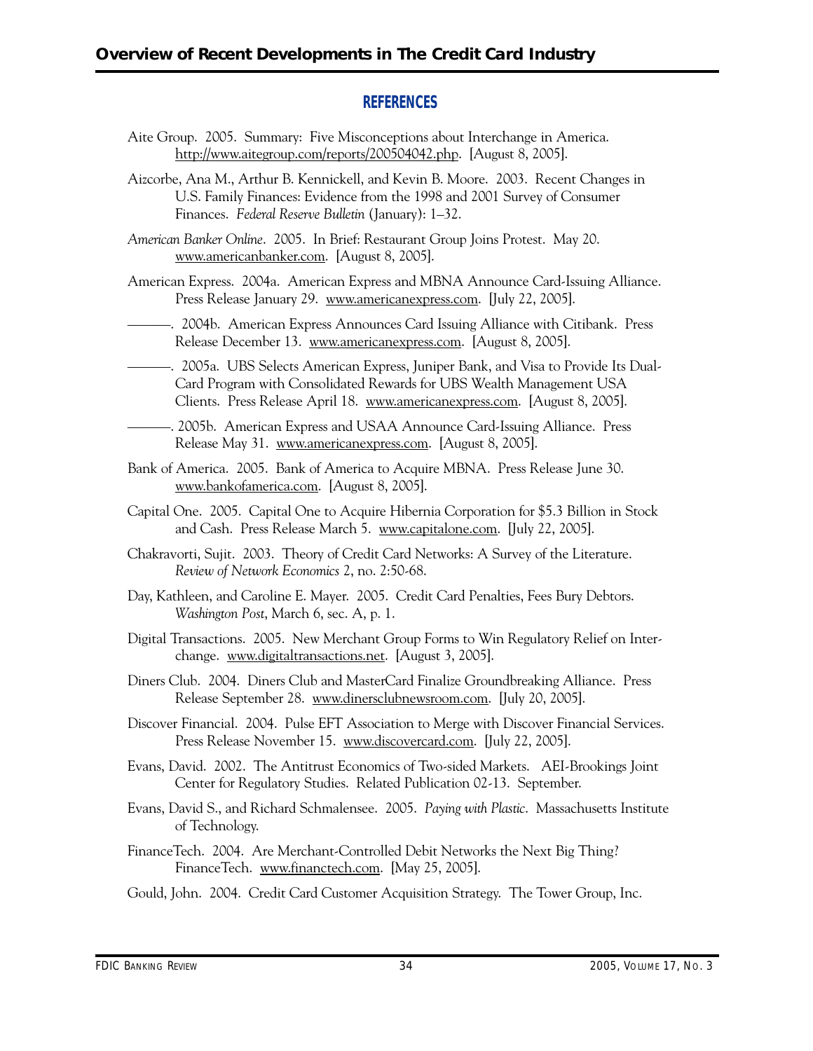## REFERENCES

Aite Group. 2005. Summary: Five Misconceptions about Interchange in America. http://www.aitegroup.com/reports/200504042.php. [August 8, 2005].

Aizcorbe, Ana M., Arthur B. Kennickell, and Kevin B. Moore. 2003. Recent Changes in U.S. Family Finances: Evidence from the 1998 and 2001 Survey of Consumer Finances. *Federal Reserve Bulletin* (January): 1–32.

*American Banker Online*. 2005. In Brief: Restaurant Group Joins Protest. May 20. www.americanbanker.com. [August 8, 2005].

American Express. 2004a. American Express and MBNA Announce Card-Issuing Alliance. Press Release January 29. www.americanexpress.com. [July 22, 2005].

———. 2004b. American Express Announces Card Issuing Alliance with Citibank. Press Release December 13. www.americanexpress.com. [August 8, 2005].

———. 2005a. UBS Selects American Express, Juniper Bank, and Visa to Provide Its Dual-Card Program with Consolidated Rewards for UBS Wealth Management USA Clients. Press Release April 18. www.americanexpress.com. [August 8, 2005].

———. 2005b. American Express and USAA Announce Card-Issuing Alliance. Press Release May 31. www.americanexpress.com. [August 8, 2005].

Bank of America. 2005. Bank of America to Acquire MBNA. Press Release June 30. www.bankofamerica.com. [August 8, 2005].

Capital One. 2005. Capital One to Acquire Hibernia Corporation for $5.3 Billion in Stock and Cash. Press Release March 5. www.capitalone.com. [July 22, 2005].

Chakravorti, Sujit. 2003. Theory of Credit Card Networks: A Survey of the Literature. *Review of Network Economics* 2, no. 2:50-68.

Day, Kathleen, and Caroline E. Mayer. 2005. Credit Card Penalties, Fees Bury Debtors. *Washington Post*, March 6, sec. A, p. 1.

Digital Transactions. 2005. New Merchant Group Forms to Win Regulatory Relief on Interchange. www.digitaltransactions.net. [August 3, 2005].

Diners Club. 2004. Diners Club and MasterCard Finalize Groundbreaking Alliance. Press Release September 28. www.dinersclubnewsroom.com. [July 20, 2005].

Discover Financial. 2004. Pulse EFT Association to Merge with Discover Financial Services. Press Release November 15. www.discovercard.com. [July 22, 2005].

Evans, David. 2002. The Antitrust Economics of Two-sided Markets. AEI-Brookings Joint Center for Regulatory Studies. Related Publication 02-13. September.

Evans, David S., and Richard Schmalensee. 2005. *Paying with Plastic*. Massachusetts Institute of Technology.

FinanceTech. 2004. Are Merchant-Controlled Debit Networks the Next Big Thing? FinanceTech. www.financtech.com. [May 25, 2005].

Gould, John. 2004. Credit Card Customer Acquisition Strategy. The Tower Group, Inc.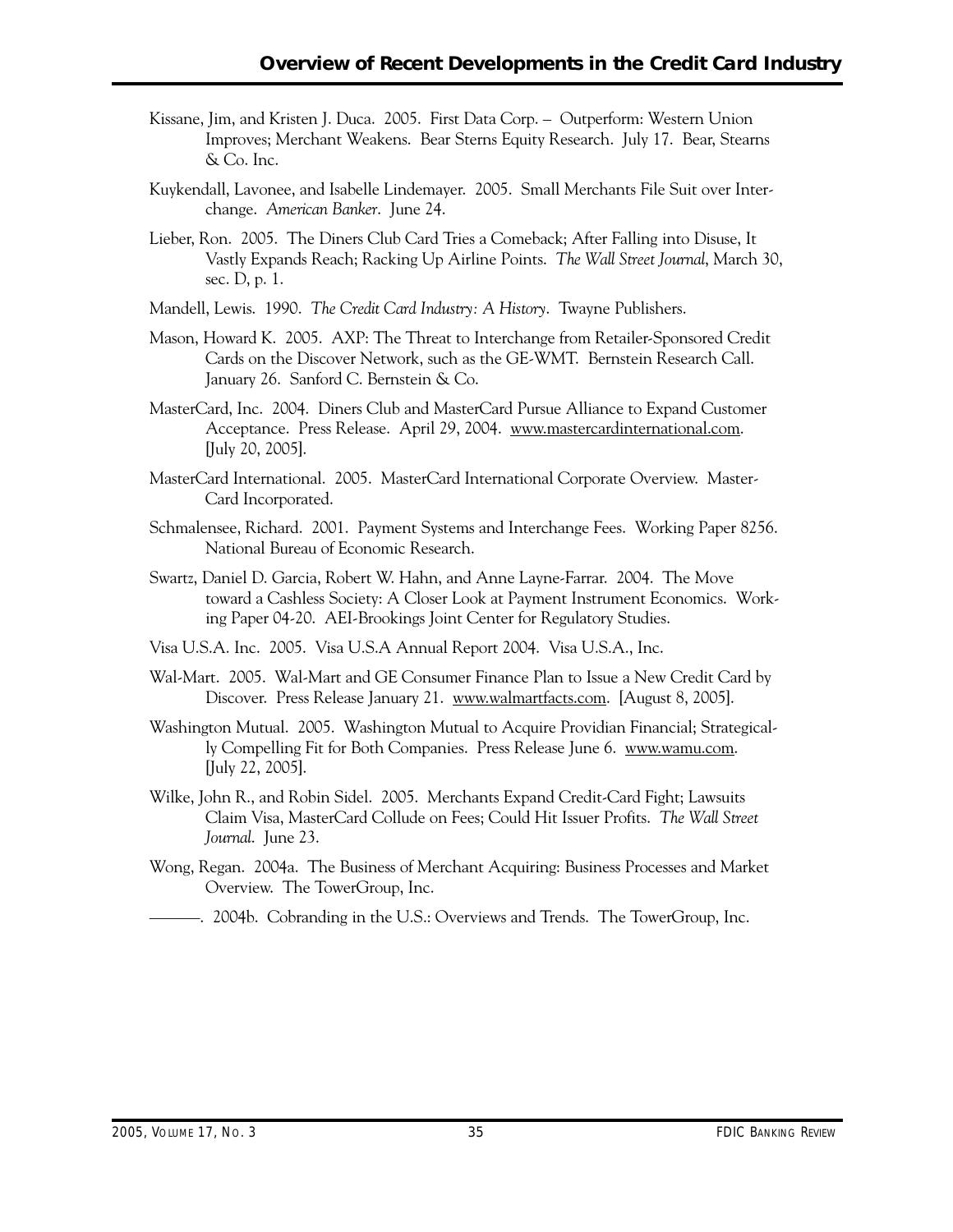Kissane, Jim, and Kristen J. Duca. 2005. First Data Corp. – Outperform: Western Union Improves; Merchant Weakens. Bear Sterns Equity Research. July 17. Bear, Stearns & Co. Inc.

Kuykendall, Lavonee, and Isabelle Lindemayer. 2005. Small Merchants File Suit over Interchange. *American Banker*. June 24.

Lieber, Ron. 2005. The Diners Club Card Tries a Comeback; After Falling into Disuse, It Vastly Expands Reach; Racking Up Airline Points. *The Wall Street Journal*, March 30, sec. D, p. 1.

Mandell, Lewis. 1990. *The Credit Card Industry: A History*. Twayne Publishers.

Mason, Howard K. 2005. AXP: The Threat to Interchange from Retailer-Sponsored Credit Cards on the Discover Network, such as the GE-WMT. Bernstein Research Call. January 26. Sanford C. Bernstein & Co.

MasterCard, Inc. 2004. Diners Club and MasterCard Pursue Alliance to Expand Customer Acceptance. Press Release. April 29, 2004. www.mastercardinternational.com. [July 20, 2005].

MasterCard International. 2005. MasterCard International Corporate Overview. MasterCard Incorporated.

Schmalensee, Richard. 2001. Payment Systems and Interchange Fees. Working Paper 8256. National Bureau of Economic Research.

Swartz, Daniel D. Garcia, Robert W. Hahn, and Anne Layne-Farrar. 2004. The Move toward a Cashless Society: A Closer Look at Payment Instrument Economics. Working Paper 04-20. AEI-Brookings Joint Center for Regulatory Studies.

Visa U.S.A. Inc. 2005. Visa U.S.A Annual Report 2004. Visa U.S.A., Inc.

Wal-Mart. 2005. Wal-Mart and GE Consumer Finance Plan to Issue a New Credit Card by Discover. Press Release January 21. www.walmartfacts.com. [August 8, 2005].

Washington Mutual. 2005. Washington Mutual to Acquire Providian Financial; Strategically Compelling Fit for Both Companies. Press Release June 6. www.wamu.com. [July 22, 2005].

Wilke, John R., and Robin Sidel. 2005. Merchants Expand Credit-Card Fight; Lawsuits Claim Visa, MasterCard Collude on Fees; Could Hit Issuer Profits. *The Wall Street Journal*. June 23.

Wong, Regan. 2004a. The Business of Merchant Acquiring: Business Processes and Market Overview. The TowerGroup, Inc.

———. 2004b. Cobranding in the U.S.: Overviews and Trends. The TowerGroup, Inc.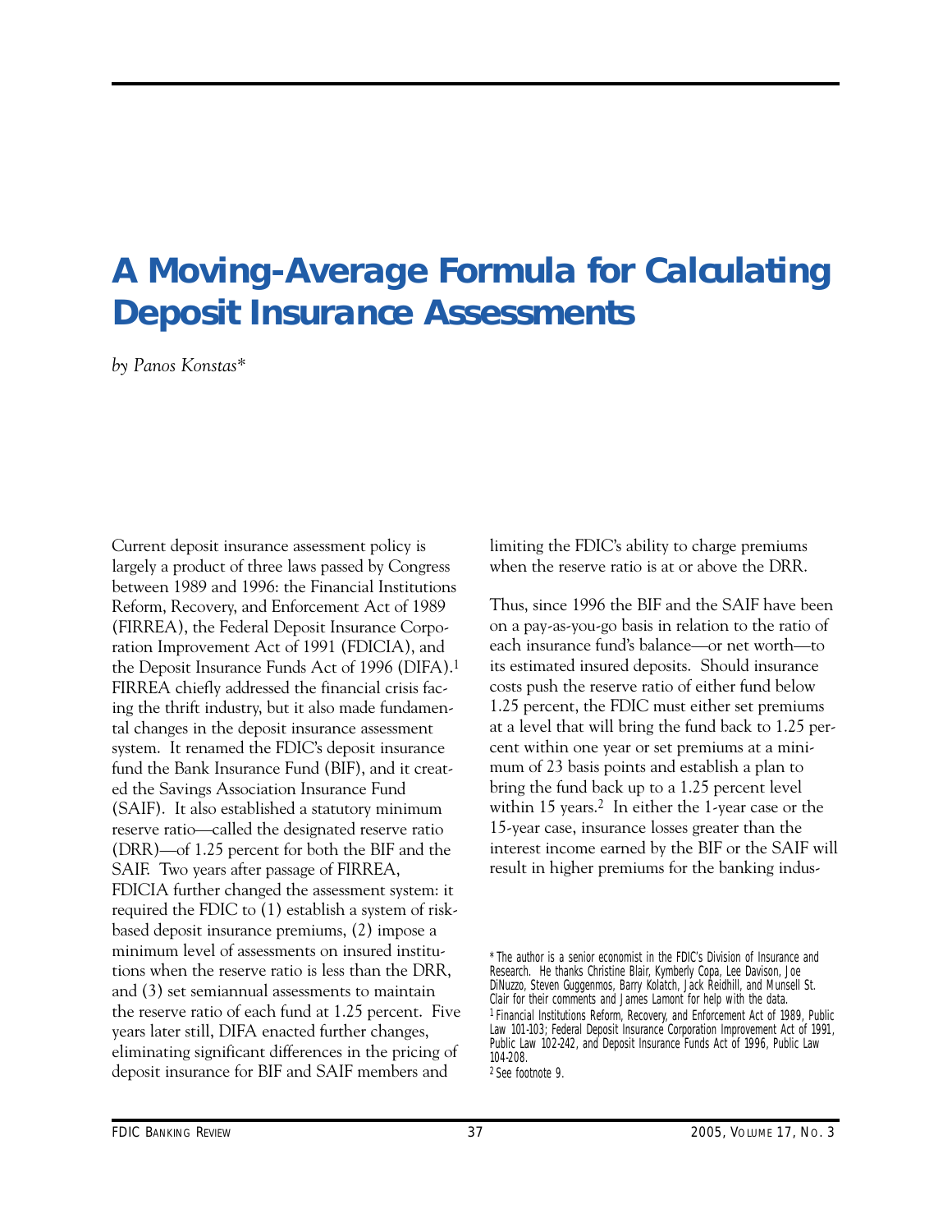# A Moving-Average Formula for Calculating Deposit Insurance Assessments

*by Panos Konstas**

Current deposit insurance assessment policy is largely a product of three laws passed by Congress between 1989 and 1996: the Financial Institutions Reform, Recovery, and Enforcement Act of 1989 (FIRREA), the Federal Deposit Insurance Corporation Improvement Act of 1991 (FDICIA), and the Deposit Insurance Funds Act of 1996 (DIFA).[1] FIRREA chiefly addressed the financial crisis facing the thrift industry, but it also made fundamental changes in the deposit insurance assessment system. It renamed the FDIC's deposit insurance fund the Bank Insurance Fund (BIF), and it created the Savings Association Insurance Fund (SAIF). It also established a statutory minimum reserve ratio—called the designated reserve ratio (DRR)—of 1.25 percent for both the BIF and the SAIF. Two years after passage of FIRREA, FDICIA further changed the assessment system: it required the FDIC to (1) establish a system of risk-based deposit insurance premiums, (2) impose a minimum level of assessments on insured institutions when the reserve ratio is less than the DRR, and (3) set semiannual assessments to maintain the reserve ratio of each fund at 1.25 percent. Five years later still, DIFA enacted further changes, eliminating significant differences in the pricing of deposit insurance for BIF and SAIF members and limiting the FDIC's ability to charge premiums when the reserve ratio is at or above the DRR.

Thus, since 1996 the BIF and the SAIF have been on a pay-as-you-go basis in relation to the ratio of each insurance fund's balance—or net worth—to its estimated insured deposits. Should insurance costs push the reserve ratio of either fund below 1.25 percent, the FDIC must either set premiums at a level that will bring the fund back to 1.25 percent within one year or set premiums at a minimum of 23 basis points and establish a plan to bring the fund back up to a 1.25 percent level within 15 years.[2] In either the 1-year case or the 15-year case, insurance losses greater than the interest income earned by the BIF or the SAIF will result in higher premiums for the banking indus-

---

\* The author is a senior economist in the FDIC's Division of Insurance and Research. He thanks Christine Blair, Kymberly Copa, Lee Davison, Joe DiNuzzo, Steven Guggenmos, Barry Kolatch, Jack Reidhill, and Munsell St. Clair for their comments and James Lamont for help with the data.

[1] Financial Institutions Reform, Recovery, and Enforcement Act of 1989, Public Law 101-103; Federal Deposit Insurance Corporation Improvement Act of 1991, Public Law 102-242, and Deposit Insurance Funds Act of 1996, Public Law 104-208.

[2] See footnote 9.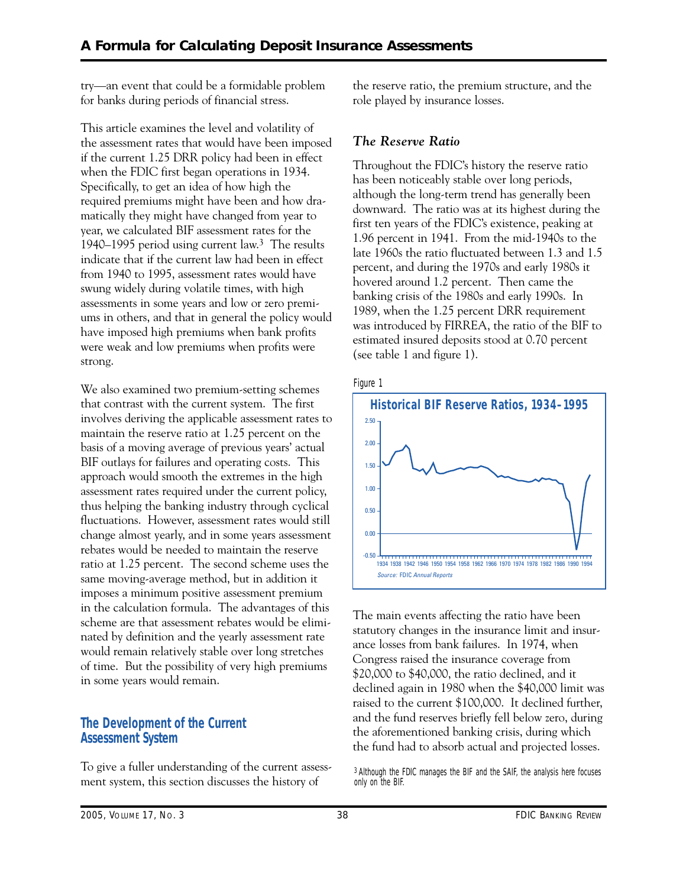try—an event that could be a formidable problem for banks during periods of financial stress.

This article examines the level and volatility of the assessment rates that would have been imposed if the current 1.25 DRR policy had been in effect when the FDIC first began operations in 1934. Specifically, to get an idea of how high the required premiums might have been and how dramatically they might have changed from year to year, we calculated BIF assessment rates for the 1940–1995 period using current law.[3] The results indicate that if the current law had been in effect from 1940 to 1995, assessment rates would have swung widely during volatile times, with high assessments in some years and low or zero premiums in others, and that in general the policy would have imposed high premiums when bank profits were weak and low premiums when profits were strong.

We also examined two premium-setting schemes that contrast with the current system. The first involves deriving the applicable assessment rates to maintain the reserve ratio at 1.25 percent on the basis of a moving average of previous years' actual BIF outlays for failures and operating costs. This approach would smooth the extremes in the high assessment rates required under the current policy, thus helping the banking industry through cyclical fluctuations. However, assessment rates would still change almost yearly, and in some years assessment rebates would be needed to maintain the reserve ratio at 1.25 percent. The second scheme uses the same moving-average method, but in addition it imposes a minimum positive assessment premium in the calculation formula. The advantages of this scheme are that assessment rebates would be eliminated by definition and the yearly assessment rate would remain relatively stable over long stretches of time. But the possibility of very high premiums in some years would remain.

## The Development of the Current Assessment System

To give a fuller understanding of the current assessment system, this section discusses the history of the reserve ratio, the premium structure, and the role played by insurance losses.

### *The Reserve Ratio*

Throughout the FDIC's history the reserve ratio has been noticeably stable over long periods, although the long-term trend has generally been downward. The ratio was at its highest during the first ten years of the FDIC's existence, peaking at 1.96 percent in 1941. From the mid-1940s to the late 1960s the ratio fluctuated between 1.3 and 1.5 percent, and during the 1970s and early 1980s it hovered around 1.2 percent. Then came the banking crisis of the 1980s and early 1990s. In 1989, when the 1.25 percent DRR requirement was introduced by FIRREA, the ratio of the BIF to estimated insured deposits stood at 0.70 percent (see table 1 and figure 1).

Figure 1

**Historical BIF Reserve Ratios, 1934–1995**

*Source:* FDIC *Annual Reports*

The main events affecting the ratio have been statutory changes in the insurance limit and insurance losses from bank failures. In 1974, when Congress raised the insurance coverage from \$20,000 to \$40,000, the ratio declined, and it declined again in 1980 when the \$40,000 limit was raised to the current \$100,000. It declined further, and the fund reserves briefly fell below zero, during the aforementioned banking crisis, during which the fund had to absorb actual and projected losses.

[3] Although the FDIC manages the BIF and the SAIF, the analysis here focuses only on the BIF.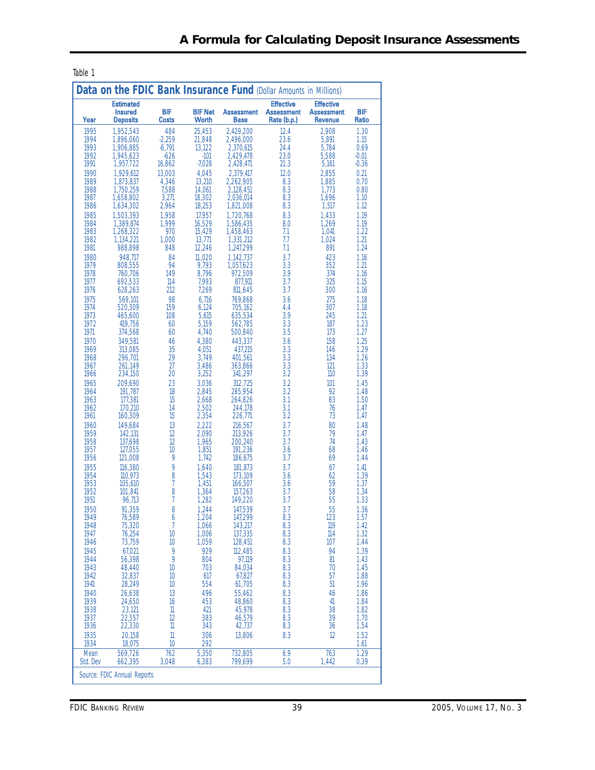Table 1

**Data on the FDIC Bank Insurance Fund** (Dollar Amounts in Millions)

| Year | Estimated Insured Deposits | BIF Costs | BIF Net Worth | Assessment Base | Effective Assessment Rate (b.p.) | Effective Assessment Revenue | BIF Ratio |
|---|---|---|---|---|---|---|---|
| 1995 | 1,952,543 | 484 | 25,453 | 2,429,200 | 12.4 | 2,908 | 1.30 |
| 1994 | 1,896,060 | -2,259 | 21,848 | 2,496,000 | 23.6 | 5,891 | 1.15 |
| 1993 | 1,906,885 | -6,791 | 13,122 | 2,370,615 | 24.4 | 5,784 | 0.69 |
| 1992 | 1,945,623 | -626 | -101 | 2,429,478 | 23.0 | 5,588 | -0.01 |
| 1991 | 1,957,722 | 16,862 | -7,028 | 2,428,471 | 21.3 | 5,161 | -0.36 |
| 1990 | 1,929,612 | 13,003 | 4,045 | 2,379,417 | 12.0 | 2,855 | 0.21 |
| 1989 | 1,873,837 | 4,346 | 13,210 | 2,262,905 | 8.3 | 1,885 | 0.70 |
| 1988 | 1,750,259 | 7,588 | 14,061 | 2,128,451 | 8.3 | 1,773 | 0.80 |
| 1987 | 1,658,802 | 3,271 | 18,302 | 2,036,014 | 8.3 | 1,696 | 1.10 |
| 1986 | 1,634,302 | 2,964 | 18,253 | 1,821,008 | 8.3 | 1,517 | 1.12 |
| 1985 | 1,503,393 | 1,958 | 17,957 | 1,720,768 | 8.3 | 1,433 | 1.19 |
| 1984 | 1,389,874 | 1,999 | 16,529 | 1,586,435 | 8.0 | 1,269 | 1.19 |
| 1983 | 1,268,322 | 970 | 15,429 | 1,458,463 | 7.1 | 1,041 | 1.22 |
| 1982 | 1,134,221 | 1,000 | 13,771 | 1,331,212 | 7.7 | 1,024 | 1.21 |
| 1981 | 988,898 | 848 | 12,246 | 1,247,299 | 7.1 | 891 | 1.24 |
| 1980 | 948,717 | 84 | 11,020 | 1,142,737 | 3.7 | 423 | 1.16 |
| 1979 | 808,555 | 94 | 9,793 | 1,057,623 | 3.3 | 352 | 1.21 |
| 1978 | 760,706 | 149 | 8,796 | 972,509 | 3.9 | 374 | 1.16 |
| 1977 | 692,533 | 114 | 7,993 | 877,911 | 3.7 | 325 | 1.15 |
| 1976 | 628,263 | 212 | 7,269 | 811,645 | 3.7 | 300 | 1.16 |
| 1975 | 569,101 | 98 | 6,716 | 769,868 | 3.6 | 275 | 1.18 |
| 1974 | 520,309 | 159 | 6,124 | 705,162 | 4.4 | 307 | 1.18 |
| 1973 | 465,600 | 108 | 5,615 | 635,534 | 3.9 | 245 | 1.21 |
| 1972 | 419,756 | 60 | 5,159 | 562,785 | 3.3 | 187 | 1.23 |
| 1971 | 374,568 | 60 | 4,740 | 500,840 | 3.5 | 173 | 1.27 |
| 1970 | 349,581 | 46 | 4,380 | 443,337 | 3.6 | 158 | 1.25 |
| 1969 | 313,085 | 35 | 4,051 | 437,215 | 3.3 | 146 | 1.29 |
| 1968 | 296,701 | 29 | 3,749 | 401,561 | 3.3 | 134 | 1.26 |
| 1967 | 261,149 | 27 | 3,486 | 363,866 | 3.3 | 121 | 1.33 |
| 1966 | 234,150 | 20 | 3,252 | 341,297 | 3.2 | 110 | 1.39 |
| 1965 | 209,690 | 23 | 3,036 | 312,725 | 3.2 | 101 | 1.45 |
| 1964 | 191,787 | 18 | 2,845 | 285,954 | 3.2 | 92 | 1.48 |
| 1963 | 177,381 | 15 | 2,668 | 264,826 | 3.1 | 83 | 1.50 |
| 1962 | 170,210 | 14 | 2,502 | 244,178 | 3.1 | 76 | 1.47 |
| 1961 | 160,309 | 15 | 2,354 | 226,771 | 3.2 | 73 | 1.47 |
| 1960 | 149,684 | 13 | 2,222 | 216,567 | 3.7 | 80 | 1.48 |
| 1959 | 142,131 | 12 | 2,090 | 213,926 | 3.7 | 79 | 1.47 |
| 1958 | 137,698 | 12 | 1,965 | 200,240 | 3.7 | 74 | 1.43 |
| 1957 | 127,055 | 10 | 1,851 | 191,236 | 3.6 | 68 | 1.46 |
| 1956 | 121,008 | 9 | 1,742 | 186,675 | 3.7 | 69 | 1.44 |
| 1955 | 116,380 | 9 | 1,640 | 181,873 | 3.7 | 67 | 1.41 |
| 1954 | 110,973 | 8 | 1,543 | 173,109 | 3.6 | 62 | 1.39 |
| 1953 | 105,610 | 7 | 1,451 | 166,507 | 3.6 | 59 | 1.37 |
| 1952 | 101,841 | 8 | 1,364 | 157,263 | 3.7 | 58 | 1.34 |
| 1951 | 96,713 | 7 | 1,282 | 149,220 | 3.7 | 55 | 1.33 |
| 1950 | 91,359 | 8 | 1,244 | 147,539 | 3.7 | 55 | 1.36 |
| 1949 | 76,589 | 6 | 1,204 | 147,299 | 8.3 | 123 | 1.57 |
| 1948 | 75,320 | 7 | 1,066 | 143,217 | 8.3 | 119 | 1.42 |
| 1947 | 76,254 | 10 | 1,006 | 137,335 | 8.3 | 114 | 1.32 |
| 1946 | 73,759 | 10 | 1,059 | 128,451 | 8.3 | 107 | 1.44 |
| 1945 | 67,021 | 9 | 929 | 112,485 | 8.3 | 94 | 1.39 |
| 1944 | 56,398 | 9 | 804 | 97,119 | 8.3 | 81 | 1.43 |
| 1943 | 48,440 | 10 | 703 | 84,034 | 8.3 | 70 | 1.45 |
| 1942 | 32,837 | 10 | 617 | 67,827 | 8.3 | 57 | 1.88 |
| 1941 | 28,249 | 10 | 554 | 61,705 | 8.3 | 51 | 1.96 |
| 1940 | 26,638 | 13 | 496 | 55,462 | 8.3 | 46 | 1.86 |
| 1939 | 24,650 | 16 | 453 | 48,860 | 8.3 | 41 | 1.84 |
| 1938 | 23,121 | 11 | 421 | 45,978 | 8.3 | 38 | 1.82 |
| 1937 | 22,557 | 12 | 383 | 46,579 | 8.3 | 39 | 1.70 |
| 1936 | 22,330 | 11 | 343 | 42,737 | 8.3 | 36 | 1.54 |
| 1935 | 20,158 | 11 | 306 | 13,806 | 8.3 | 12 | 1.52 |
| 1934 | 18,075 | 10 | 292 | | | | 1.61 |
| Mean | 569,726 | 762 | 5,350 | 732,805 | 6.9 | 763 | 1.29 |
| Std. Dev | 662,395 | 3,048 | 6,383 | 799,699 | 5.0 | 1,442 | 0.39 |

Source: FDIC Annual Reports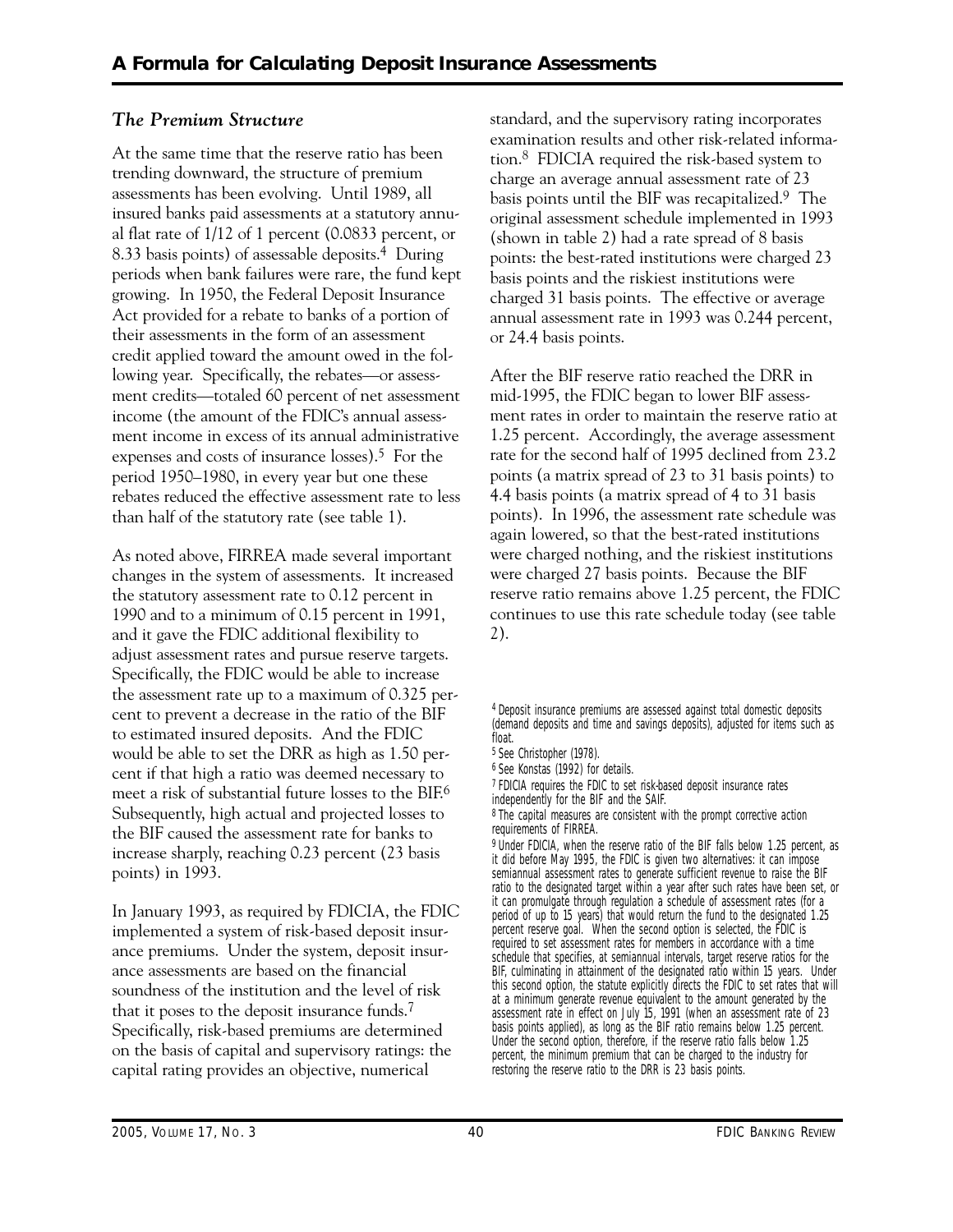### *The Premium Structure*

At the same time that the reserve ratio has been trending downward, the structure of premium assessments has been evolving. Until 1989, all insured banks paid assessments at a statutory annual flat rate of 1/12 of 1 percent (0.0833 percent, or 8.33 basis points) of assessable deposits.[4] During periods when bank failures were rare, the fund kept growing. In 1950, the Federal Deposit Insurance Act provided for a rebate to banks of a portion of their assessments in the form of an assessment credit applied toward the amount owed in the following year. Specifically, the rebates—or assessment credits—totaled 60 percent of net assessment income (the amount of the FDIC's annual assessment income in excess of its annual administrative expenses and costs of insurance losses).[5] For the period 1950–1980, in every year but one these rebates reduced the effective assessment rate to less than half of the statutory rate (see table 1).

As noted above, FIRREA made several important changes in the system of assessments. It increased the statutory assessment rate to 0.12 percent in 1990 and to a minimum of 0.15 percent in 1991, and it gave the FDIC additional flexibility to adjust assessment rates and pursue reserve targets. Specifically, the FDIC would be able to increase the assessment rate up to a maximum of 0.325 percent to prevent a decrease in the ratio of the BIF to estimated insured deposits. And the FDIC would be able to set the DRR as high as 1.50 percent if that high a ratio was deemed necessary to meet a risk of substantial future losses to the BIF.[6] Subsequently, high actual and projected losses to the BIF caused the assessment rate for banks to increase sharply, reaching 0.23 percent (23 basis points) in 1993.

In January 1993, as required by FDICIA, the FDIC implemented a system of risk-based deposit insurance premiums. Under the system, deposit insurance assessments are based on the financial soundness of the institution and the level of risk that it poses to the deposit insurance funds.[7] Specifically, risk-based premiums are determined on the basis of capital and supervisory ratings: the capital rating provides an objective, numerical standard, and the supervisory rating incorporates examination results and other risk-related information.[8] FDICIA required the risk-based system to charge an average annual assessment rate of 23 basis points until the BIF was recapitalized.[9] The original assessment schedule implemented in 1993 (shown in table 2) had a rate spread of 8 basis points: the best-rated institutions were charged 23 basis points and the riskiest institutions were charged 31 basis points. The effective or average annual assessment rate in 1993 was 0.244 percent, or 24.4 basis points.

After the BIF reserve ratio reached the DRR in mid-1995, the FDIC began to lower BIF assessment rates in order to maintain the reserve ratio at 1.25 percent. Accordingly, the average assessment rate for the second half of 1995 declined from 23.2 points (a matrix spread of 23 to 31 basis points) to 4.4 basis points (a matrix spread of 4 to 31 basis points). In 1996, the assessment rate schedule was again lowered, so that the best-rated institutions were charged nothing, and the riskiest institutions were charged 27 basis points. Because the BIF reserve ratio remains above 1.25 percent, the FDIC continues to use this rate schedule today (see table 2).

[4] Deposit insurance premiums are assessed against total domestic deposits (demand deposits and time and savings deposits), adjusted for items such as float.

[5] See Christopher (1978).

[6] See Konstas (1992) for details.

[7] FDICIA requires the FDIC to set risk-based deposit insurance rates independently for the BIF and the SAIF.

[8] The capital measures are consistent with the prompt corrective action requirements of FIRREA.

[9] Under FDICIA, when the reserve ratio of the BIF falls below 1.25 percent, as it did before May 1995, the FDIC is given two alternatives: it can impose semiannual assessment rates to generate sufficient revenue to raise the BIF ratio to the designated target within a year after such rates have been set, or it can promulgate through regulation a schedule of assessment rates (for a period of up to 15 years) that would return the fund to the designated 1.25 percent reserve goal. When the second option is selected, the FDIC is required to set assessment rates for members in accordance with a time schedule that specifies, at semiannual intervals, target reserve ratios for the BIF, culminating in attainment of the designated ratio within 15 years. Under this second option, the statute explicitly directs the FDIC to set rates that will at a minimum generate revenue equivalent to the amount generated by the assessment rate in effect on July 15, 1991 (when an assessment rate of 23 basis points applied), as long as the BIF ratio remains below 1.25 percent. Under the second option, therefore, if the reserve ratio falls below 1.25 percent, the minimum premium that can be charged to the industry for restoring the reserve ratio to the DRR is 23 basis points.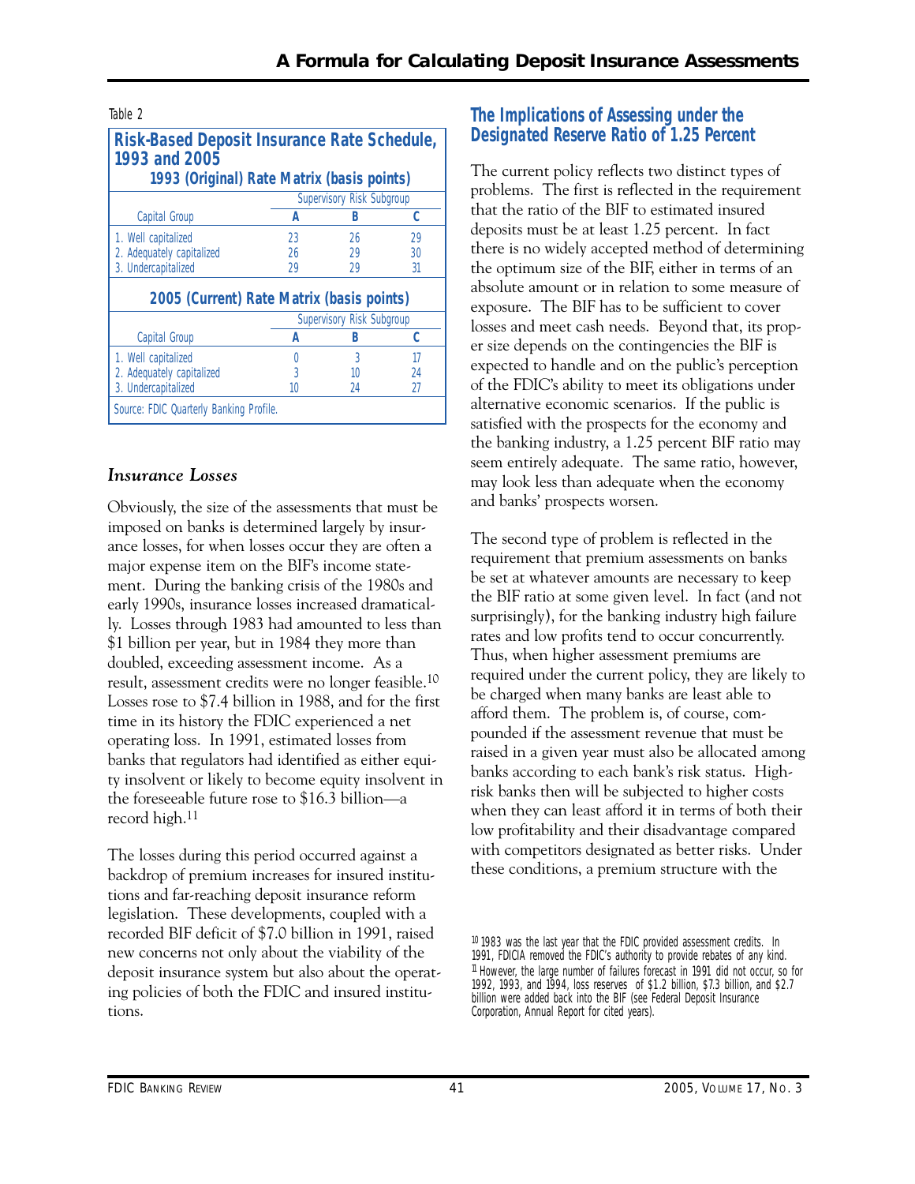Table 2

**Risk-Based Deposit Insurance Rate Schedule, 1993 and 2005**

**1993 (Original) Rate Matrix (basis points)**

| Capital Group | Supervisory Risk Subgroup A | B | C |
|---|---|---|---|
| 1. Well capitalized | 23 | 26 | 29 |
| 2. Adequately capitalized | 26 | 29 | 30 |
| 3. Undercapitalized | 29 | 29 | 31 |

**2005 (Current) Rate Matrix (basis points)**

| Capital Group | Supervisory Risk Subgroup A | B | C |
|---|---|---|---|
| 1. Well capitalized | 0 | 3 | 17 |
| 2. Adequately capitalized | 3 | 10 | 24 |
| 3. Undercapitalized | 10 | 24 | 27 |

Source: FDIC Quarterly Banking Profile.

### *Insurance Losses*

Obviously, the size of the assessments that must be imposed on banks is determined largely by insurance losses, for when losses occur they are often a major expense item on the BIF's income statement. During the banking crisis of the 1980s and early 1990s, insurance losses increased dramatically. Losses through 1983 had amounted to less than $1 billion per year, but in 1984 they more than doubled, exceeding assessment income. As a result, assessment credits were no longer feasible.[10] Losses rose to $7.4 billion in 1988, and for the first time in its history the FDIC experienced a net operating loss. In 1991, estimated losses from banks that regulators had identified as either equity insolvent or likely to become equity insolvent in the foreseeable future rose to $16.3 billion—a record high.[11]

The losses during this period occurred against a backdrop of premium increases for insured institutions and far-reaching deposit insurance reform legislation. These developments, coupled with a recorded BIF deficit of $7.0 billion in 1991, raised new concerns not only about the viability of the deposit insurance system but also about the operating policies of both the FDIC and insured institutions.

## The Implications of Assessing under the Designated Reserve Ratio of 1.25 Percent

The current policy reflects two distinct types of problems. The first is reflected in the requirement that the ratio of the BIF to estimated insured deposits must be at least 1.25 percent. In fact there is no widely accepted method of determining the optimum size of the BIF, either in terms of an absolute amount or in relation to some measure of exposure. The BIF has to be sufficient to cover losses and meet cash needs. Beyond that, its proper size depends on the contingencies the BIF is expected to handle and on the public's perception of the FDIC's ability to meet its obligations under alternative economic scenarios. If the public is satisfied with the prospects for the economy and the banking industry, a 1.25 percent BIF ratio may seem entirely adequate. The same ratio, however, may look less than adequate when the economy and banks' prospects worsen.

The second type of problem is reflected in the requirement that premium assessments on banks be set at whatever amounts are necessary to keep the BIF ratio at some given level. In fact (and not surprisingly), for the banking industry high failure rates and low profits tend to occur concurrently. Thus, when higher assessment premiums are required under the current policy, they are likely to be charged when many banks are least able to afford them. The problem is, of course, compounded if the assessment revenue that must be raised in a given year must also be allocated among banks according to each bank's risk status. High-risk banks then will be subjected to higher costs when they can least afford it in terms of both their low profitability and their disadvantage compared with competitors designated as better risks. Under these conditions, a premium structure with the

[10] 1983 was the last year that the FDIC provided assessment credits. In 1991, FDICIA removed the FDIC's authority to provide rebates of any kind.

[11] However, the large number of failures forecast in 1991 did not occur, so for 1992, 1993, and 1994, loss reserves of $1.2 billion, $7.3 billion, and $2.7 billion were added back into the BIF (see Federal Deposit Insurance Corporation, Annual Report for cited years).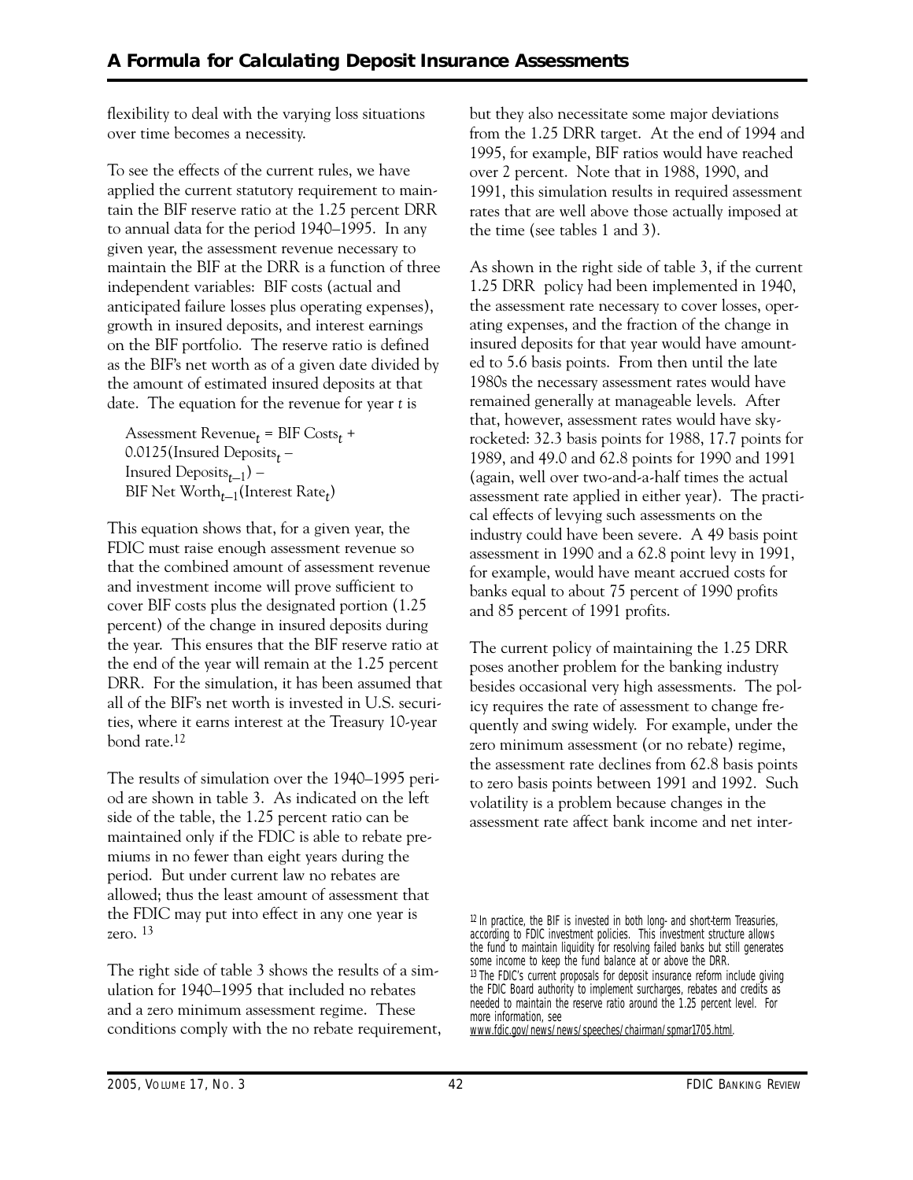flexibility to deal with the varying loss situations over time becomes a necessity.

To see the effects of the current rules, we have applied the current statutory requirement to maintain the BIF reserve ratio at the 1.25 percent DRR to annual data for the period 1940–1995. In any given year, the assessment revenue necessary to maintain the BIF at the DRR is a function of three independent variables: BIF costs (actual and anticipated failure losses plus operating expenses), growth in insured deposits, and interest earnings on the BIF portfolio. The reserve ratio is defined as the BIF's net worth as of a given date divided by the amount of estimated insured deposits at that date. The equation for the revenue for year *t* is

$$\text{Assessment Revenue}_t = \text{BIF Costs}_t + 0.0125(\text{Insured Deposits}_t - \text{Insured Deposits}_{t-1}) - \text{BIF Net Worth}_{t-1}(\text{Interest Rate}_t)$$

This equation shows that, for a given year, the FDIC must raise enough assessment revenue so that the combined amount of assessment revenue and investment income will prove sufficient to cover BIF costs plus the designated portion (1.25 percent) of the change in insured deposits during the year. This ensures that the BIF reserve ratio at the end of the year will remain at the 1.25 percent DRR. For the simulation, it has been assumed that all of the BIF's net worth is invested in U.S. securities, where it earns interest at the Treasury 10-year bond rate.[12]

The results of simulation over the 1940–1995 period are shown in table 3. As indicated on the left side of the table, the 1.25 percent ratio can be maintained only if the FDIC is able to rebate premiums in no fewer than eight years during the period. But under current law no rebates are allowed; thus the least amount of assessment that the FDIC may put into effect in any one year is zero. [13]

The right side of table 3 shows the results of a simulation for 1940–1995 that included no rebates and a zero minimum assessment regime. These conditions comply with the no rebate requirement, but they also necessitate some major deviations from the 1.25 DRR target. At the end of 1994 and 1995, for example, BIF ratios would have reached over 2 percent. Note that in 1988, 1990, and 1991, this simulation results in required assessment rates that are well above those actually imposed at the time (see tables 1 and 3).

As shown in the right side of table 3, if the current 1.25 DRR policy had been implemented in 1940, the assessment rate necessary to cover losses, operating expenses, and the fraction of the change in insured deposits for that year would have amounted to 5.6 basis points. From then until the late 1980s the necessary assessment rates would have remained generally at manageable levels. After that, however, assessment rates would have skyrocketed: 32.3 basis points for 1988, 17.7 points for 1989, and 49.0 and 62.8 points for 1990 and 1991 (again, well over two-and-a-half times the actual assessment rate applied in either year). The practical effects of levying such assessments on the industry could have been severe. A 49 basis point assessment in 1990 and a 62.8 point levy in 1991, for example, would have meant accrued costs for banks equal to about 75 percent of 1990 profits and 85 percent of 1991 profits.

The current policy of maintaining the 1.25 DRR poses another problem for the banking industry besides occasional very high assessments. The policy requires the rate of assessment to change frequently and swing widely. For example, under the zero minimum assessment (or no rebate) regime, the assessment rate declines from 62.8 basis points to zero basis points between 1991 and 1992. Such volatility is a problem because changes in the assessment rate affect bank income and net inter-

---

[12] In practice, the BIF is invested in both long- and short-term Treasuries, according to FDIC investment policies. This investment structure allows the fund to maintain liquidity for resolving failed banks but still generates some income to keep the fund balance at or above the DRR.

[13] The FDIC's current proposals for deposit insurance reform include giving the FDIC Board authority to implement surcharges, rebates and credits as needed to maintain the reserve ratio around the 1.25 percent level. For more information, see www.fdic.gov/news/news/speeches/chairman/spmar1705.html.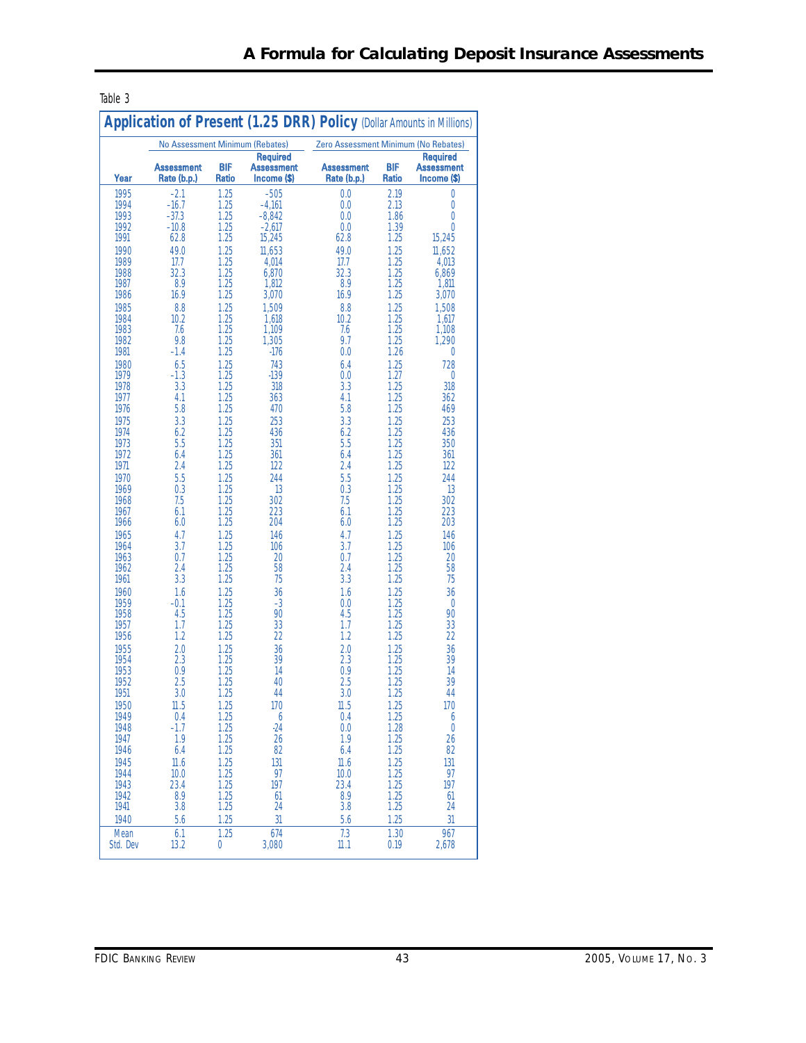Table 3

| Application of Present (1.25 DRR) Policy (Dollar Amounts in Millions) | | | | | | |
|---|---|---|---|---|---|---|
| | No Assessment Minimum (Rebates) | | | Zero Assessment Minimum (No Rebates) | | |
| Year | Assessment Rate (b.p.) | BIF Ratio | Required Assessment Income ($) | Assessment Rate (b.p.) | BIF Ratio | Required Assessment Income ($) |
| 1995 | -2.1 | 1.25 | -505 | 0.0 | 2.19 | 0 |
| 1994 | -16.7 | 1.25 | -4,161 | 0.0 | 2.13 | 0 |
| 1993 | -37.3 | 1.25 | -8,842 | 0.0 | 1.86 | 0 |
| 1992 | -10.8 | 1.25 | -2,617 | 0.0 | 1.39 | 0 |
| 1991 | 62.8 | 1.25 | 15,245 | 62.8 | 1.25 | 15,245 |
| 1990 | 49.0 | 1.25 | 11,653 | 49.0 | 1.25 | 11,652 |
| 1989 | 17.7 | 1.25 | 4,014 | 17.7 | 1.25 | 4,013 |
| 1988 | 32.3 | 1.25 | 6,870 | 32.3 | 1.25 | 6,869 |
| 1987 | 8.9 | 1.25 | 1,812 | 8.9 | 1.25 | 1,811 |
| 1986 | 16.9 | 1.25 | 3,070 | 16.9 | 1.25 | 3,070 |
| 1985 | 8.8 | 1.25 | 1,509 | 8.8 | 1.25 | 1,508 |
| 1984 | 10.2 | 1.25 | 1,618 | 10.2 | 1.25 | 1,617 |
| 1983 | 7.6 | 1.25 | 1,109 | 7.6 | 1.25 | 1,108 |
| 1982 | 9.8 | 1.25 | 1,305 | 9.7 | 1.25 | 1,290 |
| 1981 | -1.4 | 1.25 | -176 | 0.0 | 1.26 | 0 |
| 1980 | 6.5 | 1.25 | 743 | 6.4 | 1.25 | 728 |
| 1979 | -1.3 | 1.25 | -139 | 0.0 | 1.27 | 0 |
| 1978 | 3.3 | 1.25 | 318 | 3.3 | 1.25 | 318 |
| 1977 | 4.1 | 1.25 | 363 | 4.1 | 1.25 | 362 |
| 1976 | 5.8 | 1.25 | 470 | 5.8 | 1.25 | 469 |
| 1975 | 3.3 | 1.25 | 253 | 3.3 | 1.25 | 253 |
| 1974 | 6.2 | 1.25 | 436 | 6.2 | 1.25 | 436 |
| 1973 | 5.5 | 1.25 | 351 | 5.5 | 1.25 | 350 |
| 1972 | 6.4 | 1.25 | 361 | 6.4 | 1.25 | 361 |
| 1971 | 2.4 | 1.25 | 122 | 2.4 | 1.25 | 122 |
| 1970 | 5.5 | 1.25 | 244 | 5.5 | 1.25 | 244 |
| 1969 | 0.3 | 1.25 | 13 | 0.3 | 1.25 | 13 |
| 1968 | 7.5 | 1.25 | 302 | 7.5 | 1.25 | 302 |
| 1967 | 6.1 | 1.25 | 223 | 6.1 | 1.25 | 223 |
| 1966 | 6.0 | 1.25 | 204 | 6.0 | 1.25 | 203 |
| 1965 | 4.7 | 1.25 | 146 | 4.7 | 1.25 | 146 |
| 1964 | 3.7 | 1.25 | 106 | 3.7 | 1.25 | 106 |
| 1963 | 0.7 | 1.25 | 20 | 0.7 | 1.25 | 20 |
| 1962 | 2.4 | 1.25 | 58 | 2.4 | 1.25 | 58 |
| 1961 | 3.3 | 1.25 | 75 | 3.3 | 1.25 | 75 |
| 1960 | 1.6 | 1.25 | 36 | 1.6 | 1.25 | 36 |
| 1959 | -0.1 | 1.25 | -3 | 0.0 | 1.25 | 0 |
| 1958 | 4.5 | 1.25 | 90 | 4.5 | 1.25 | 90 |
| 1957 | 1.7 | 1.25 | 33 | 1.7 | 1.25 | 33 |
| 1956 | 1.2 | 1.25 | 22 | 1.2 | 1.25 | 22 |
| 1955 | 2.0 | 1.25 | 36 | 2.0 | 1.25 | 36 |
| 1954 | 2.3 | 1.25 | 39 | 2.3 | 1.25 | 39 |
| 1953 | 0.9 | 1.25 | 14 | 0.9 | 1.25 | 14 |
| 1952 | 2.5 | 1.25 | 40 | 2.5 | 1.25 | 39 |
| 1951 | 3.0 | 1.25 | 44 | 3.0 | 1.25 | 44 |
| 1950 | 11.5 | 1.25 | 170 | 11.5 | 1.25 | 170 |
| 1949 | 0.4 | 1.25 | 6 | 0.4 | 1.25 | 6 |
| 1948 | -1.7 | 1.25 | -24 | 0.0 | 1.28 | 0 |
| 1947 | 1.9 | 1.25 | 26 | 1.9 | 1.25 | 26 |
| 1946 | 6.4 | 1.25 | 82 | 6.4 | 1.25 | 82 |
| 1945 | 11.6 | 1.25 | 131 | 11.6 | 1.25 | 131 |
| 1944 | 10.0 | 1.25 | 97 | 10.0 | 1.25 | 97 |
| 1943 | 23.4 | 1.25 | 197 | 23.4 | 1.25 | 197 |
| 1942 | 8.9 | 1.25 | 61 | 8.9 | 1.25 | 61 |
| 1941 | 3.8 | 1.25 | 24 | 3.8 | 1.25 | 24 |
| 1940 | 5.6 | 1.25 | 31 | 5.6 | 1.25 | 31 |
| Mean | 6.1 | 1.25 | 674 | 7.3 | 1.30 | 967 |
| Std. Dev | 13.2 | 0 | 3,080 | 11.1 | 0.19 | 2,678 |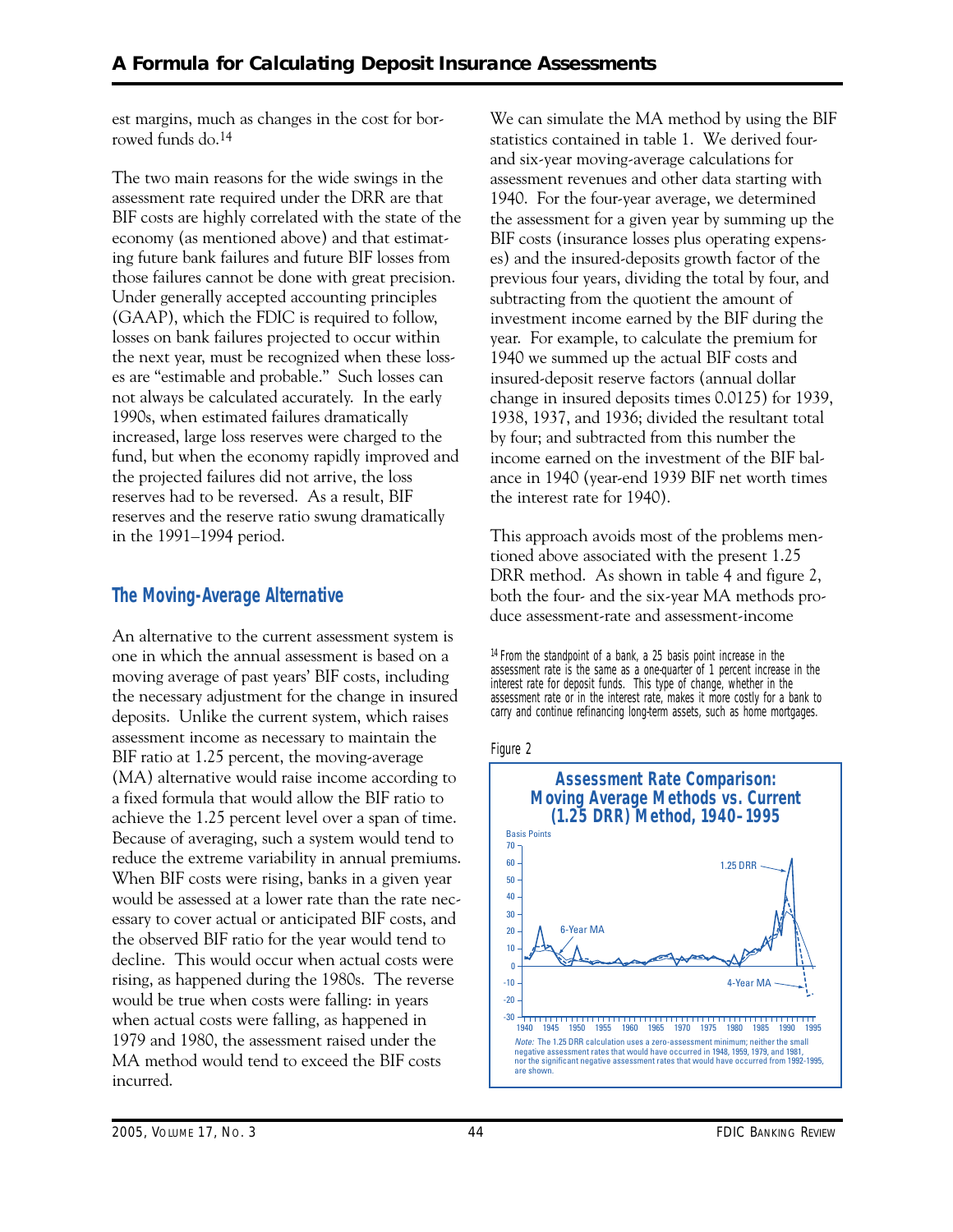est margins, much as changes in the cost for borrowed funds do.[14]

The two main reasons for the wide swings in the assessment rate required under the DRR are that BIF costs are highly correlated with the state of the economy (as mentioned above) and that estimating future bank failures and future BIF losses from those failures cannot be done with great precision. Under generally accepted accounting principles (GAAP), which the FDIC is required to follow, losses on bank failures projected to occur within the next year, must be recognized when these losses are "estimable and probable." Such losses can not always be calculated accurately. In the early 1990s, when estimated failures dramatically increased, large loss reserves were charged to the fund, but when the economy rapidly improved and the projected failures did not arrive, the loss reserves had to be reversed. As a result, BIF reserves and the reserve ratio swung dramatically in the 1991–1994 period.

## The Moving-Average Alternative

An alternative to the current assessment system is one in which the annual assessment is based on a moving average of past years' BIF costs, including the necessary adjustment for the change in insured deposits. Unlike the current system, which raises assessment income as necessary to maintain the BIF ratio at 1.25 percent, the moving-average (MA) alternative would raise income according to a fixed formula that would allow the BIF ratio to achieve the 1.25 percent level over a span of time. Because of averaging, such a system would tend to reduce the extreme variability in annual premiums. When BIF costs were rising, banks in a given year would be assessed at a lower rate than the rate necessary to cover actual or anticipated BIF costs, and the observed BIF ratio for the year would tend to decline. This would occur when actual costs were rising, as happened during the 1980s. The reverse would be true when costs were falling: in years when actual costs were falling, as happened in 1979 and 1980, the assessment raised under the MA method would tend to exceed the BIF costs incurred.

We can simulate the MA method by using the BIF statistics contained in table 1. We derived four- and six-year moving-average calculations for assessment revenues and other data starting with 1940. For the four-year average, we determined the assessment for a given year by summing up the BIF costs (insurance losses plus operating expenses) and the insured-deposits growth factor of the previous four years, dividing the total by four, and subtracting from the quotient the amount of investment income earned by the BIF during the year. For example, to calculate the premium for 1940 we summed up the actual BIF costs and insured-deposit reserve factors (annual dollar change in insured deposits times 0.0125) for 1939, 1938, 1937, and 1936; divided the resultant total by four; and subtracted from this number the income earned on the investment of the BIF balance in 1940 (year-end 1939 BIF net worth times the interest rate for 1940).

This approach avoids most of the problems mentioned above associated with the present 1.25 DRR method. As shown in table 4 and figure 2, both the four- and the six-year MA methods produce assessment-rate and assessment-income

[14] From the standpoint of a bank, a 25 basis point increase in the assessment rate is the same as a one-quarter of 1 percent increase in the interest rate for deposit funds. This type of change, whether in the assessment rate or in the interest rate, makes it more costly for a bank to carry and continue refinancing long-term assets, such as home mortgages.

Figure 2

**Assessment Rate Comparison: Moving Average Methods vs. Current (1.25 DRR) Method, 1940–1995**

*Note:* The 1.25 DRR calculation uses a zero-assessment minimum; neither the small negative assessment rates that would have occurred in 1948, 1959, 1979, and 1981, nor the significant negative assessment rates that would have occurred from 1992-1995, are shown.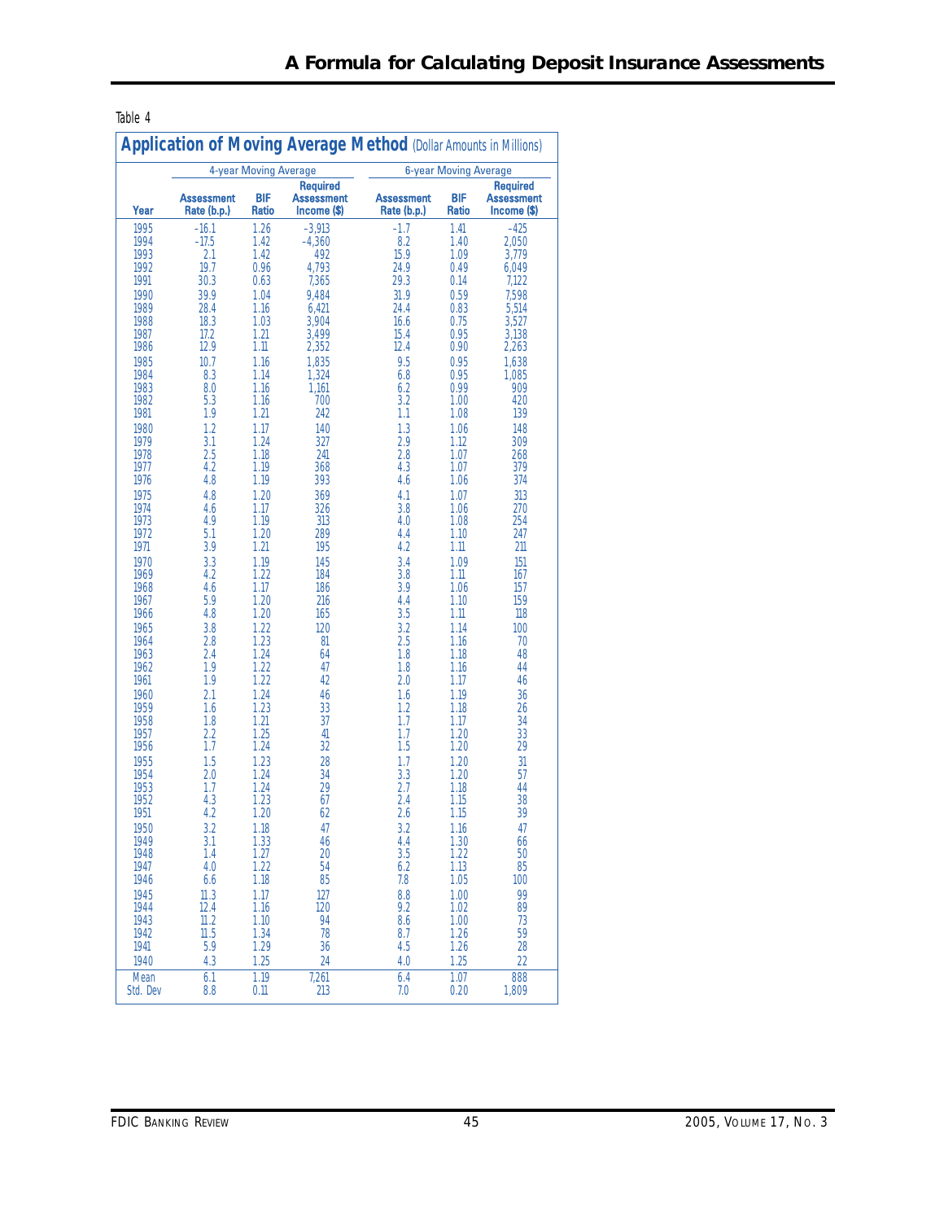Table 4

**Application of Moving Average Method** (Dollar Amounts in Millions)

| | 4-year Moving Average | | | 6-year Moving Average | | |
|---|---|---|---|---|---|---|
| Year | Assessment Rate (b.p.) | BIF Ratio | Required Assessment Income ($) | Assessment Rate (b.p.) | BIF Ratio | Required Assessment Income ($) |
| 1995 | -16.1 | 1.26 | -3,913 | -1.7 | 1.41 | -425 |
| 1994 | -17.5 | 1.42 | -4,360 | 8.2 | 1.40 | 2,050 |
| 1993 | 2.1 | 1.42 | 492 | 15.9 | 1.09 | 3,779 |
| 1992 | 19.7 | 0.96 | 4,793 | 24.9 | 0.49 | 6,049 |
| 1991 | 30.3 | 0.63 | 7,365 | 29.3 | 0.14 | 7,122 |
| 1990 | 39.9 | 1.04 | 9,484 | 31.9 | 0.59 | 7,598 |
| 1989 | 28.4 | 1.16 | 6,421 | 24.4 | 0.83 | 5,514 |
| 1988 | 18.3 | 1.03 | 3,904 | 16.6 | 0.75 | 3,527 |
| 1987 | 17.2 | 1.21 | 3,499 | 15.4 | 0.95 | 3,138 |
| 1986 | 12.9 | 1.11 | 2,352 | 12.4 | 0.90 | 2,263 |
| 1985 | 10.7 | 1.16 | 1,835 | 9.5 | 0.95 | 1,638 |
| 1984 | 8.3 | 1.14 | 1,324 | 6.8 | 0.95 | 1,085 |
| 1983 | 8.0 | 1.16 | 1,161 | 6.2 | 0.99 | 909 |
| 1982 | 5.3 | 1.16 | 700 | 3.2 | 1.00 | 420 |
| 1981 | 1.9 | 1.21 | 242 | 1.1 | 1.08 | 139 |
| 1980 | 1.2 | 1.17 | 140 | 1.3 | 1.06 | 148 |
| 1979 | 3.1 | 1.24 | 327 | 2.9 | 1.12 | 309 |
| 1978 | 2.5 | 1.18 | 241 | 2.8 | 1.07 | 268 |
| 1977 | 4.2 | 1.19 | 368 | 4.3 | 1.07 | 379 |
| 1976 | 4.8 | 1.19 | 393 | 4.6 | 1.06 | 374 |
| 1975 | 4.8 | 1.20 | 369 | 4.1 | 1.07 | 313 |
| 1974 | 4.6 | 1.17 | 326 | 3.8 | 1.06 | 270 |
| 1973 | 4.9 | 1.19 | 313 | 4.0 | 1.08 | 254 |
| 1972 | 5.1 | 1.20 | 289 | 4.4 | 1.10 | 247 |
| 1971 | 3.9 | 1.21 | 195 | 4.2 | 1.11 | 211 |
| 1970 | 3.3 | 1.19 | 145 | 3.4 | 1.09 | 151 |
| 1969 | 4.2 | 1.22 | 184 | 3.8 | 1.11 | 167 |
| 1968 | 4.6 | 1.17 | 186 | 3.9 | 1.06 | 157 |
| 1967 | 5.9 | 1.20 | 216 | 4.4 | 1.10 | 159 |
| 1966 | 4.8 | 1.20 | 165 | 3.5 | 1.11 | 118 |
| 1965 | 3.8 | 1.22 | 120 | 3.2 | 1.14 | 100 |
| 1964 | 2.8 | 1.23 | 81 | 2.5 | 1.16 | 70 |
| 1963 | 2.4 | 1.24 | 64 | 1.8 | 1.18 | 48 |
| 1962 | 1.9 | 1.22 | 47 | 1.8 | 1.16 | 44 |
| 1961 | 1.9 | 1.22 | 42 | 2.0 | 1.17 | 46 |
| 1960 | 2.1 | 1.24 | 46 | 1.6 | 1.19 | 36 |
| 1959 | 1.6 | 1.23 | 33 | 1.2 | 1.18 | 26 |
| 1958 | 1.8 | 1.21 | 37 | 1.7 | 1.17 | 34 |
| 1957 | 2.2 | 1.25 | 41 | 1.7 | 1.20 | 33 |
| 1956 | 1.7 | 1.24 | 32 | 1.5 | 1.20 | 29 |
| 1955 | 1.5 | 1.23 | 28 | 1.7 | 1.20 | 31 |
| 1954 | 2.0 | 1.24 | 34 | 3.3 | 1.20 | 57 |
| 1953 | 1.7 | 1.24 | 29 | 2.7 | 1.18 | 44 |
| 1952 | 4.3 | 1.23 | 67 | 2.4 | 1.15 | 38 |
| 1951 | 4.2 | 1.20 | 62 | 2.6 | 1.15 | 39 |
| 1950 | 3.2 | 1.18 | 47 | 3.2 | 1.16 | 47 |
| 1949 | 3.1 | 1.33 | 46 | 4.4 | 1.30 | 66 |
| 1948 | 1.4 | 1.27 | 20 | 3.5 | 1.22 | 50 |
| 1947 | 4.0 | 1.22 | 54 | 6.2 | 1.13 | 85 |
| 1946 | 6.6 | 1.18 | 85 | 7.8 | 1.05 | 100 |
| 1945 | 11.3 | 1.17 | 127 | 8.8 | 1.00 | 99 |
| 1944 | 12.4 | 1.16 | 120 | 9.2 | 1.02 | 89 |
| 1943 | 11.2 | 1.10 | 94 | 8.6 | 1.00 | 73 |
| 1942 | 11.5 | 1.34 | 78 | 8.7 | 1.26 | 59 |
| 1941 | 5.9 | 1.29 | 36 | 4.5 | 1.26 | 28 |
| 1940 | 4.3 | 1.25 | 24 | 4.0 | 1.25 | 22 |
| Mean | 6.1 | 1.19 | 7,261 | 6.4 | 1.07 | 888 |
| Std. Dev | 8.8 | 0.11 | 213 | 7.0 | 0.20 | 1,809 |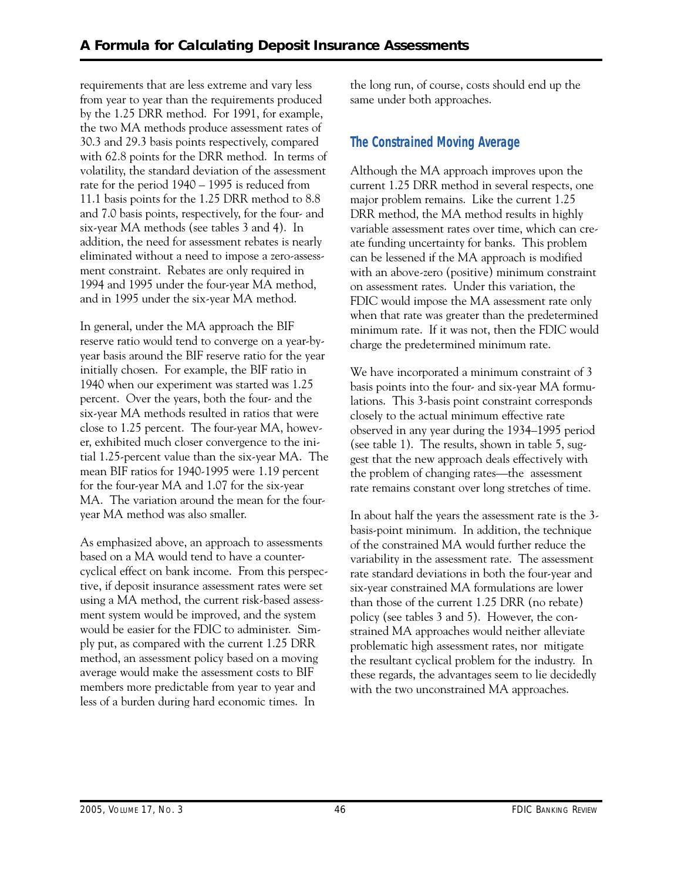requirements that are less extreme and vary less from year to year than the requirements produced by the 1.25 DRR method. For 1991, for example, the two MA methods produce assessment rates of 30.3 and 29.3 basis points respectively, compared with 62.8 points for the DRR method. In terms of volatility, the standard deviation of the assessment rate for the period 1940 – 1995 is reduced from 11.1 basis points for the 1.25 DRR method to 8.8 and 7.0 basis points, respectively, for the four- and six-year MA methods (see tables 3 and 4). In addition, the need for assessment rebates is nearly eliminated without a need to impose a zero-assessment constraint. Rebates are only required in 1994 and 1995 under the four-year MA method, and in 1995 under the six-year MA method.

In general, under the MA approach the BIF reserve ratio would tend to converge on a year-by-year basis around the BIF reserve ratio for the year initially chosen. For example, the BIF ratio in 1940 when our experiment was started was 1.25 percent. Over the years, both the four- and the six-year MA methods resulted in ratios that were close to 1.25 percent. The four-year MA, however, exhibited much closer convergence to the initial 1.25-percent value than the six-year MA. The mean BIF ratios for 1940-1995 were 1.19 percent for the four-year MA and 1.07 for the six-year MA. The variation around the mean for the four-year MA method was also smaller.

As emphasized above, an approach to assessments based on a MA would tend to have a countercyclical effect on bank income. From this perspective, if deposit insurance assessment rates were set using a MA method, the current risk-based assessment system would be improved, and the system would be easier for the FDIC to administer. Simply put, as compared with the current 1.25 DRR method, an assessment policy based on a moving average would make the assessment costs to BIF members more predictable from year to year and less of a burden during hard economic times. In the long run, of course, costs should end up the same under both approaches.

## The Constrained Moving Average

Although the MA approach improves upon the current 1.25 DRR method in several respects, one major problem remains. Like the current 1.25 DRR method, the MA method results in highly variable assessment rates over time, which can create funding uncertainty for banks. This problem can be lessened if the MA approach is modified with an above-zero (positive) minimum constraint on assessment rates. Under this variation, the FDIC would impose the MA assessment rate only when that rate was greater than the predetermined minimum rate. If it was not, then the FDIC would charge the predetermined minimum rate.

We have incorporated a minimum constraint of 3 basis points into the four- and six-year MA formulations. This 3-basis point constraint corresponds closely to the actual minimum effective rate observed in any year during the 1934–1995 period (see table 1). The results, shown in table 5, suggest that the new approach deals effectively with the problem of changing rates—the assessment rate remains constant over long stretches of time.

In about half the years the assessment rate is the 3-basis-point minimum. In addition, the technique of the constrained MA would further reduce the variability in the assessment rate. The assessment rate standard deviations in both the four-year and six-year constrained MA formulations are lower than those of the current 1.25 DRR (no rebate) policy (see tables 3 and 5). However, the constrained MA approaches would neither alleviate problematic high assessment rates, nor mitigate the resultant cyclical problem for the industry. In these regards, the advantages seem to lie decidedly with the two unconstrained MA approaches.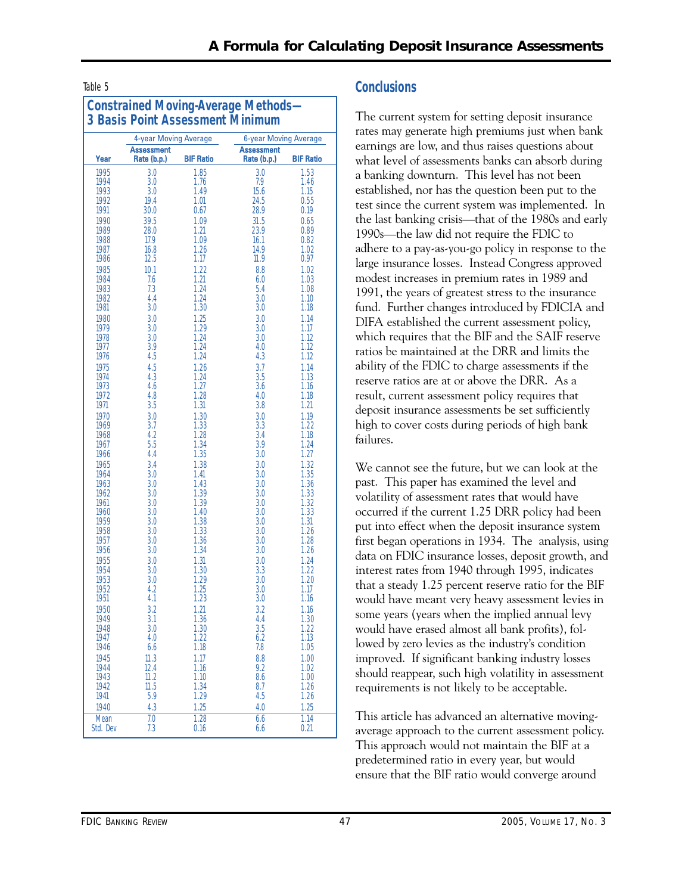Table 5

**Constrained Moving-Average Methods—3 Basis Point Assessment Minimum**

| | 4-year Moving Average | | 6-year Moving Average | |
|---|---|---|---|---|
| Year | Assessment Rate (b.p.) | BIF Ratio | Assessment Rate (b.p.) | BIF Ratio |
| 1995 | 3.0 | 1.85 | 3.0 | 1.53 |
| 1994 | 3.0 | 1.76 | 7.9 | 1.46 |
| 1993 | 3.0 | 1.49 | 15.6 | 1.15 |
| 1992 | 19.4 | 1.01 | 24.5 | 0.55 |
| 1991 | 30.0 | 0.67 | 28.9 | 0.19 |
| 1990 | 39.5 | 1.09 | 31.5 | 0.65 |
| 1989 | 28.0 | 1.21 | 23.9 | 0.89 |
| 1988 | 17.9 | 1.09 | 16.1 | 0.82 |
| 1987 | 16.8 | 1.26 | 14.9 | 1.02 |
| 1986 | 12.5 | 1.17 | 11.9 | 0.97 |
| 1985 | 10.1 | 1.22 | 8.8 | 1.02 |
| 1984 | 7.6 | 1.21 | 6.0 | 1.03 |
| 1983 | 7.3 | 1.24 | 5.4 | 1.08 |
| 1982 | 4.4 | 1.24 | 3.0 | 1.10 |
| 1981 | 3.0 | 1.30 | 3.0 | 1.18 |
| 1980 | 3.0 | 1.25 | 3.0 | 1.14 |
| 1979 | 3.0 | 1.29 | 3.0 | 1.17 |
| 1978 | 3.0 | 1.24 | 3.0 | 1.12 |
| 1977 | 3.9 | 1.24 | 4.0 | 1.12 |
| 1976 | 4.5 | 1.24 | 4.3 | 1.12 |
| 1975 | 4.5 | 1.26 | 3.7 | 1.14 |
| 1974 | 4.3 | 1.24 | 3.5 | 1.13 |
| 1973 | 4.6 | 1.27 | 3.6 | 1.16 |
| 1972 | 4.8 | 1.28 | 4.0 | 1.18 |
| 1971 | 3.5 | 1.31 | 3.8 | 1.21 |
| 1970 | 3.0 | 1.30 | 3.0 | 1.19 |
| 1969 | 3.7 | 1.33 | 3.3 | 1.22 |
| 1968 | 4.2 | 1.28 | 3.4 | 1.18 |
| 1967 | 5.5 | 1.34 | 3.9 | 1.24 |
| 1966 | 4.4 | 1.35 | 3.0 | 1.27 |
| 1965 | 3.4 | 1.38 | 3.0 | 1.32 |
| 1964 | 3.0 | 1.41 | 3.0 | 1.35 |
| 1963 | 3.0 | 1.43 | 3.0 | 1.36 |
| 1962 | 3.0 | 1.39 | 3.0 | 1.33 |
| 1961 | 3.0 | 1.39 | 3.0 | 1.32 |
| 1960 | 3.0 | 1.40 | 3.0 | 1.33 |
| 1959 | 3.0 | 1.38 | 3.0 | 1.31 |
| 1958 | 3.0 | 1.33 | 3.0 | 1.26 |
| 1957 | 3.0 | 1.36 | 3.0 | 1.28 |
| 1956 | 3.0 | 1.34 | 3.0 | 1.26 |
| 1955 | 3.0 | 1.31 | 3.0 | 1.24 |
| 1954 | 3.0 | 1.30 | 3.3 | 1.22 |
| 1953 | 3.0 | 1.29 | 3.0 | 1.20 |
| 1952 | 4.2 | 1.25 | 3.0 | 1.17 |
| 1951 | 4.1 | 1.23 | 3.0 | 1.16 |
| 1950 | 3.2 | 1.21 | 3.2 | 1.16 |
| 1949 | 3.1 | 1.36 | 4.4 | 1.30 |
| 1948 | 3.0 | 1.30 | 3.5 | 1.22 |
| 1947 | 4.0 | 1.22 | 6.2 | 1.13 |
| 1946 | 6.6 | 1.18 | 7.8 | 1.05 |
| 1945 | 11.3 | 1.17 | 8.8 | 1.00 |
| 1944 | 12.4 | 1.16 | 9.2 | 1.02 |
| 1943 | 11.2 | 1.10 | 8.6 | 1.00 |
| 1942 | 11.5 | 1.34 | 8.7 | 1.26 |
| 1941 | 5.9 | 1.29 | 4.5 | 1.26 |
| 1940 | 4.3 | 1.25 | 4.0 | 1.25 |
| Mean | 7.0 | 1.28 | 6.6 | 1.14 |
| Std. Dev | 7.3 | 0.16 | 6.6 | 0.21 |

## Conclusions

The current system for setting deposit insurance rates may generate high premiums just when bank earnings are low, and thus raises questions about what level of assessments banks can absorb during a banking downturn. This level has not been established, nor has the question been put to the test since the current system was implemented. In the last banking crisis—that of the 1980s and early 1990s—the law did not require the FDIC to adhere to a pay-as-you-go policy in response to the large insurance losses. Instead Congress approved modest increases in premium rates in 1989 and 1991, the years of greatest stress to the insurance fund. Further changes introduced by FDICIA and DIFA established the current assessment policy, which requires that the BIF and the SAIF reserve ratios be maintained at the DRR and limits the ability of the FDIC to charge assessments if the reserve ratios are at or above the DRR. As a result, current assessment policy requires that deposit insurance assessments be set sufficiently high to cover costs during periods of high bank failures.

We cannot see the future, but we can look at the past. This paper has examined the level and volatility of assessment rates that would have occurred if the current 1.25 DRR policy had been put into effect when the deposit insurance system first began operations in 1934. The analysis, using data on FDIC insurance losses, deposit growth, and interest rates from 1940 through 1995, indicates that a steady 1.25 percent reserve ratio for the BIF would have meant very heavy assessment levies in some years (years when the implied annual levy would have erased almost all bank profits), followed by zero levies as the industry's condition improved. If significant banking industry losses should reappear, such high volatility in assessment requirements is not likely to be acceptable.

This article has advanced an alternative moving-average approach to the current assessment policy. This approach would not maintain the BIF at a predetermined ratio in every year, but would ensure that the BIF ratio would converge around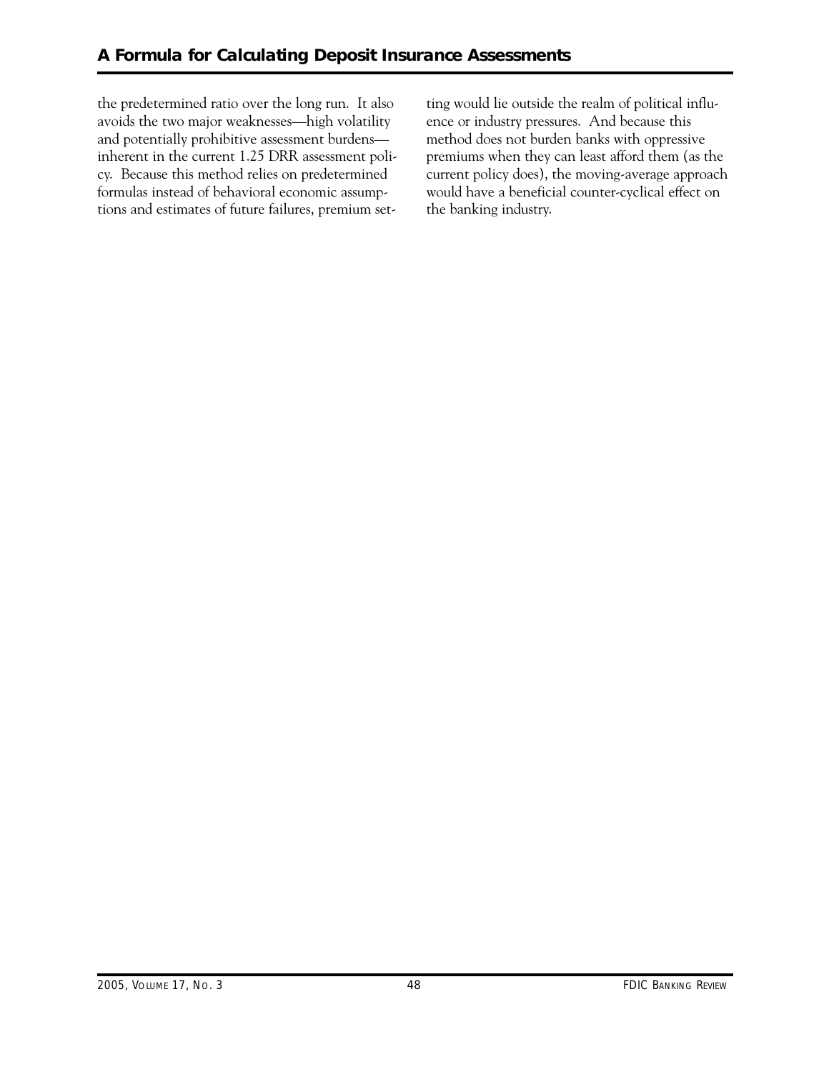the predetermined ratio over the long run. It also avoids the two major weaknesses—high volatility and potentially prohibitive assessment burdens—inherent in the current 1.25 DRR assessment policy. Because this method relies on predetermined formulas instead of behavioral economic assumptions and estimates of future failures, premium setting would lie outside the realm of political influence or industry pressures. And because this method does not burden banks with oppressive premiums when they can least afford them (as the current policy does), the moving-average approach would have a beneficial counter-cyclical effect on the banking industry.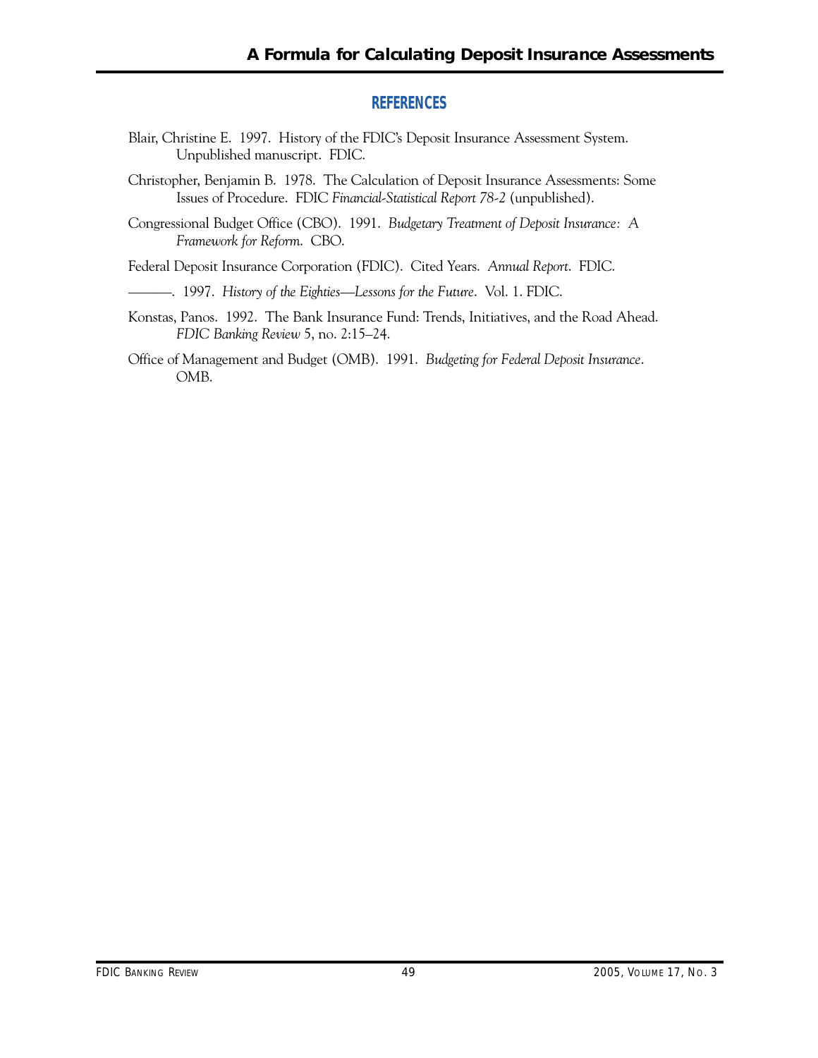## REFERENCES

Blair, Christine E. 1997. History of the FDIC's Deposit Insurance Assessment System. Unpublished manuscript. FDIC.

Christopher, Benjamin B. 1978. The Calculation of Deposit Insurance Assessments: Some Issues of Procedure. FDIC *Financial-Statistical Report 78-2* (unpublished).

Congressional Budget Office (CBO). 1991. *Budgetary Treatment of Deposit Insurance: A Framework for Reform*. CBO.

Federal Deposit Insurance Corporation (FDIC). Cited Years. *Annual Report*. FDIC.

———. 1997. *History of the Eighties—Lessons for the Future*. Vol. 1. FDIC.

Konstas, Panos. 1992. The Bank Insurance Fund: Trends, Initiatives, and the Road Ahead. *FDIC Banking Review* 5, no. 2:15–24.

Office of Management and Budget (OMB). 1991. *Budgeting for Federal Deposit Insurance*. OMB.